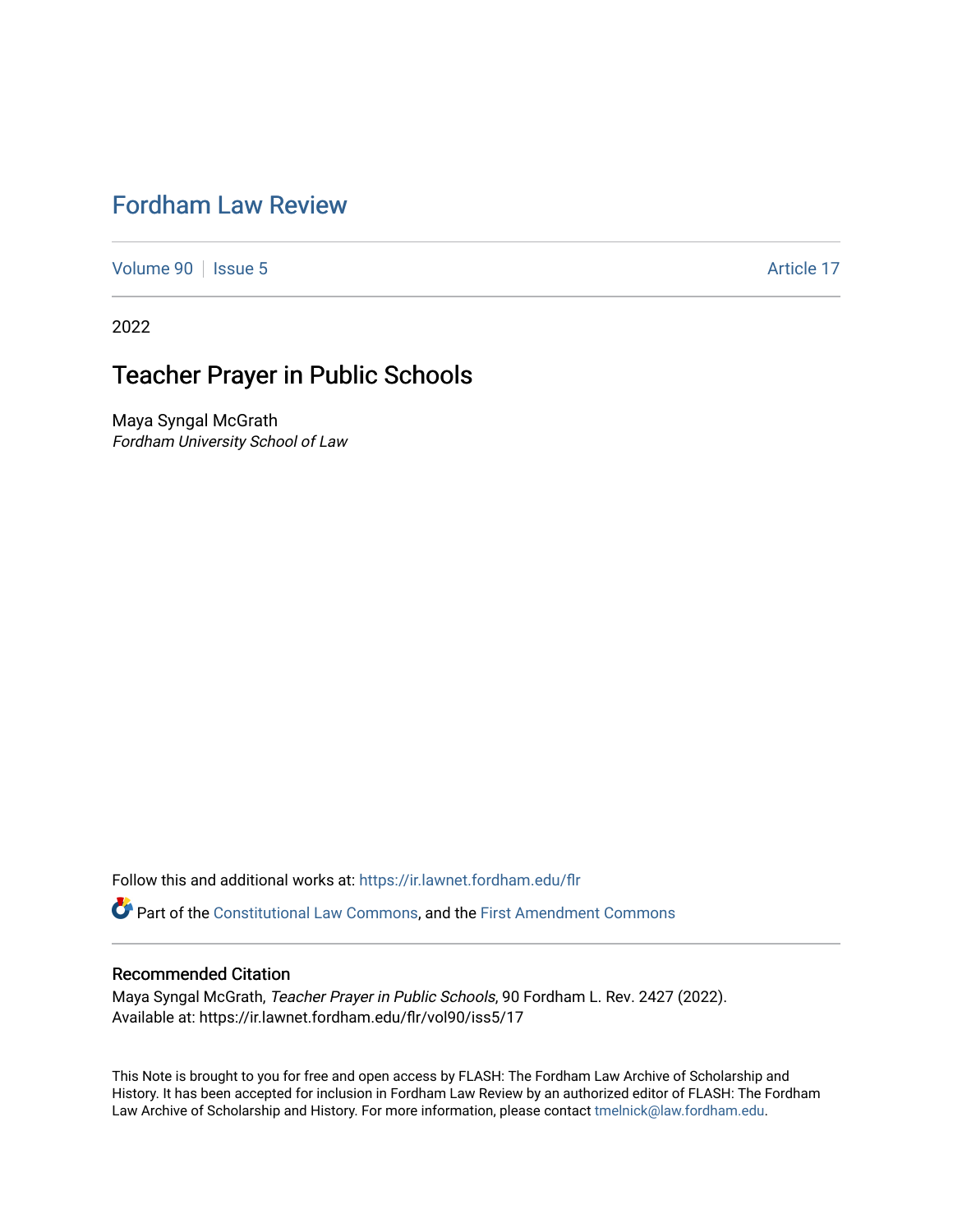# Fordham Law Review

Volume 90 | Issue 5 | Article 17

2022

## Teacher Prayer in Public Schools

Maya Syngal McGrath
*Fordham University School of Law*

Follow this and additional works at: https://ir.lawnet.fordham.edu/flr

Part of the Constitutional Law Commons, and the First Amendment Commons

### Recommended Citation

Maya Syngal McGrath, *Teacher Prayer in Public Schools*, 90 Fordham L. Rev. 2427 (2022).
Available at: https://ir.lawnet.fordham.edu/flr/vol90/iss5/17

This Note is brought to you for free and open access by FLASH: The Fordham Law Archive of Scholarship and History. It has been accepted for inclusion in Fordham Law Review by an authorized editor of FLASH: The Fordham Law Archive of Scholarship and History. For more information, please contact tmelnick@law.fordham.edu.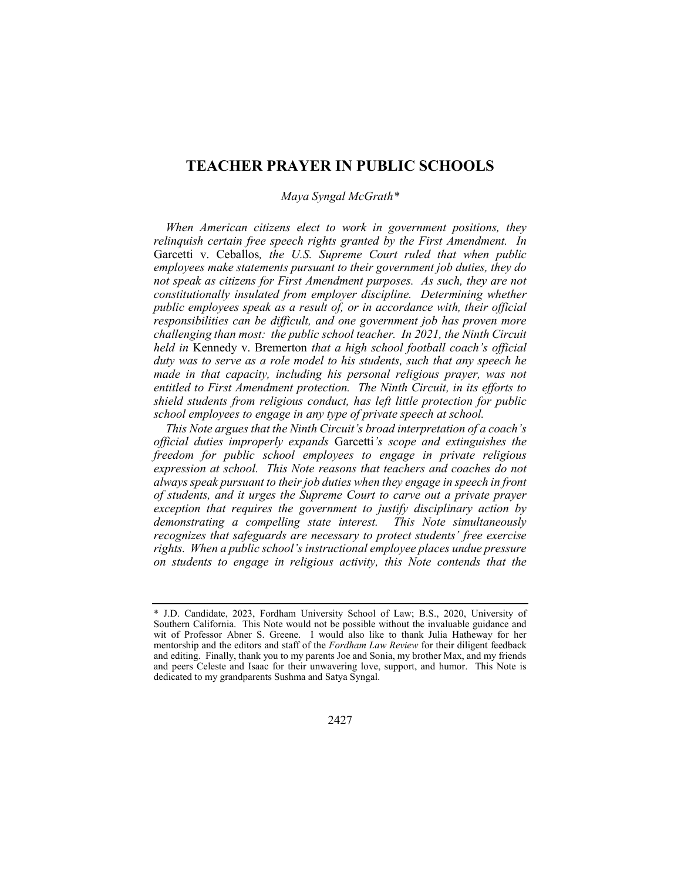# TEACHER PRAYER IN PUBLIC SCHOOLS

*Maya Syngal McGrath\**

*When American citizens elect to work in government positions, they relinquish certain free speech rights granted by the First Amendment. In* Garcetti v. Ceballos*, the U.S. Supreme Court ruled that when public employees make statements pursuant to their government job duties, they do not speak as citizens for First Amendment purposes. As such, they are not constitutionally insulated from employer discipline. Determining whether public employees speak as a result of, or in accordance with, their official responsibilities can be difficult, and one government job has proven more challenging than most: the public school teacher. In 2021, the Ninth Circuit held in* Kennedy v. Bremerton *that a high school football coach's official duty was to serve as a role model to his students, such that any speech he made in that capacity, including his personal religious prayer, was not entitled to First Amendment protection. The Ninth Circuit, in its efforts to shield students from religious conduct, has left little protection for public school employees to engage in any type of private speech at school.*

*This Note argues that the Ninth Circuit's broad interpretation of a coach's official duties improperly expands* Garcetti*'s scope and extinguishes the freedom for public school employees to engage in private religious expression at school. This Note reasons that teachers and coaches do not always speak pursuant to their job duties when they engage in speech in front of students, and it urges the Supreme Court to carve out a private prayer exception that requires the government to justify disciplinary action by demonstrating a compelling state interest. This Note simultaneously recognizes that safeguards are necessary to protect students' free exercise rights. When a public school's instructional employee places undue pressure on students to engage in religious activity, this Note contends that the*

---

\* J.D. Candidate, 2023, Fordham University School of Law; B.S., 2020, University of Southern California. This Note would not be possible without the invaluable guidance and wit of Professor Abner S. Greene. I would also like to thank Julia Hatheway for her mentorship and the editors and staff of the *Fordham Law Review* for their diligent feedback and editing. Finally, thank you to my parents Joe and Sonia, my brother Max, and my friends and peers Celeste and Isaac for their unwavering love, support, and humor. This Note is dedicated to my grandparents Sushma and Satya Syngal.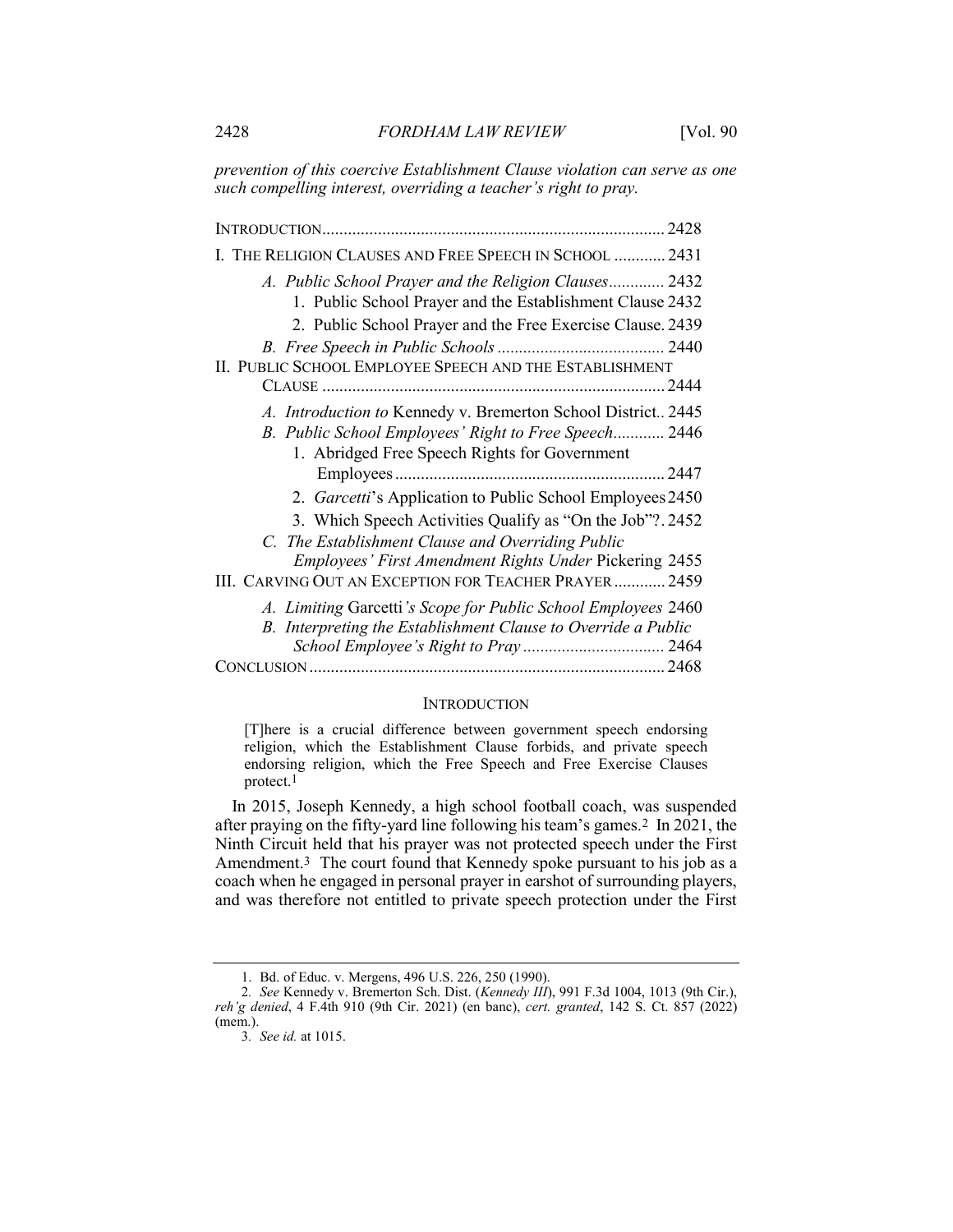*prevention of this coercive Establishment Clause violation can serve as one such compelling interest, overriding a teacher's right to pray.*

| | |
|---|---|
| INTRODUCTION | 2428 |
| I. THE RELIGION CLAUSES AND FREE SPEECH IN SCHOOL | 2431 |
| *A. Public School Prayer and the Religion Clauses* | 2432 |
| 1. Public School Prayer and the Establishment Clause | 2432 |
| 2. Public School Prayer and the Free Exercise Clause | 2439 |
| *B. Free Speech in Public Schools* | 2440 |
| II. PUBLIC SCHOOL EMPLOYEE SPEECH AND THE ESTABLISHMENT CLAUSE | 2444 |
| *A. Introduction to* Kennedy v. Bremerton School District | 2445 |
| *B. Public School Employees' Right to Free Speech* | 2446 |
| 1. Abridged Free Speech Rights for Government Employees | 2447 |
| 2. *Garcetti*'s Application to Public School Employees | 2450 |
| 3. Which Speech Activities Qualify as "On the Job"? | 2452 |
| *C. The Establishment Clause and Overriding Public Employees' First Amendment Rights Under* Pickering | 2455 |
| III. CARVING OUT AN EXCEPTION FOR TEACHER PRAYER | 2459 |
| *A. Limiting* Garcetti*'s Scope for Public School Employees* | 2460 |
| *B. Interpreting the Establishment Clause to Override a Public School Employee's Right to Pray* | 2464 |
| CONCLUSION | 2468 |

## INTRODUCTION

> [T]here is a crucial difference between government speech endorsing religion, which the Establishment Clause forbids, and private speech endorsing religion, which the Free Speech and Free Exercise Clauses protect.[1]

In 2015, Joseph Kennedy, a high school football coach, was suspended after praying on the fifty-yard line following his team's games.[2] In 2021, the Ninth Circuit held that his prayer was not protected speech under the First Amendment.[3] The court found that Kennedy spoke pursuant to his job as a coach when he engaged in personal prayer in earshot of surrounding players, and was therefore not entitled to private speech protection under the First

---

1. Bd. of Educ. v. Mergens, 496 U.S. 226, 250 (1990).

2. *See* Kennedy v. Bremerton Sch. Dist. (*Kennedy III*), 991 F.3d 1004, 1013 (9th Cir.), *reh'g denied*, 4 F.4th 910 (9th Cir. 2021) (en banc), *cert. granted*, 142 S. Ct. 857 (2022) (mem.).

3. *See id.* at 1015.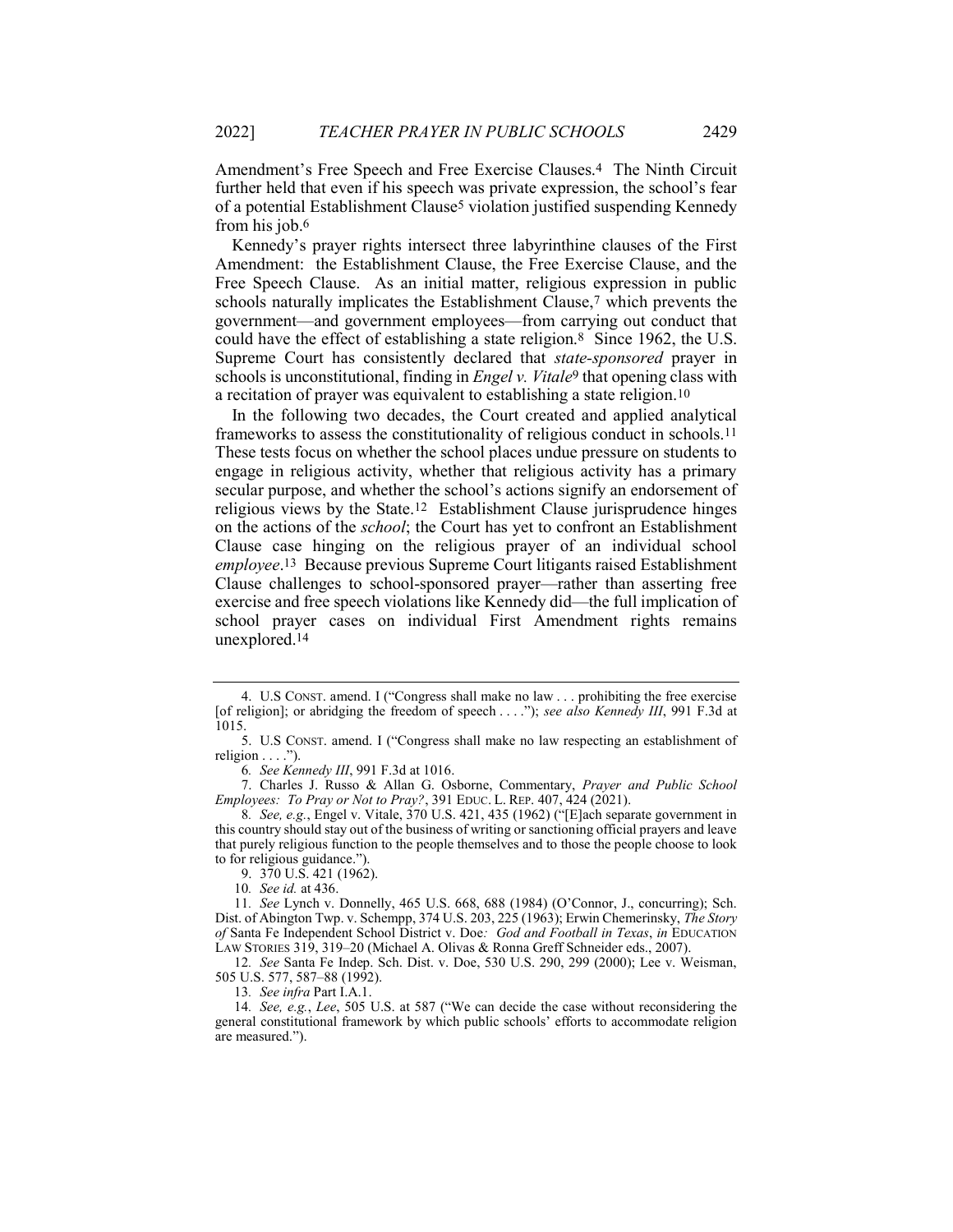Amendment's Free Speech and Free Exercise Clauses.[4] The Ninth Circuit further held that even if his speech was private expression, the school's fear of a potential Establishment Clause[5] violation justified suspending Kennedy from his job.[6]

Kennedy's prayer rights intersect three labyrinthine clauses of the First Amendment: the Establishment Clause, the Free Exercise Clause, and the Free Speech Clause. As an initial matter, religious expression in public schools naturally implicates the Establishment Clause,[7] which prevents the government—and government employees—from carrying out conduct that could have the effect of establishing a state religion.[8] Since 1962, the U.S. Supreme Court has consistently declared that *state-sponsored* prayer in schools is unconstitutional, finding in *Engel v. Vitale*[9] that opening class with a recitation of prayer was equivalent to establishing a state religion.[10]

In the following two decades, the Court created and applied analytical frameworks to assess the constitutionality of religious conduct in schools.[11] These tests focus on whether the school places undue pressure on students to engage in religious activity, whether that religious activity has a primary secular purpose, and whether the school's actions signify an endorsement of religious views by the State.[12] Establishment Clause jurisprudence hinges on the actions of the *school*; the Court has yet to confront an Establishment Clause case hinging on the religious prayer of an individual school *employee*.[13] Because previous Supreme Court litigants raised Establishment Clause challenges to school-sponsored prayer—rather than asserting free exercise and free speech violations like Kennedy did—the full implication of school prayer cases on individual First Amendment rights remains unexplored.[14]

---

4. U.S CONST. amend. I ("Congress shall make no law . . . prohibiting the free exercise [of religion]; or abridging the freedom of speech . . . ."); *see also Kennedy III*, 991 F.3d at 1015.

5. U.S CONST. amend. I ("Congress shall make no law respecting an establishment of religion . . . .").

6. *See Kennedy III*, 991 F.3d at 1016.

7. Charles J. Russo & Allan G. Osborne, Commentary, *Prayer and Public School Employees: To Pray or Not to Pray?*, 391 EDUC. L. REP. 407, 424 (2021).

8. *See, e.g.*, Engel v. Vitale, 370 U.S. 421, 435 (1962) ("[E]ach separate government in this country should stay out of the business of writing or sanctioning official prayers and leave that purely religious function to the people themselves and to those the people choose to look to for religious guidance.").

9. 370 U.S. 421 (1962).

10. *See id.* at 436.

11. *See* Lynch v. Donnelly, 465 U.S. 668, 688 (1984) (O'Connor, J., concurring); Sch. Dist. of Abington Twp. v. Schempp, 374 U.S. 203, 225 (1963); Erwin Chemerinsky, *The Story of* Santa Fe Independent School District v. Doe*: God and Football in Texas*, *in* EDUCATION LAW STORIES 319, 319–20 (Michael A. Olivas & Ronna Greff Schneider eds., 2007).

12. *See* Santa Fe Indep. Sch. Dist. v. Doe, 530 U.S. 290, 299 (2000); Lee v. Weisman, 505 U.S. 577, 587–88 (1992).

13. *See infra* Part I.A.1.

14. *See, e.g.*, *Lee*, 505 U.S. at 587 ("We can decide the case without reconsidering the general constitutional framework by which public schools' efforts to accommodate religion are measured.").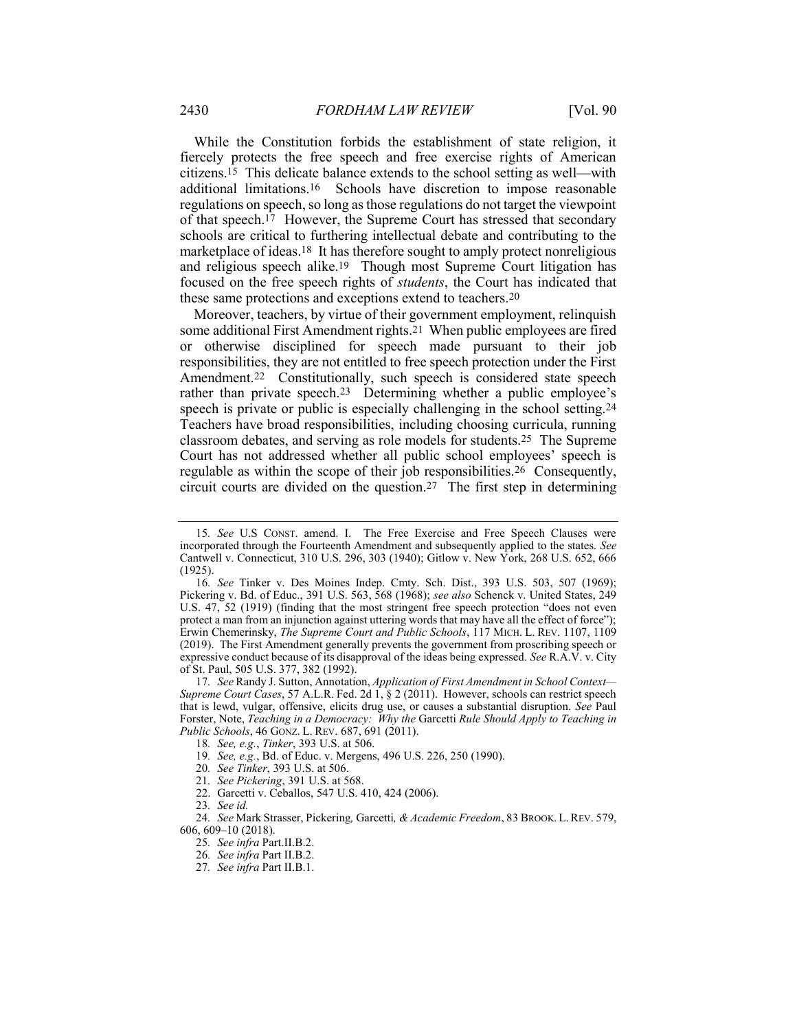While the Constitution forbids the establishment of state religion, it fiercely protects the free speech and free exercise rights of American citizens.[15] This delicate balance extends to the school setting as well—with additional limitations.[16] Schools have discretion to impose reasonable regulations on speech, so long as those regulations do not target the viewpoint of that speech.[17] However, the Supreme Court has stressed that secondary schools are critical to furthering intellectual debate and contributing to the marketplace of ideas.[18] It has therefore sought to amply protect nonreligious and religious speech alike.[19] Though most Supreme Court litigation has focused on the free speech rights of *students*, the Court has indicated that these same protections and exceptions extend to teachers.[20]

Moreover, teachers, by virtue of their government employment, relinquish some additional First Amendment rights.[21] When public employees are fired or otherwise disciplined for speech made pursuant to their job responsibilities, they are not entitled to free speech protection under the First Amendment.[22] Constitutionally, such speech is considered state speech rather than private speech.[23] Determining whether a public employee's speech is private or public is especially challenging in the school setting.[24] Teachers have broad responsibilities, including choosing curricula, running classroom debates, and serving as role models for students.[25] The Supreme Court has not addressed whether all public school employees' speech is regulable as within the scope of their job responsibilities.[26] Consequently, circuit courts are divided on the question.[27] The first step in determining

---

15. *See* U.S CONST. amend. I. The Free Exercise and Free Speech Clauses were incorporated through the Fourteenth Amendment and subsequently applied to the states. *See* Cantwell v. Connecticut, 310 U.S. 296, 303 (1940); Gitlow v. New York, 268 U.S. 652, 666 (1925).

16. *See* Tinker v. Des Moines Indep. Cmty. Sch. Dist., 393 U.S. 503, 507 (1969); Pickering v. Bd. of Educ., 391 U.S. 563, 568 (1968); *see also* Schenck v. United States, 249 U.S. 47, 52 (1919) (finding that the most stringent free speech protection "does not even protect a man from an injunction against uttering words that may have all the effect of force"); Erwin Chemerinsky, *The Supreme Court and Public Schools*, 117 MICH. L. REV. 1107, 1109 (2019). The First Amendment generally prevents the government from proscribing speech or expressive conduct because of its disapproval of the ideas being expressed. *See* R.A.V. v. City of St. Paul, 505 U.S. 377, 382 (1992).

17. *See* Randy J. Sutton, Annotation, *Application of First Amendment in School Context—Supreme Court Cases*, 57 A.L.R. Fed. 2d 1, § 2 (2011). However, schools can restrict speech that is lewd, vulgar, offensive, elicits drug use, or causes a substantial disruption. *See* Paul Forster, Note, *Teaching in a Democracy: Why the* Garcetti *Rule Should Apply to Teaching in Public Schools*, 46 GONZ. L. REV. 687, 691 (2011).

18. *See, e.g.*, *Tinker*, 393 U.S. at 506.

19. *See, e.g.*, Bd. of Educ. v. Mergens, 496 U.S. 226, 250 (1990).

20. *See Tinker*, 393 U.S. at 506.

21. *See Pickering*, 391 U.S. at 568.

22. Garcetti v. Ceballos, 547 U.S. 410, 424 (2006).

23. *See id.*

24. *See* Mark Strasser, Pickering*,* Garcetti*, & Academic Freedom*, 83 BROOK. L. REV. 579, 606, 609–10 (2018).

25. *See infra* Part.II.B.2.

26. *See infra* Part II.B.2.

27. *See infra* Part II.B.1.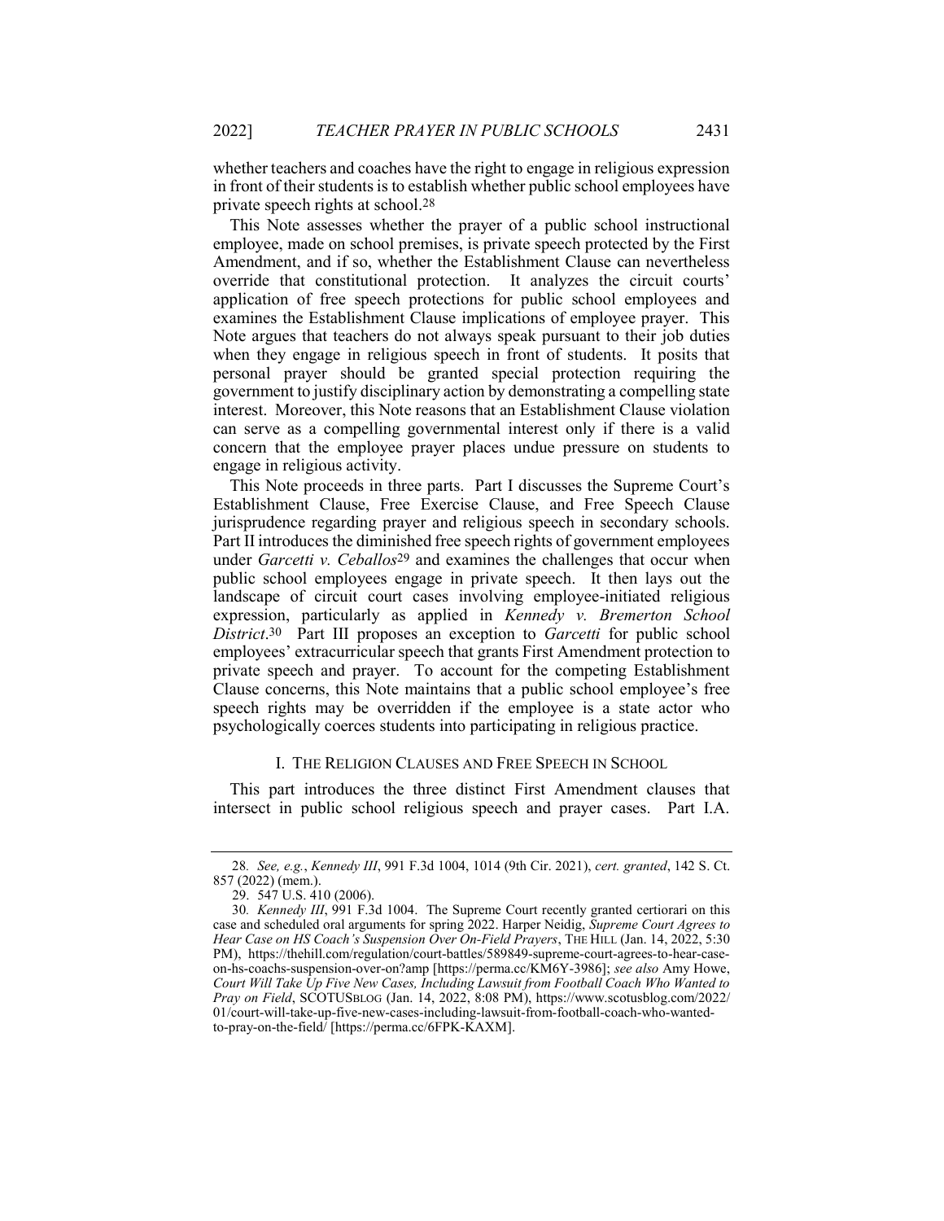whether teachers and coaches have the right to engage in religious expression in front of their students is to establish whether public school employees have private speech rights at school.[28]

This Note assesses whether the prayer of a public school instructional employee, made on school premises, is private speech protected by the First Amendment, and if so, whether the Establishment Clause can nevertheless override that constitutional protection. It analyzes the circuit courts' application of free speech protections for public school employees and examines the Establishment Clause implications of employee prayer. This Note argues that teachers do not always speak pursuant to their job duties when they engage in religious speech in front of students. It posits that personal prayer should be granted special protection requiring the government to justify disciplinary action by demonstrating a compelling state interest. Moreover, this Note reasons that an Establishment Clause violation can serve as a compelling governmental interest only if there is a valid concern that the employee prayer places undue pressure on students to engage in religious activity.

This Note proceeds in three parts. Part I discusses the Supreme Court's Establishment Clause, Free Exercise Clause, and Free Speech Clause jurisprudence regarding prayer and religious speech in secondary schools. Part II introduces the diminished free speech rights of government employees under *Garcetti v. Ceballos*[29] and examines the challenges that occur when public school employees engage in private speech. It then lays out the landscape of circuit court cases involving employee-initiated religious expression, particularly as applied in *Kennedy v. Bremerton School District*.[30] Part III proposes an exception to *Garcetti* for public school employees' extracurricular speech that grants First Amendment protection to private speech and prayer. To account for the competing Establishment Clause concerns, this Note maintains that a public school employee's free speech rights may be overridden if the employee is a state actor who psychologically coerces students into participating in religious practice.

## I. THE RELIGION CLAUSES AND FREE SPEECH IN SCHOOL

This part introduces the three distinct First Amendment clauses that intersect in public school religious speech and prayer cases. Part I.A.

---

28. *See, e.g.*, *Kennedy III*, 991 F.3d 1004, 1014 (9th Cir. 2021), *cert. granted*, 142 S. Ct. 857 (2022) (mem.).

29. 547 U.S. 410 (2006).

30. *Kennedy III*, 991 F.3d 1004. The Supreme Court recently granted certiorari on this case and scheduled oral arguments for spring 2022. Harper Neidig, *Supreme Court Agrees to Hear Case on HS Coach's Suspension Over On-Field Prayers*, THE HILL (Jan. 14, 2022, 5:30 PM), https://thehill.com/regulation/court-battles/589849-supreme-court-agrees-to-hear-case-on-hs-coachs-suspension-over-on?amp [https://perma.cc/KM6Y-3986]; *see also* Amy Howe, *Court Will Take Up Five New Cases, Including Lawsuit from Football Coach Who Wanted to Pray on Field*, SCOTUSBLOG (Jan. 14, 2022, 8:08 PM), https://www.scotusblog.com/2022/01/court-will-take-up-five-new-cases-including-lawsuit-from-football-coach-who-wanted-to-pray-on-the-field/ [https://perma.cc/6FPK-KAXM].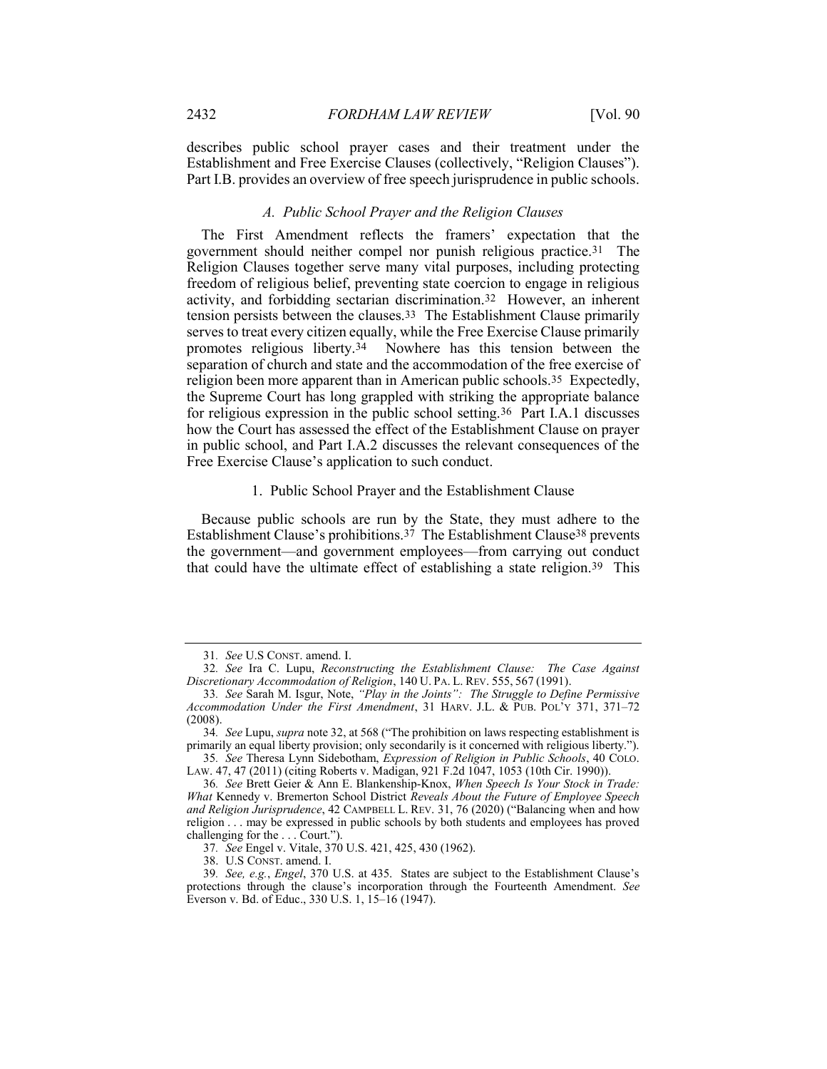describes public school prayer cases and their treatment under the Establishment and Free Exercise Clauses (collectively, "Religion Clauses"). Part I.B. provides an overview of free speech jurisprudence in public schools.

### *A. Public School Prayer and the Religion Clauses*

The First Amendment reflects the framers' expectation that the government should neither compel nor punish religious practice.[31] The Religion Clauses together serve many vital purposes, including protecting freedom of religious belief, preventing state coercion to engage in religious activity, and forbidding sectarian discrimination.[32] However, an inherent tension persists between the clauses.[33] The Establishment Clause primarily serves to treat every citizen equally, while the Free Exercise Clause primarily promotes religious liberty.[34] Nowhere has this tension between the separation of church and state and the accommodation of the free exercise of religion been more apparent than in American public schools.[35] Expectedly, the Supreme Court has long grappled with striking the appropriate balance for religious expression in the public school setting.[36] Part I.A.1 discusses how the Court has assessed the effect of the Establishment Clause on prayer in public school, and Part I.A.2 discusses the relevant consequences of the Free Exercise Clause's application to such conduct.

#### 1. Public School Prayer and the Establishment Clause

Because public schools are run by the State, they must adhere to the Establishment Clause's prohibitions.[37] The Establishment Clause[38] prevents the government—and government employees—from carrying out conduct that could have the ultimate effect of establishing a state religion.[39] This

---

31. *See* U.S CONST. amend. I.

32. *See* Ira C. Lupu, *Reconstructing the Establishment Clause: The Case Against Discretionary Accommodation of Religion*, 140 U. PA. L. REV. 555, 567 (1991).

33. *See* Sarah M. Isgur, Note, *"Play in the Joints": The Struggle to Define Permissive Accommodation Under the First Amendment*, 31 HARV. J.L. & PUB. POL'Y 371, 371–72 (2008).

34. *See* Lupu, *supra* note 32, at 568 ("The prohibition on laws respecting establishment is primarily an equal liberty provision; only secondarily is it concerned with religious liberty.").

35. *See* Theresa Lynn Sidebotham, *Expression of Religion in Public Schools*, 40 COLO. LAW. 47, 47 (2011) (citing Roberts v. Madigan, 921 F.2d 1047, 1053 (10th Cir. 1990)).

36. *See* Brett Geier & Ann E. Blankenship-Knox, *When Speech Is Your Stock in Trade: What* Kennedy v. Bremerton School District *Reveals About the Future of Employee Speech and Religion Jurisprudence*, 42 CAMPBELL L. REV. 31, 76 (2020) ("Balancing when and how religion . . . may be expressed in public schools by both students and employees has proved challenging for the . . . Court.").

37. *See* Engel v. Vitale, 370 U.S. 421, 425, 430 (1962).

38. U.S CONST. amend. I.

39. *See, e.g.*, *Engel*, 370 U.S. at 435. States are subject to the Establishment Clause's protections through the clause's incorporation through the Fourteenth Amendment. *See* Everson v. Bd. of Educ., 330 U.S. 1, 15–16 (1947).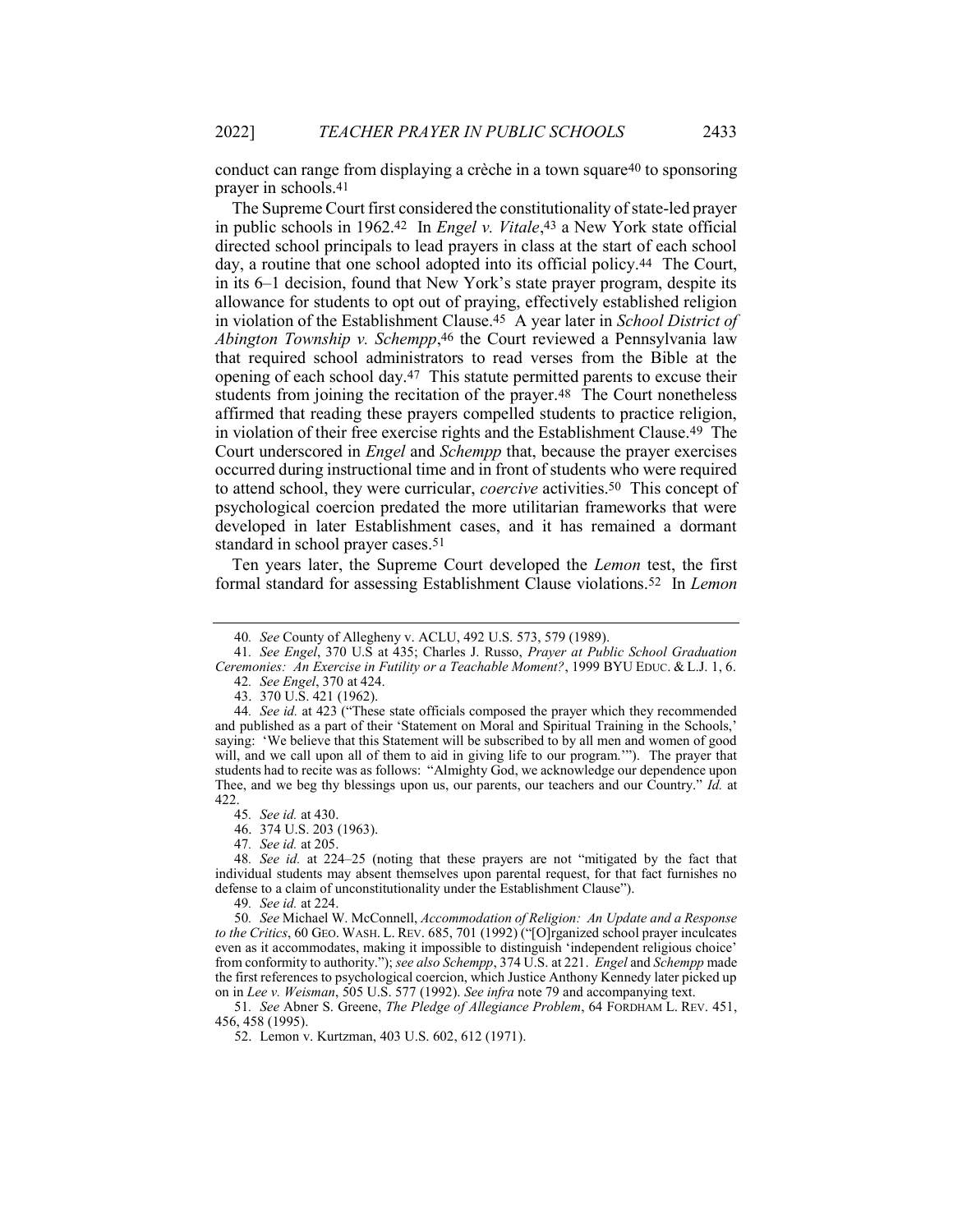conduct can range from displaying a crèche in a town square[40] to sponsoring prayer in schools.[41]

The Supreme Court first considered the constitutionality of state-led prayer in public schools in 1962.[42] In *Engel v. Vitale*,[43] a New York state official directed school principals to lead prayers in class at the start of each school day, a routine that one school adopted into its official policy.[44] The Court, in its 6–1 decision, found that New York's state prayer program, despite its allowance for students to opt out of praying, effectively established religion in violation of the Establishment Clause.[45] A year later in *School District of Abington Township v. Schempp*,[46] the Court reviewed a Pennsylvania law that required school administrators to read verses from the Bible at the opening of each school day.[47] This statute permitted parents to excuse their students from joining the recitation of the prayer.[48] The Court nonetheless affirmed that reading these prayers compelled students to practice religion, in violation of their free exercise rights and the Establishment Clause.[49] The Court underscored in *Engel* and *Schempp* that, because the prayer exercises occurred during instructional time and in front of students who were required to attend school, they were curricular, *coercive* activities.[50] This concept of psychological coercion predated the more utilitarian frameworks that were developed in later Establishment cases, and it has remained a dormant standard in school prayer cases.[51]

Ten years later, the Supreme Court developed the *Lemon* test, the first formal standard for assessing Establishment Clause violations.[52] In *Lemon*

---

40. *See* County of Allegheny v. ACLU, 492 U.S. 573, 579 (1989).

41. *See Engel*, 370 U.S at 435; Charles J. Russo, *Prayer at Public School Graduation Ceremonies: An Exercise in Futility or a Teachable Moment?*, 1999 BYU EDUC. & L.J. 1, 6.

42. *See Engel*, 370 at 424.

43. 370 U.S. 421 (1962).

44. *See id.* at 423 ("These state officials composed the prayer which they recommended and published as a part of their 'Statement on Moral and Spiritual Training in the Schools,' saying: 'We believe that this Statement will be subscribed to by all men and women of good will, and we call upon all of them to aid in giving life to our program.'"). The prayer that students had to recite was as follows: "Almighty God, we acknowledge our dependence upon Thee, and we beg thy blessings upon us, our parents, our teachers and our Country." *Id.* at 422.

45. *See id.* at 430.

46. 374 U.S. 203 (1963).

47. *See id.* at 205.

48. *See id.* at 224–25 (noting that these prayers are not "mitigated by the fact that individual students may absent themselves upon parental request, for that fact furnishes no defense to a claim of unconstitutionality under the Establishment Clause").

49. *See id.* at 224.

50. *See* Michael W. McConnell, *Accommodation of Religion: An Update and a Response to the Critics*, 60 GEO. WASH. L. REV. 685, 701 (1992) ("[O]rganized school prayer inculcates even as it accommodates, making it impossible to distinguish 'independent religious choice' from conformity to authority."); *see also Schempp*, 374 U.S. at 221. *Engel* and *Schempp* made the first references to psychological coercion, which Justice Anthony Kennedy later picked up on in *Lee v. Weisman*, 505 U.S. 577 (1992). *See infra* note 79 and accompanying text.

51. *See* Abner S. Greene, *The Pledge of Allegiance Problem*, 64 FORDHAM L. REV. 451, 456, 458 (1995).

52. Lemon v. Kurtzman, 403 U.S. 602, 612 (1971).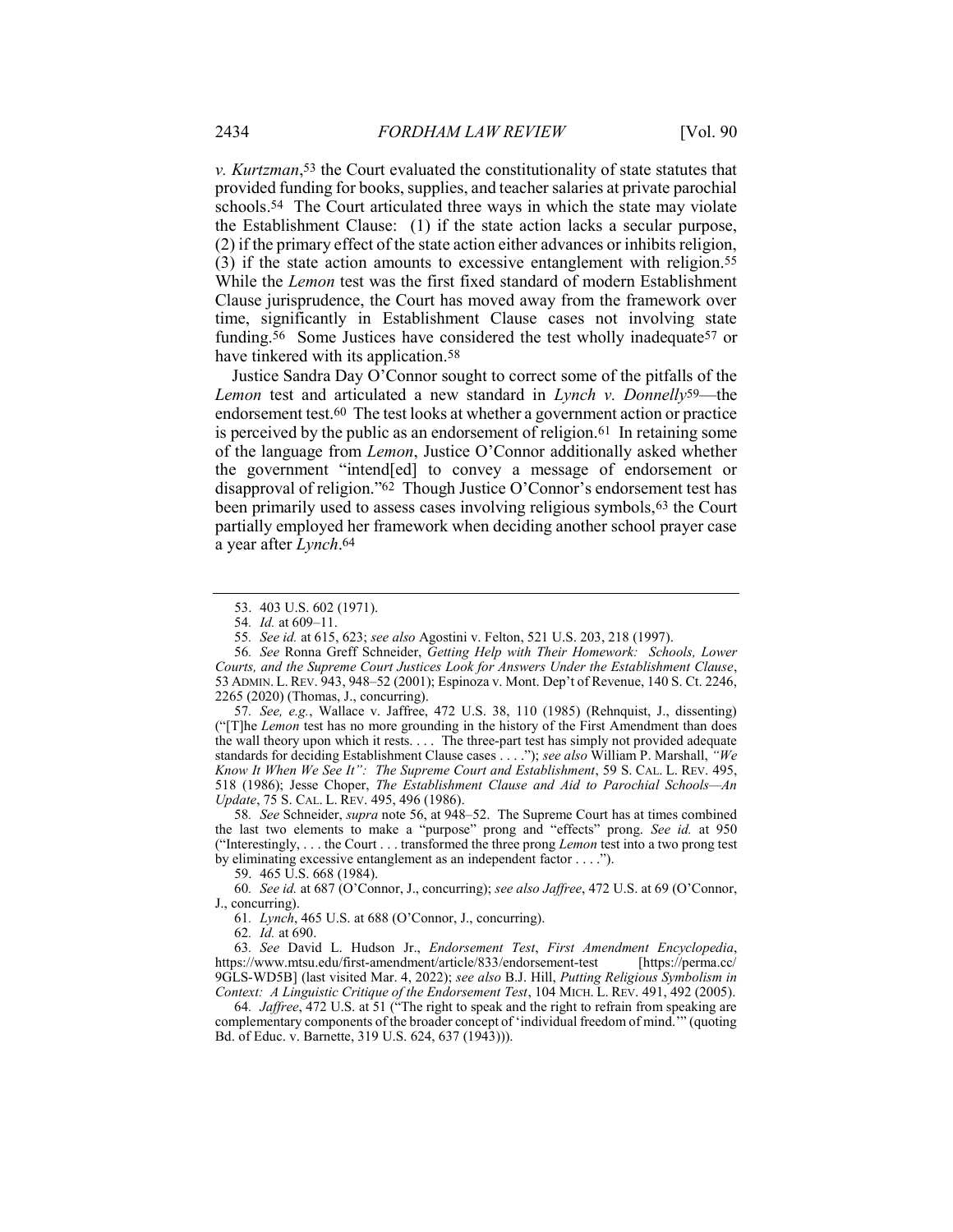*v. Kurtzman*,[53] the Court evaluated the constitutionality of state statutes that provided funding for books, supplies, and teacher salaries at private parochial schools.[54] The Court articulated three ways in which the state may violate the Establishment Clause: (1) if the state action lacks a secular purpose, (2) if the primary effect of the state action either advances or inhibits religion, (3) if the state action amounts to excessive entanglement with religion.[55] While the *Lemon* test was the first fixed standard of modern Establishment Clause jurisprudence, the Court has moved away from the framework over time, significantly in Establishment Clause cases not involving state funding.[56] Some Justices have considered the test wholly inadequate[57] or have tinkered with its application.[58]

Justice Sandra Day O'Connor sought to correct some of the pitfalls of the *Lemon* test and articulated a new standard in *Lynch v. Donnelly*[59]—the endorsement test.[60] The test looks at whether a government action or practice is perceived by the public as an endorsement of religion.[61] In retaining some of the language from *Lemon*, Justice O'Connor additionally asked whether the government "intend[ed] to convey a message of endorsement or disapproval of religion."[62] Though Justice O'Connor's endorsement test has been primarily used to assess cases involving religious symbols,[63] the Court partially employed her framework when deciding another school prayer case a year after *Lynch*.[64]

---

53. 403 U.S. 602 (1971).

54. *Id.* at 609–11.

55. *See id.* at 615, 623; *see also* Agostini v. Felton, 521 U.S. 203, 218 (1997).

56. *See* Ronna Greff Schneider, *Getting Help with Their Homework: Schools, Lower Courts, and the Supreme Court Justices Look for Answers Under the Establishment Clause*, 53 ADMIN. L. REV. 943, 948–52 (2001); Espinoza v. Mont. Dep't of Revenue, 140 S. Ct. 2246, 2265 (2020) (Thomas, J., concurring).

57. *See, e.g.*, Wallace v. Jaffree, 472 U.S. 38, 110 (1985) (Rehnquist, J., dissenting) ("[T]he *Lemon* test has no more grounding in the history of the First Amendment than does the wall theory upon which it rests. . . . The three-part test has simply not provided adequate standards for deciding Establishment Clause cases . . . ."); *see also* William P. Marshall, *"We Know It When We See It": The Supreme Court and Establishment*, 59 S. CAL. L. REV. 495, 518 (1986); Jesse Choper, *The Establishment Clause and Aid to Parochial Schools—An Update*, 75 S. CAL. L. REV. 495, 496 (1986).

58. *See* Schneider, *supra* note 56, at 948–52. The Supreme Court has at times combined the last two elements to make a "purpose" prong and "effects" prong. *See id.* at 950 ("Interestingly, . . . the Court . . . transformed the three prong *Lemon* test into a two prong test by eliminating excessive entanglement as an independent factor . . . .").

59. 465 U.S. 668 (1984).

60. *See id.* at 687 (O'Connor, J., concurring); *see also Jaffree*, 472 U.S. at 69 (O'Connor, J., concurring).

61. *Lynch*, 465 U.S. at 688 (O'Connor, J., concurring).

62. *Id.* at 690.

63. *See* David L. Hudson Jr., *Endorsement Test*, *First Amendment Encyclopedia*, https://www.mtsu.edu/first-amendment/article/833/endorsement-test [https://perma.cc/9GLS-WD5B] (last visited Mar. 4, 2022); *see also* B.J. Hill, *Putting Religious Symbolism in Context: A Linguistic Critique of the Endorsement Test*, 104 MICH. L. REV. 491, 492 (2005).

64. *Jaffree*, 472 U.S. at 51 ("The right to speak and the right to refrain from speaking are complementary components of the broader concept of 'individual freedom of mind.'" (quoting Bd. of Educ. v. Barnette, 319 U.S. 624, 637 (1943))).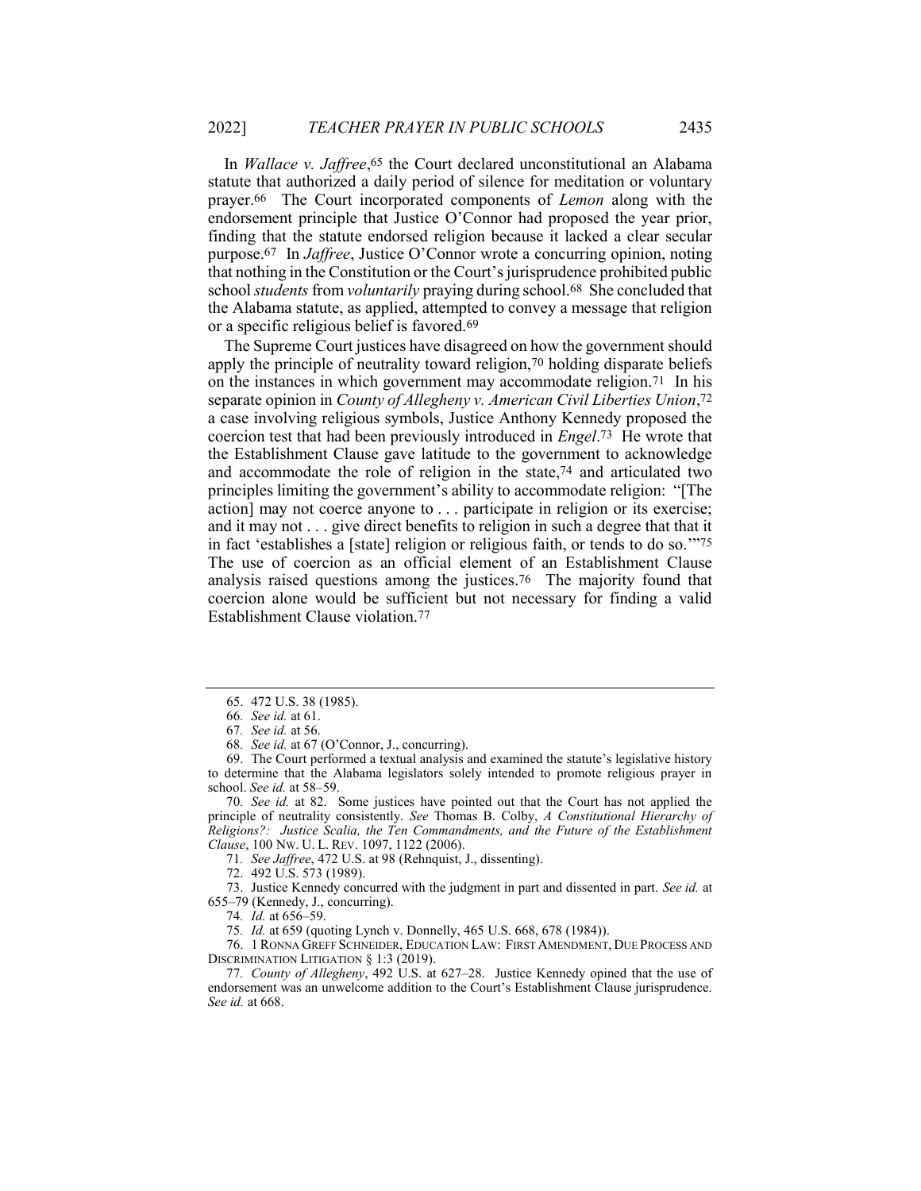In *Wallace v. Jaffree*,[65] the Court declared unconstitutional an Alabama statute that authorized a daily period of silence for meditation or voluntary prayer.[66] The Court incorporated components of *Lemon* along with the endorsement principle that Justice O'Connor had proposed the year prior, finding that the statute endorsed religion because it lacked a clear secular purpose.[67] In *Jaffree*, Justice O'Connor wrote a concurring opinion, noting that nothing in the Constitution or the Court's jurisprudence prohibited public school *students* from *voluntarily* praying during school.[68] She concluded that the Alabama statute, as applied, attempted to convey a message that religion or a specific religious belief is favored.[69]

The Supreme Court justices have disagreed on how the government should apply the principle of neutrality toward religion,[70] holding disparate beliefs on the instances in which government may accommodate religion.[71] In his separate opinion in *County of Allegheny v. American Civil Liberties Union*,[72] a case involving religious symbols, Justice Anthony Kennedy proposed the coercion test that had been previously introduced in *Engel*.[73] He wrote that the Establishment Clause gave latitude to the government to acknowledge and accommodate the role of religion in the state,[74] and articulated two principles limiting the government's ability to accommodate religion: "[The action] may not coerce anyone to . . . participate in religion or its exercise; and it may not . . . give direct benefits to religion in such a degree that that it in fact 'establishes a [state] religion or religious faith, or tends to do so.'"[75] The use of coercion as an official element of an Establishment Clause analysis raised questions among the justices.[76] The majority found that coercion alone would be sufficient but not necessary for finding a valid Establishment Clause violation.[77]

---

65. 472 U.S. 38 (1985).

66. *See id.* at 61.

67. *See id.* at 56.

68. *See id.* at 67 (O'Connor, J., concurring).

69. The Court performed a textual analysis and examined the statute's legislative history to determine that the Alabama legislators solely intended to promote religious prayer in school. *See id.* at 58–59.

70. *See id.* at 82. Some justices have pointed out that the Court has not applied the principle of neutrality consistently. *See* Thomas B. Colby, *A Constitutional Hierarchy of Religions?: Justice Scalia, the Ten Commandments, and the Future of the Establishment Clause*, 100 NW. U. L. REV. 1097, 1122 (2006).

71. *See Jaffree*, 472 U.S. at 98 (Rehnquist, J., dissenting).

72. 492 U.S. 573 (1989).

73. Justice Kennedy concurred with the judgment in part and dissented in part. *See id.* at 655–79 (Kennedy, J., concurring).

74. *Id.* at 656–59.

75. *Id.* at 659 (quoting Lynch v. Donnelly, 465 U.S. 668, 678 (1984)).

76. 1 RONNA GREFF SCHNEIDER, EDUCATION LAW: FIRST AMENDMENT, DUE PROCESS AND DISCRIMINATION LITIGATION § 1:3 (2019).

77. *County of Allegheny*, 492 U.S. at 627–28. Justice Kennedy opined that the use of endorsement was an unwelcome addition to the Court's Establishment Clause jurisprudence. *See id.* at 668.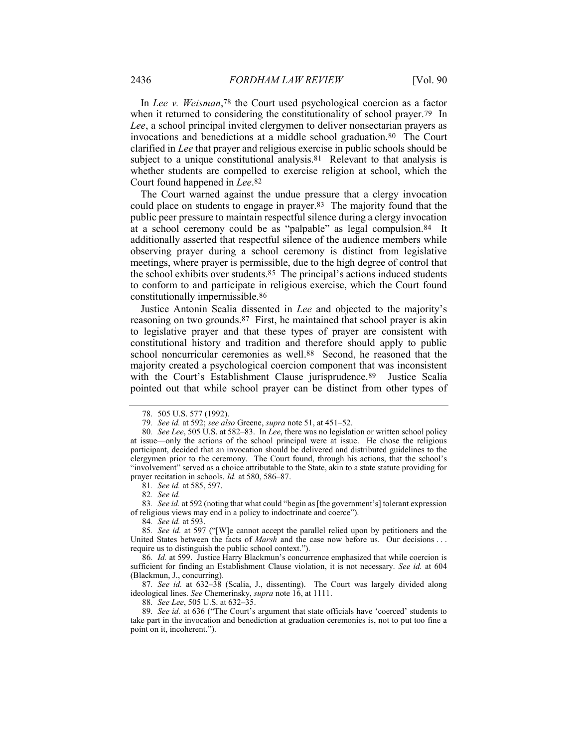In *Lee v. Weisman*,[78] the Court used psychological coercion as a factor when it returned to considering the constitutionality of school prayer.[79] In *Lee*, a school principal invited clergymen to deliver nonsectarian prayers as invocations and benedictions at a middle school graduation.[80] The Court clarified in *Lee* that prayer and religious exercise in public schools should be subject to a unique constitutional analysis.[81] Relevant to that analysis is whether students are compelled to exercise religion at school, which the Court found happened in *Lee*.[82]

The Court warned against the undue pressure that a clergy invocation could place on students to engage in prayer.[83] The majority found that the public peer pressure to maintain respectful silence during a clergy invocation at a school ceremony could be as "palpable" as legal compulsion.[84] It additionally asserted that respectful silence of the audience members while observing prayer during a school ceremony is distinct from legislative meetings, where prayer is permissible, due to the high degree of control that the school exhibits over students.[85] The principal's actions induced students to conform to and participate in religious exercise, which the Court found constitutionally impermissible.[86]

Justice Antonin Scalia dissented in *Lee* and objected to the majority's reasoning on two grounds.[87] First, he maintained that school prayer is akin to legislative prayer and that these types of prayer are consistent with constitutional history and tradition and therefore should apply to public school noncurricular ceremonies as well.[88] Second, he reasoned that the majority created a psychological coercion component that was inconsistent with the Court's Establishment Clause jurisprudence.[89] Justice Scalia pointed out that while school prayer can be distinct from other types of

---

78. 505 U.S. 577 (1992).

79. *See id.* at 592; *see also* Greene, *supra* note 51, at 451–52.

80. *See Lee*, 505 U.S. at 582–83. In *Lee*, there was no legislation or written school policy at issue—only the actions of the school principal were at issue. He chose the religious participant, decided that an invocation should be delivered and distributed guidelines to the clergymen prior to the ceremony. The Court found, through his actions, that the school's "involvement" served as a choice attributable to the State, akin to a state statute providing for prayer recitation in schools. *Id.* at 580, 586–87.

81. *See id.* at 585, 597.

82. *See id.*

83. *See id.* at 592 (noting that what could "begin as [the government's] tolerant expression of religious views may end in a policy to indoctrinate and coerce").

84. *See id.* at 593.

85. *See id.* at 597 ("[W]e cannot accept the parallel relied upon by petitioners and the United States between the facts of *Marsh* and the case now before us. Our decisions . . . require us to distinguish the public school context.").

86. *Id.* at 599. Justice Harry Blackmun's concurrence emphasized that while coercion is sufficient for finding an Establishment Clause violation, it is not necessary. *See id.* at 604 (Blackmun, J., concurring).

87. *See id.* at 632–38 (Scalia, J., dissenting). The Court was largely divided along ideological lines. *See* Chemerinsky, *supra* note 16, at 1111.

88. *See Lee*, 505 U.S. at 632–35.

89. *See id.* at 636 ("The Court's argument that state officials have 'coerced' students to take part in the invocation and benediction at graduation ceremonies is, not to put too fine a point on it, incoherent.").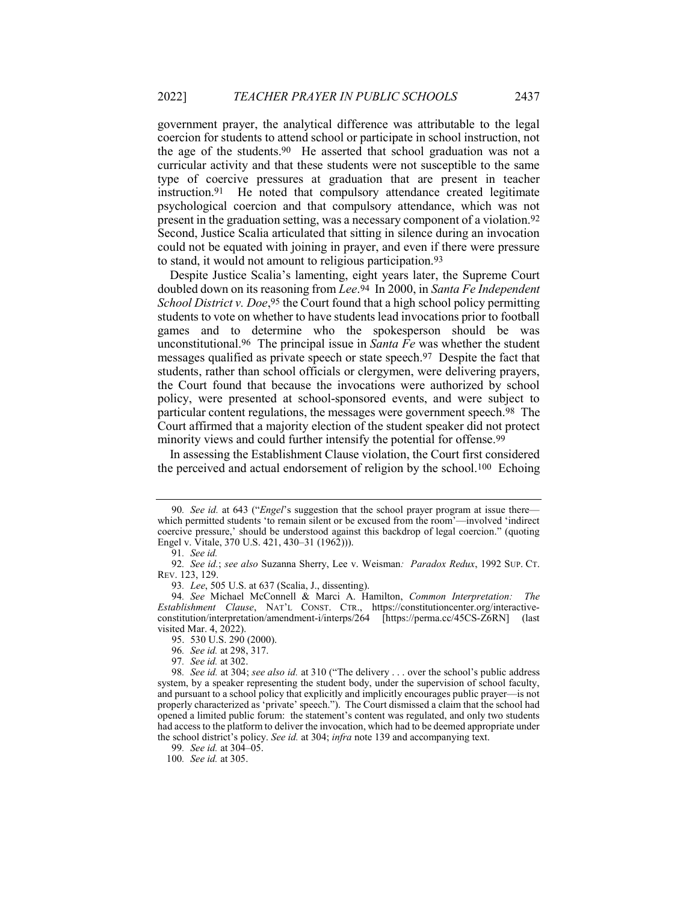government prayer, the analytical difference was attributable to the legal coercion for students to attend school or participate in school instruction, not the age of the students.[90] He asserted that school graduation was not a curricular activity and that these students were not susceptible to the same type of coercive pressures at graduation that are present in teacher instruction.[91] He noted that compulsory attendance created legitimate psychological coercion and that compulsory attendance, which was not present in the graduation setting, was a necessary component of a violation.[92] Second, Justice Scalia articulated that sitting in silence during an invocation could not be equated with joining in prayer, and even if there were pressure to stand, it would not amount to religious participation.[93]

Despite Justice Scalia's lamenting, eight years later, the Supreme Court doubled down on its reasoning from *Lee*.[94] In 2000, in *Santa Fe Independent School District v. Doe*,[95] the Court found that a high school policy permitting students to vote on whether to have students lead invocations prior to football games and to determine who the spokesperson should be was unconstitutional.[96] The principal issue in *Santa Fe* was whether the student messages qualified as private speech or state speech.[97] Despite the fact that students, rather than school officials or clergymen, were delivering prayers, the Court found that because the invocations were authorized by school policy, were presented at school-sponsored events, and were subject to particular content regulations, the messages were government speech.[98] The Court affirmed that a majority election of the student speaker did not protect minority views and could further intensify the potential for offense.[99]

In assessing the Establishment Clause violation, the Court first considered the perceived and actual endorsement of religion by the school.[100] Echoing

---

90. *See id.* at 643 ("*Engel*'s suggestion that the school prayer program at issue there—which permitted students 'to remain silent or be excused from the room'—involved 'indirect coercive pressure,' should be understood against this backdrop of legal coercion." (quoting Engel v. Vitale, 370 U.S. 421, 430–31 (1962))).

91. *See id.*

92. *See id.*; *see also* Suzanna Sherry, Lee v. Weisman*: Paradox Redux*, 1992 SUP. CT. REV. 123, 129.

93. *Lee*, 505 U.S. at 637 (Scalia, J., dissenting).

94. *See* Michael McConnell & Marci A. Hamilton, *Common Interpretation: The Establishment Clause*, NAT'L CONST. CTR., https://constitutioncenter.org/interactive-constitution/interpretation/amendment-i/interps/264 [https://perma.cc/45CS-Z6RN] (last visited Mar. 4, 2022).

95. 530 U.S. 290 (2000).

96. *See id.* at 298, 317.

97. *See id.* at 302.

98. *See id.* at 304; *see also id.* at 310 ("The delivery . . . over the school's public address system, by a speaker representing the student body, under the supervision of school faculty, and pursuant to a school policy that explicitly and implicitly encourages public prayer—is not properly characterized as 'private' speech."). The Court dismissed a claim that the school had opened a limited public forum: the statement's content was regulated, and only two students had access to the platform to deliver the invocation, which had to be deemed appropriate under the school district's policy. *See id.* at 304; *infra* note 139 and accompanying text.

99. *See id.* at 304–05.

100. *See id.* at 305.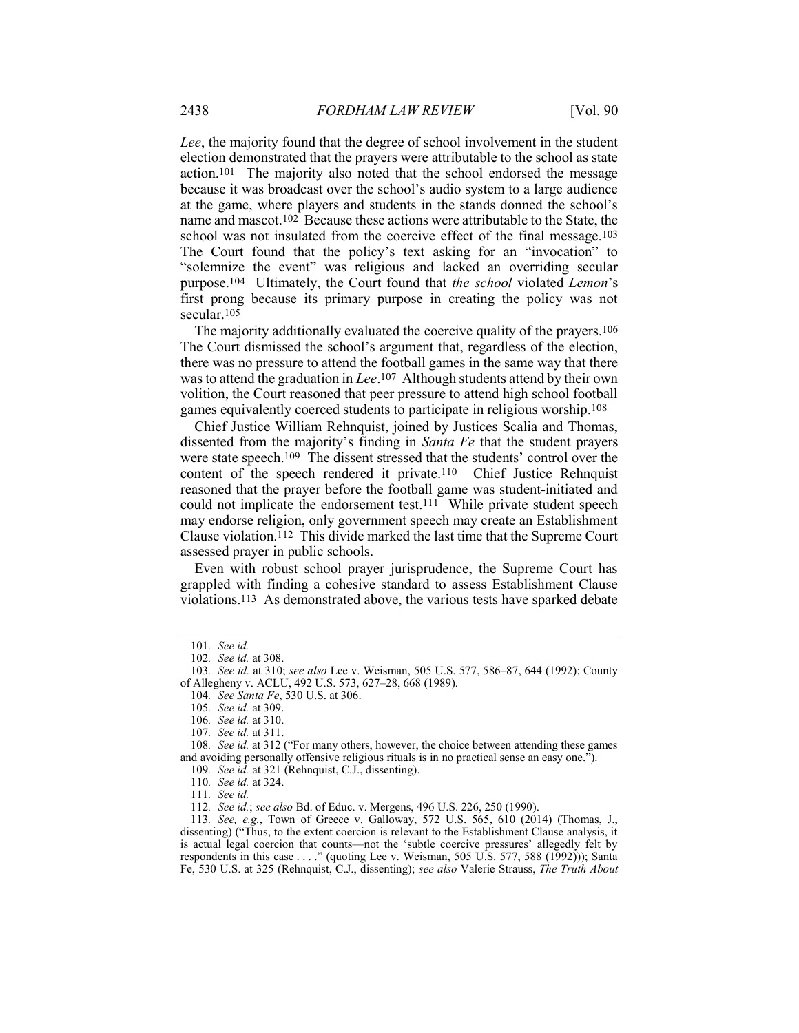*Lee*, the majority found that the degree of school involvement in the student election demonstrated that the prayers were attributable to the school as state action.[101] The majority also noted that the school endorsed the message because it was broadcast over the school's audio system to a large audience at the game, where players and students in the stands donned the school's name and mascot.[102] Because these actions were attributable to the State, the school was not insulated from the coercive effect of the final message.[103] The Court found that the policy's text asking for an "invocation" to "solemnize the event" was religious and lacked an overriding secular purpose.[104] Ultimately, the Court found that *the school* violated *Lemon*'s first prong because its primary purpose in creating the policy was not secular.[105]

The majority additionally evaluated the coercive quality of the prayers.[106] The Court dismissed the school's argument that, regardless of the election, there was no pressure to attend the football games in the same way that there was to attend the graduation in *Lee*.[107] Although students attend by their own volition, the Court reasoned that peer pressure to attend high school football games equivalently coerced students to participate in religious worship.[108]

Chief Justice William Rehnquist, joined by Justices Scalia and Thomas, dissented from the majority's finding in *Santa Fe* that the student prayers were state speech.[109] The dissent stressed that the students' control over the content of the speech rendered it private.[110] Chief Justice Rehnquist reasoned that the prayer before the football game was student-initiated and could not implicate the endorsement test.[111] While private student speech may endorse religion, only government speech may create an Establishment Clause violation.[112] This divide marked the last time that the Supreme Court assessed prayer in public schools.

Even with robust school prayer jurisprudence, the Supreme Court has grappled with finding a cohesive standard to assess Establishment Clause violations.[113] As demonstrated above, the various tests have sparked debate

---

101. *See id.*

102. *See id.* at 308.

103. *See id.* at 310; *see also* Lee v. Weisman, 505 U.S. 577, 586–87, 644 (1992); County of Allegheny v. ACLU, 492 U.S. 573, 627–28, 668 (1989).

104. *See Santa Fe*, 530 U.S. at 306.

105. *See id.* at 309.

106. *See id.* at 310.

107. *See id.* at 311.

108. *See id.* at 312 ("For many others, however, the choice between attending these games and avoiding personally offensive religious rituals is in no practical sense an easy one.").

109. *See id.* at 321 (Rehnquist, C.J., dissenting).

110. *See id.* at 324.

111. *See id.*

112. *See id.*; *see also* Bd. of Educ. v. Mergens, 496 U.S. 226, 250 (1990).

113. *See, e.g.*, Town of Greece v. Galloway, 572 U.S. 565, 610 (2014) (Thomas, J., dissenting) ("Thus, to the extent coercion is relevant to the Establishment Clause analysis, it is actual legal coercion that counts—not the 'subtle coercive pressures' allegedly felt by respondents in this case . . . ." (quoting Lee v. Weisman, 505 U.S. 577, 588 (1992))); Santa Fe, 530 U.S. at 325 (Rehnquist, C.J., dissenting); *see also* Valerie Strauss, *The Truth About*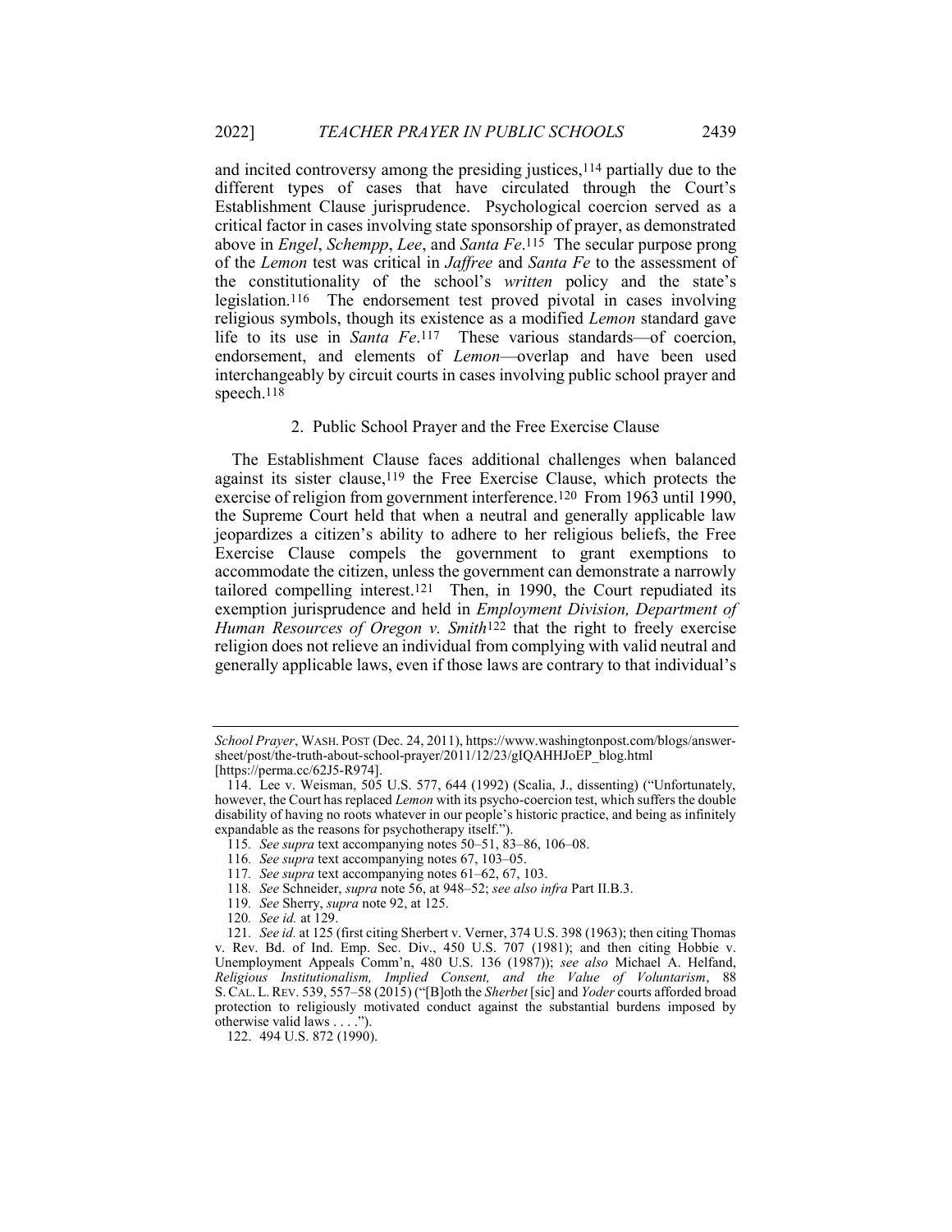and incited controversy among the presiding justices,[114] partially due to the different types of cases that have circulated through the Court's Establishment Clause jurisprudence. Psychological coercion served as a critical factor in cases involving state sponsorship of prayer, as demonstrated above in *Engel*, *Schempp*, *Lee*, and *Santa Fe*.[115] The secular purpose prong of the *Lemon* test was critical in *Jaffree* and *Santa Fe* to the assessment of the constitutionality of the school's *written* policy and the state's legislation.[116] The endorsement test proved pivotal in cases involving religious symbols, though its existence as a modified *Lemon* standard gave life to its use in *Santa Fe*.[117] These various standards—of coercion, endorsement, and elements of *Lemon*—overlap and have been used interchangeably by circuit courts in cases involving public school prayer and speech.[118]

### 2. Public School Prayer and the Free Exercise Clause

The Establishment Clause faces additional challenges when balanced against its sister clause,[119] the Free Exercise Clause, which protects the exercise of religion from government interference.[120] From 1963 until 1990, the Supreme Court held that when a neutral and generally applicable law jeopardizes a citizen's ability to adhere to her religious beliefs, the Free Exercise Clause compels the government to grant exemptions to accommodate the citizen, unless the government can demonstrate a narrowly tailored compelling interest.[121] Then, in 1990, the Court repudiated its exemption jurisprudence and held in *Employment Division, Department of Human Resources of Oregon v. Smith*[122] that the right to freely exercise religion does not relieve an individual from complying with valid neutral and generally applicable laws, even if those laws are contrary to that individual's

---

*School Prayer*, WASH. POST (Dec. 24, 2011), https://www.washingtonpost.com/blogs/answer-sheet/post/the-truth-about-school-prayer/2011/12/23/gIQAHHJoEP_blog.html [https://perma.cc/62J5-R974].

114. Lee v. Weisman, 505 U.S. 577, 644 (1992) (Scalia, J., dissenting) ("Unfortunately, however, the Court has replaced *Lemon* with its psycho-coercion test, which suffers the double disability of having no roots whatever in our people's historic practice, and being as infinitely expandable as the reasons for psychotherapy itself.").

115. *See supra* text accompanying notes 50–51, 83–86, 106–08.

116. *See supra* text accompanying notes 67, 103–05.

117. *See supra* text accompanying notes 61–62, 67, 103.

118. *See* Schneider, *supra* note 56, at 948–52; *see also infra* Part II.B.3.

119. *See* Sherry, *supra* note 92, at 125.

120. *See id.* at 129.

121. *See id.* at 125 (first citing Sherbert v. Verner, 374 U.S. 398 (1963); then citing Thomas v. Rev. Bd. of Ind. Emp. Sec. Div., 450 U.S. 707 (1981); and then citing Hobbie v. Unemployment Appeals Comm'n, 480 U.S. 136 (1987)); *see also* Michael A. Helfand, *Religious Institutionalism, Implied Consent, and the Value of Voluntarism*, 88 S. CAL. L. REV. 539, 557–58 (2015) ("[B]oth the *Sherbet* [sic] and *Yoder* courts afforded broad protection to religiously motivated conduct against the substantial burdens imposed by otherwise valid laws . . . .").

122. 494 U.S. 872 (1990).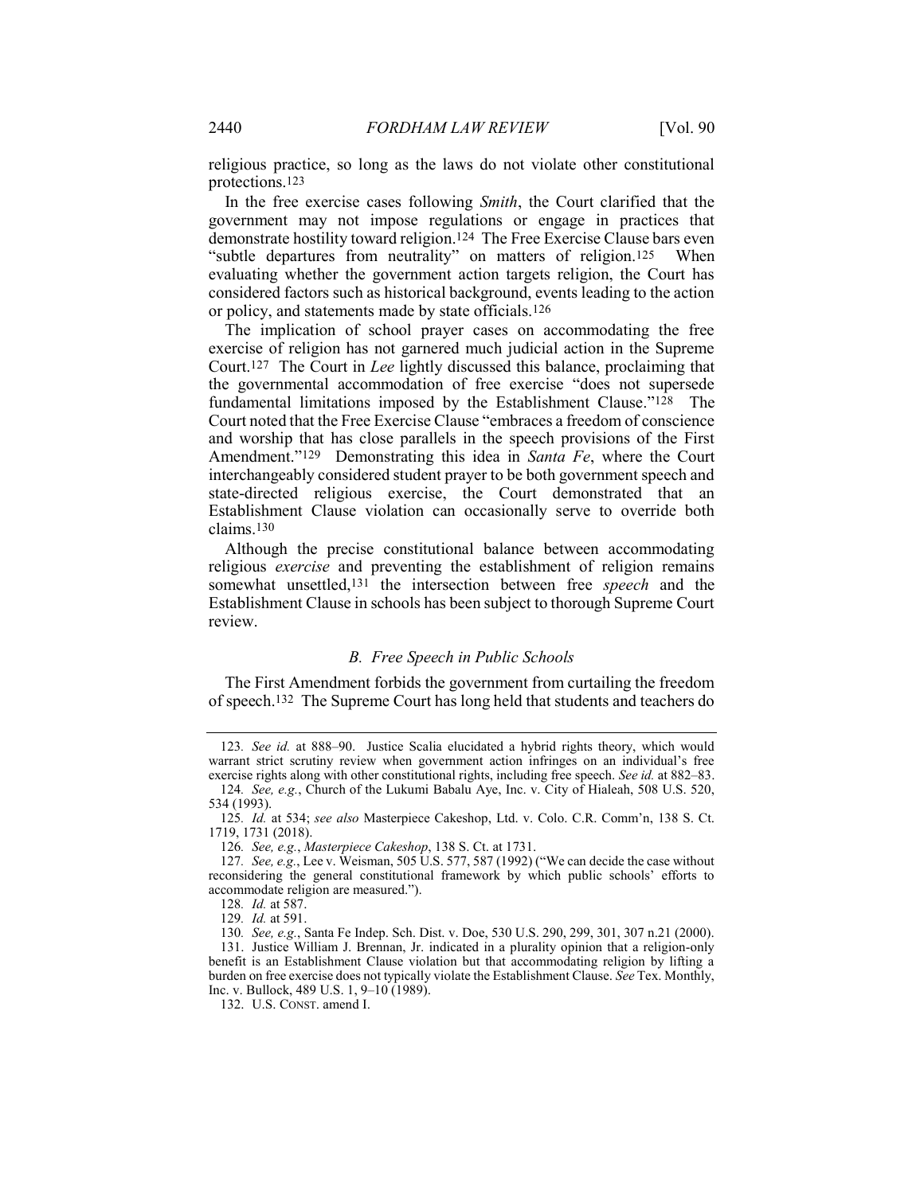religious practice, so long as the laws do not violate other constitutional protections.[123]

In the free exercise cases following *Smith*, the Court clarified that the government may not impose regulations or engage in practices that demonstrate hostility toward religion.[124] The Free Exercise Clause bars even "subtle departures from neutrality" on matters of religion.[125] When evaluating whether the government action targets religion, the Court has considered factors such as historical background, events leading to the action or policy, and statements made by state officials.[126]

The implication of school prayer cases on accommodating the free exercise of religion has not garnered much judicial action in the Supreme Court.[127] The Court in *Lee* lightly discussed this balance, proclaiming that the governmental accommodation of free exercise "does not supersede fundamental limitations imposed by the Establishment Clause."[128] The Court noted that the Free Exercise Clause "embraces a freedom of conscience and worship that has close parallels in the speech provisions of the First Amendment."[129] Demonstrating this idea in *Santa Fe*, where the Court interchangeably considered student prayer to be both government speech and state-directed religious exercise, the Court demonstrated that an Establishment Clause violation can occasionally serve to override both claims.[130]

Although the precise constitutional balance between accommodating religious *exercise* and preventing the establishment of religion remains somewhat unsettled,[131] the intersection between free *speech* and the Establishment Clause in schools has been subject to thorough Supreme Court review.

### *B. Free Speech in Public Schools*

The First Amendment forbids the government from curtailing the freedom of speech.[132] The Supreme Court has long held that students and teachers do

---

123. *See id.* at 888–90. Justice Scalia elucidated a hybrid rights theory, which would warrant strict scrutiny review when government action infringes on an individual's free exercise rights along with other constitutional rights, including free speech. *See id.* at 882–83.

124. *See, e.g.*, Church of the Lukumi Babalu Aye, Inc. v. City of Hialeah, 508 U.S. 520, 534 (1993).

125. *Id.* at 534; *see also* Masterpiece Cakeshop, Ltd. v. Colo. C.R. Comm'n, 138 S. Ct. 1719, 1731 (2018).

126. *See, e.g.*, *Masterpiece Cakeshop*, 138 S. Ct. at 1731.

127. *See, e.g.*, Lee v. Weisman, 505 U.S. 577, 587 (1992) ("We can decide the case without reconsidering the general constitutional framework by which public schools' efforts to accommodate religion are measured.").

128. *Id.* at 587.

129. *Id.* at 591.

130. *See, e.g.*, Santa Fe Indep. Sch. Dist. v. Doe, 530 U.S. 290, 299, 301, 307 n.21 (2000).

131. Justice William J. Brennan, Jr. indicated in a plurality opinion that a religion-only benefit is an Establishment Clause violation but that accommodating religion by lifting a burden on free exercise does not typically violate the Establishment Clause. *See* Tex. Monthly, Inc. v. Bullock, 489 U.S. 1, 9–10 (1989).

132. U.S. CONST. amend I.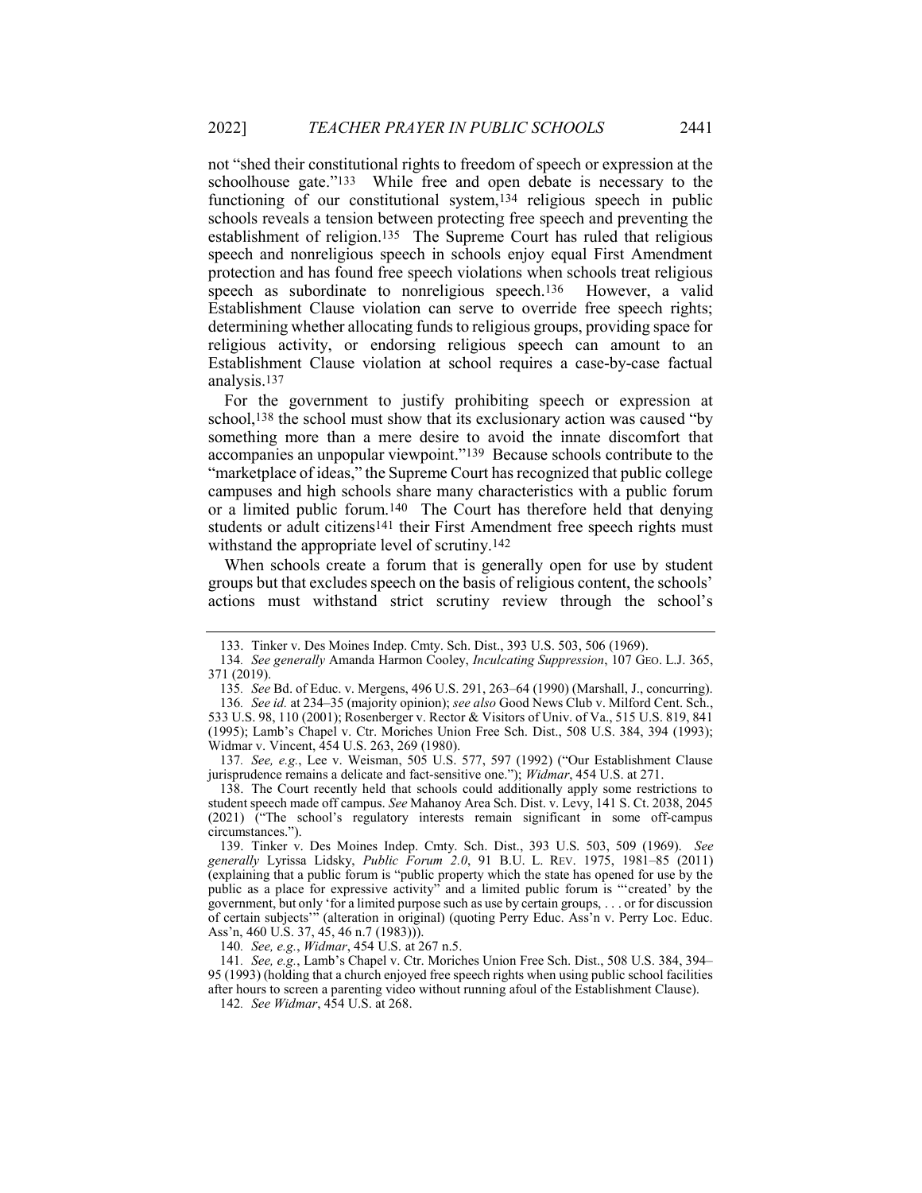not "shed their constitutional rights to freedom of speech or expression at the schoolhouse gate."[133] While free and open debate is necessary to the functioning of our constitutional system,[134] religious speech in public schools reveals a tension between protecting free speech and preventing the establishment of religion.[135] The Supreme Court has ruled that religious speech and nonreligious speech in schools enjoy equal First Amendment protection and has found free speech violations when schools treat religious speech as subordinate to nonreligious speech.[136] However, a valid Establishment Clause violation can serve to override free speech rights; determining whether allocating funds to religious groups, providing space for religious activity, or endorsing religious speech can amount to an Establishment Clause violation at school requires a case-by-case factual analysis.[137]

For the government to justify prohibiting speech or expression at school,[138] the school must show that its exclusionary action was caused "by something more than a mere desire to avoid the innate discomfort that accompanies an unpopular viewpoint."[139] Because schools contribute to the "marketplace of ideas," the Supreme Court has recognized that public college campuses and high schools share many characteristics with a public forum or a limited public forum.[140] The Court has therefore held that denying students or adult citizens[141] their First Amendment free speech rights must withstand the appropriate level of scrutiny.[142]

When schools create a forum that is generally open for use by student groups but that excludes speech on the basis of religious content, the schools' actions must withstand strict scrutiny review through the school's

---

133. Tinker v. Des Moines Indep. Cmty. Sch. Dist., 393 U.S. 503, 506 (1969).

134. *See generally* Amanda Harmon Cooley, *Inculcating Suppression*, 107 GEO. L.J. 365, 371 (2019).

135. *See* Bd. of Educ. v. Mergens, 496 U.S. 291, 263–64 (1990) (Marshall, J., concurring).

136. *See id.* at 234–35 (majority opinion); *see also* Good News Club v. Milford Cent. Sch., 533 U.S. 98, 110 (2001); Rosenberger v. Rector & Visitors of Univ. of Va., 515 U.S. 819, 841 (1995); Lamb's Chapel v. Ctr. Moriches Union Free Sch. Dist., 508 U.S. 384, 394 (1993); Widmar v. Vincent, 454 U.S. 263, 269 (1980).

137. *See, e.g.*, Lee v. Weisman, 505 U.S. 577, 597 (1992) ("Our Establishment Clause jurisprudence remains a delicate and fact-sensitive one."); *Widmar*, 454 U.S. at 271.

138. The Court recently held that schools could additionally apply some restrictions to student speech made off campus. *See* Mahanoy Area Sch. Dist. v. Levy, 141 S. Ct. 2038, 2045 (2021) ("The school's regulatory interests remain significant in some off-campus circumstances.").

139. Tinker v. Des Moines Indep. Cmty. Sch. Dist., 393 U.S. 503, 509 (1969). *See generally* Lyrissa Lidsky, *Public Forum 2.0*, 91 B.U. L. REV. 1975, 1981–85 (2011) (explaining that a public forum is "public property which the state has opened for use by the public as a place for expressive activity" and a limited public forum is "'created' by the government, but only 'for a limited purpose such as use by certain groups, . . . or for discussion of certain subjects'" (alteration in original) (quoting Perry Educ. Ass'n v. Perry Loc. Educ. Ass'n, 460 U.S. 37, 45, 46 n.7 (1983))).

140. *See, e.g.*, *Widmar*, 454 U.S. at 267 n.5.

141. *See, e.g.*, Lamb's Chapel v. Ctr. Moriches Union Free Sch. Dist., 508 U.S. 384, 394–95 (1993) (holding that a church enjoyed free speech rights when using public school facilities after hours to screen a parenting video without running afoul of the Establishment Clause).

142. *See Widmar*, 454 U.S. at 268.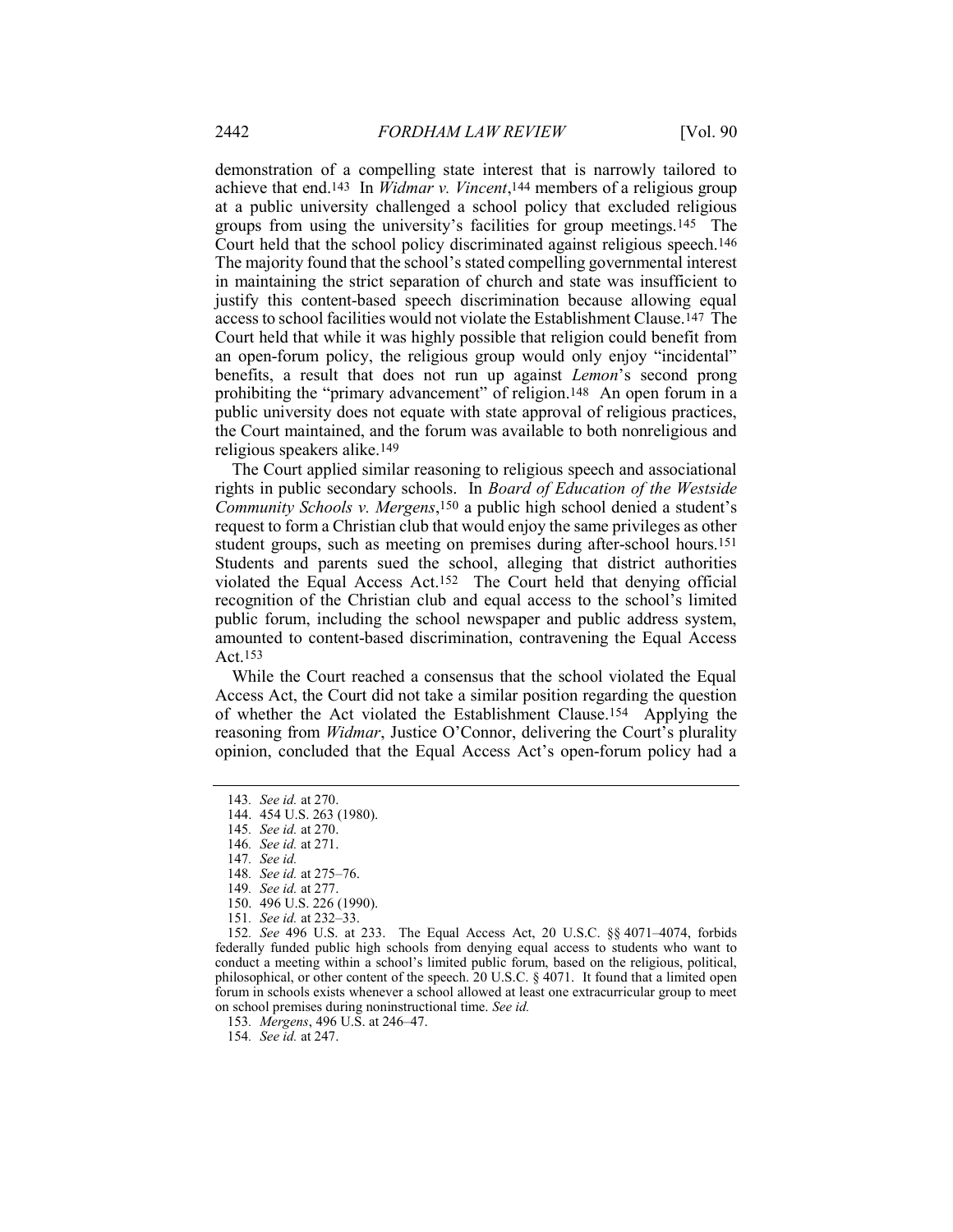demonstration of a compelling state interest that is narrowly tailored to achieve that end.[143] In *Widmar v. Vincent*,[144] members of a religious group at a public university challenged a school policy that excluded religious groups from using the university's facilities for group meetings.[145] The Court held that the school policy discriminated against religious speech.[146] The majority found that the school's stated compelling governmental interest in maintaining the strict separation of church and state was insufficient to justify this content-based speech discrimination because allowing equal access to school facilities would not violate the Establishment Clause.[147] The Court held that while it was highly possible that religion could benefit from an open-forum policy, the religious group would only enjoy "incidental" benefits, a result that does not run up against *Lemon*'s second prong prohibiting the "primary advancement" of religion.[148] An open forum in a public university does not equate with state approval of religious practices, the Court maintained, and the forum was available to both nonreligious and religious speakers alike.[149]

The Court applied similar reasoning to religious speech and associational rights in public secondary schools. In *Board of Education of the Westside Community Schools v. Mergens*,[150] a public high school denied a student's request to form a Christian club that would enjoy the same privileges as other student groups, such as meeting on premises during after-school hours.[151] Students and parents sued the school, alleging that district authorities violated the Equal Access Act.[152] The Court held that denying official recognition of the Christian club and equal access to the school's limited public forum, including the school newspaper and public address system, amounted to content-based discrimination, contravening the Equal Access Act.[153]

While the Court reached a consensus that the school violated the Equal Access Act, the Court did not take a similar position regarding the question of whether the Act violated the Establishment Clause.[154] Applying the reasoning from *Widmar*, Justice O'Connor, delivering the Court's plurality opinion, concluded that the Equal Access Act's open-forum policy had a

---

143. *See id.* at 270.

144. 454 U.S. 263 (1980).

145. *See id.* at 270.

146. *See id.* at 271.

147. *See id.*

148. *See id.* at 275–76.

149. *See id.* at 277.

150. 496 U.S. 226 (1990).

151. *See id.* at 232–33.

152. *See* 496 U.S. at 233. The Equal Access Act, 20 U.S.C. §§ 4071–4074, forbids federally funded public high schools from denying equal access to students who want to conduct a meeting within a school's limited public forum, based on the religious, political, philosophical, or other content of the speech. 20 U.S.C. § 4071. It found that a limited open forum in schools exists whenever a school allowed at least one extracurricular group to meet on school premises during noninstructional time. *See id.*

153. *Mergens*, 496 U.S. at 246–47.

154. *See id.* at 247.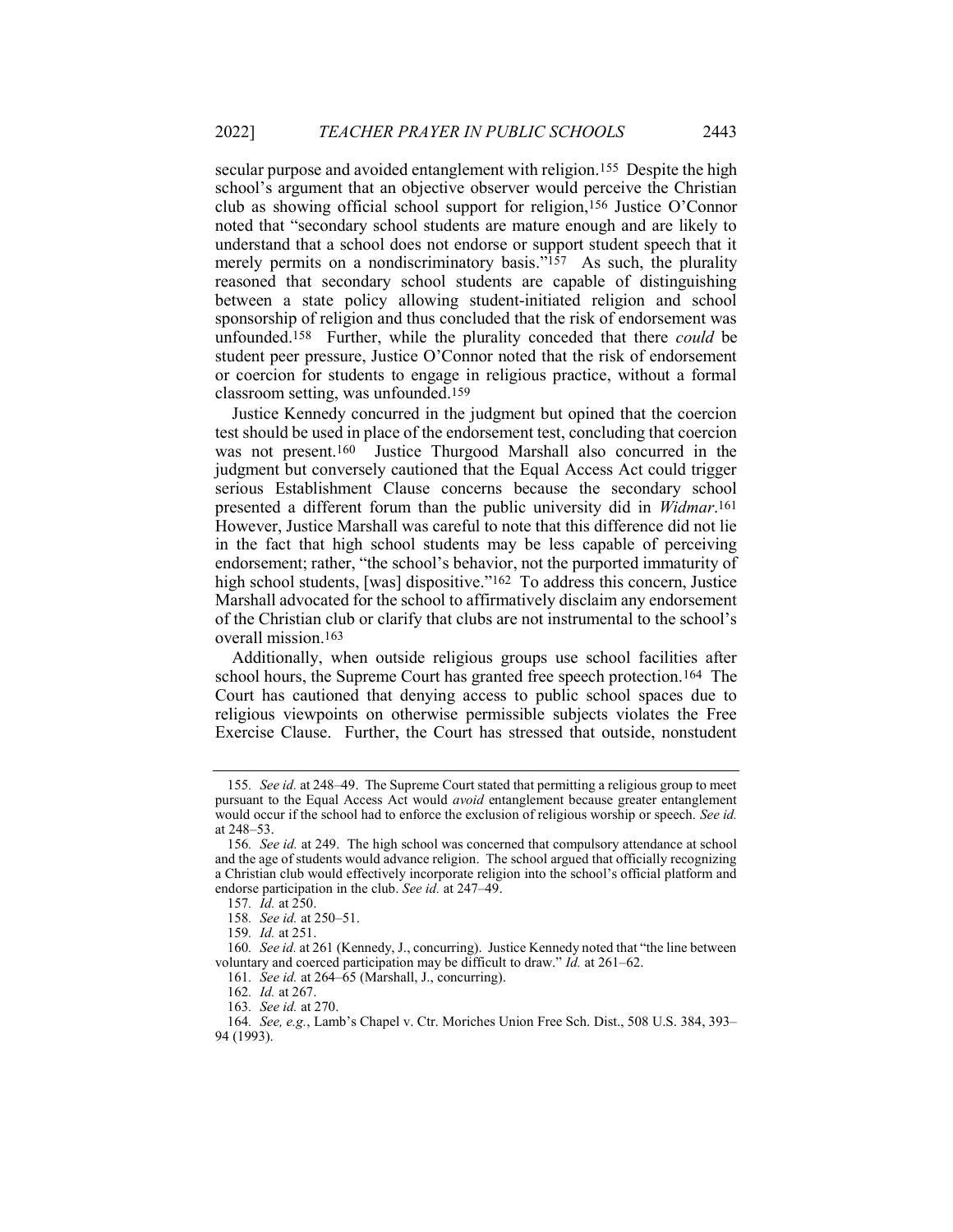secular purpose and avoided entanglement with religion.[155] Despite the high school's argument that an objective observer would perceive the Christian club as showing official school support for religion,[156] Justice O'Connor noted that "secondary school students are mature enough and are likely to understand that a school does not endorse or support student speech that it merely permits on a nondiscriminatory basis."[157] As such, the plurality reasoned that secondary school students are capable of distinguishing between a state policy allowing student-initiated religion and school sponsorship of religion and thus concluded that the risk of endorsement was unfounded.[158] Further, while the plurality conceded that there *could* be student peer pressure, Justice O'Connor noted that the risk of endorsement or coercion for students to engage in religious practice, without a formal classroom setting, was unfounded.[159]

Justice Kennedy concurred in the judgment but opined that the coercion test should be used in place of the endorsement test, concluding that coercion was not present.[160] Justice Thurgood Marshall also concurred in the judgment but conversely cautioned that the Equal Access Act could trigger serious Establishment Clause concerns because the secondary school presented a different forum than the public university did in *Widmar*.[161] However, Justice Marshall was careful to note that this difference did not lie in the fact that high school students may be less capable of perceiving endorsement; rather, "the school's behavior, not the purported immaturity of high school students, [was] dispositive."[162] To address this concern, Justice Marshall advocated for the school to affirmatively disclaim any endorsement of the Christian club or clarify that clubs are not instrumental to the school's overall mission.[163]

Additionally, when outside religious groups use school facilities after school hours, the Supreme Court has granted free speech protection.[164] The Court has cautioned that denying access to public school spaces due to religious viewpoints on otherwise permissible subjects violates the Free Exercise Clause. Further, the Court has stressed that outside, nonstudent

---

155. *See id.* at 248–49. The Supreme Court stated that permitting a religious group to meet pursuant to the Equal Access Act would *avoid* entanglement because greater entanglement would occur if the school had to enforce the exclusion of religious worship or speech. *See id.* at 248–53.

156. *See id.* at 249. The high school was concerned that compulsory attendance at school and the age of students would advance religion. The school argued that officially recognizing a Christian club would effectively incorporate religion into the school's official platform and endorse participation in the club. *See id.* at 247–49.

157. *Id.* at 250.

158. *See id.* at 250–51.

159. *Id.* at 251.

160. *See id.* at 261 (Kennedy, J., concurring). Justice Kennedy noted that "the line between voluntary and coerced participation may be difficult to draw." *Id.* at 261–62.

161. *See id.* at 264–65 (Marshall, J., concurring).

162. *Id.* at 267.

163. *See id.* at 270.

164. *See, e.g.*, Lamb's Chapel v. Ctr. Moriches Union Free Sch. Dist., 508 U.S. 384, 393–94 (1993).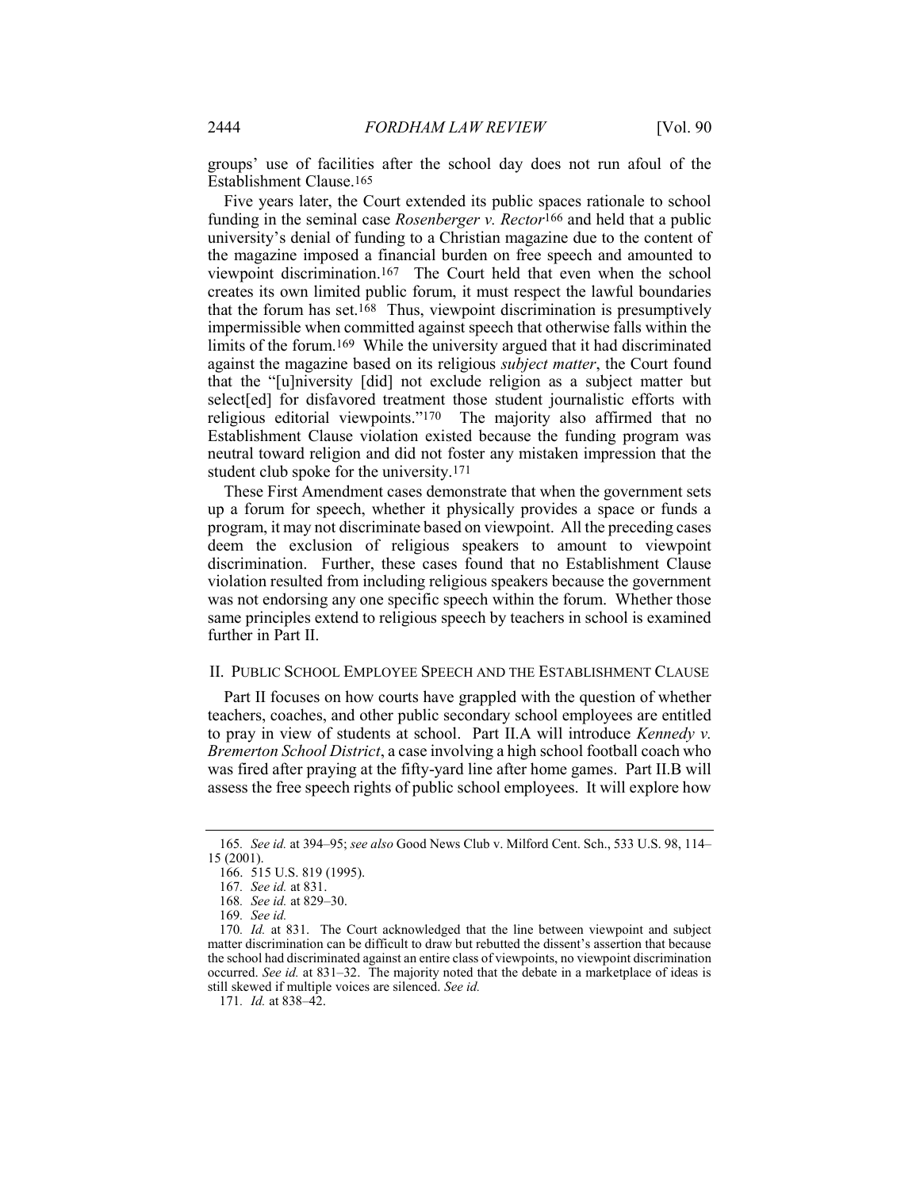groups' use of facilities after the school day does not run afoul of the Establishment Clause.[165]

Five years later, the Court extended its public spaces rationale to school funding in the seminal case *Rosenberger v. Rector*[166] and held that a public university's denial of funding to a Christian magazine due to the content of the magazine imposed a financial burden on free speech and amounted to viewpoint discrimination.[167] The Court held that even when the school creates its own limited public forum, it must respect the lawful boundaries that the forum has set.[168] Thus, viewpoint discrimination is presumptively impermissible when committed against speech that otherwise falls within the limits of the forum.[169] While the university argued that it had discriminated against the magazine based on its religious *subject matter*, the Court found that the "[u]niversity [did] not exclude religion as a subject matter but select[ed] for disfavored treatment those student journalistic efforts with religious editorial viewpoints."[170] The majority also affirmed that no Establishment Clause violation existed because the funding program was neutral toward religion and did not foster any mistaken impression that the student club spoke for the university.[171]

These First Amendment cases demonstrate that when the government sets up a forum for speech, whether it physically provides a space or funds a program, it may not discriminate based on viewpoint. All the preceding cases deem the exclusion of religious speakers to amount to viewpoint discrimination. Further, these cases found that no Establishment Clause violation resulted from including religious speakers because the government was not endorsing any one specific speech within the forum. Whether those same principles extend to religious speech by teachers in school is examined further in Part II.

## II. PUBLIC SCHOOL EMPLOYEE SPEECH AND THE ESTABLISHMENT CLAUSE

Part II focuses on how courts have grappled with the question of whether teachers, coaches, and other public secondary school employees are entitled to pray in view of students at school. Part II.A will introduce *Kennedy v. Bremerton School District*, a case involving a high school football coach who was fired after praying at the fifty-yard line after home games. Part II.B will assess the free speech rights of public school employees. It will explore how

---

165. *See id.* at 394–95; *see also* Good News Club v. Milford Cent. Sch., 533 U.S. 98, 114–15 (2001).

166. 515 U.S. 819 (1995).

167. *See id.* at 831.

168. *See id.* at 829–30.

169. *See id.*

170. *Id.* at 831. The Court acknowledged that the line between viewpoint and subject matter discrimination can be difficult to draw but rebutted the dissent's assertion that because the school had discriminated against an entire class of viewpoints, no viewpoint discrimination occurred. *See id.* at 831–32. The majority noted that the debate in a marketplace of ideas is still skewed if multiple voices are silenced. *See id.*

171. *Id.* at 838–42.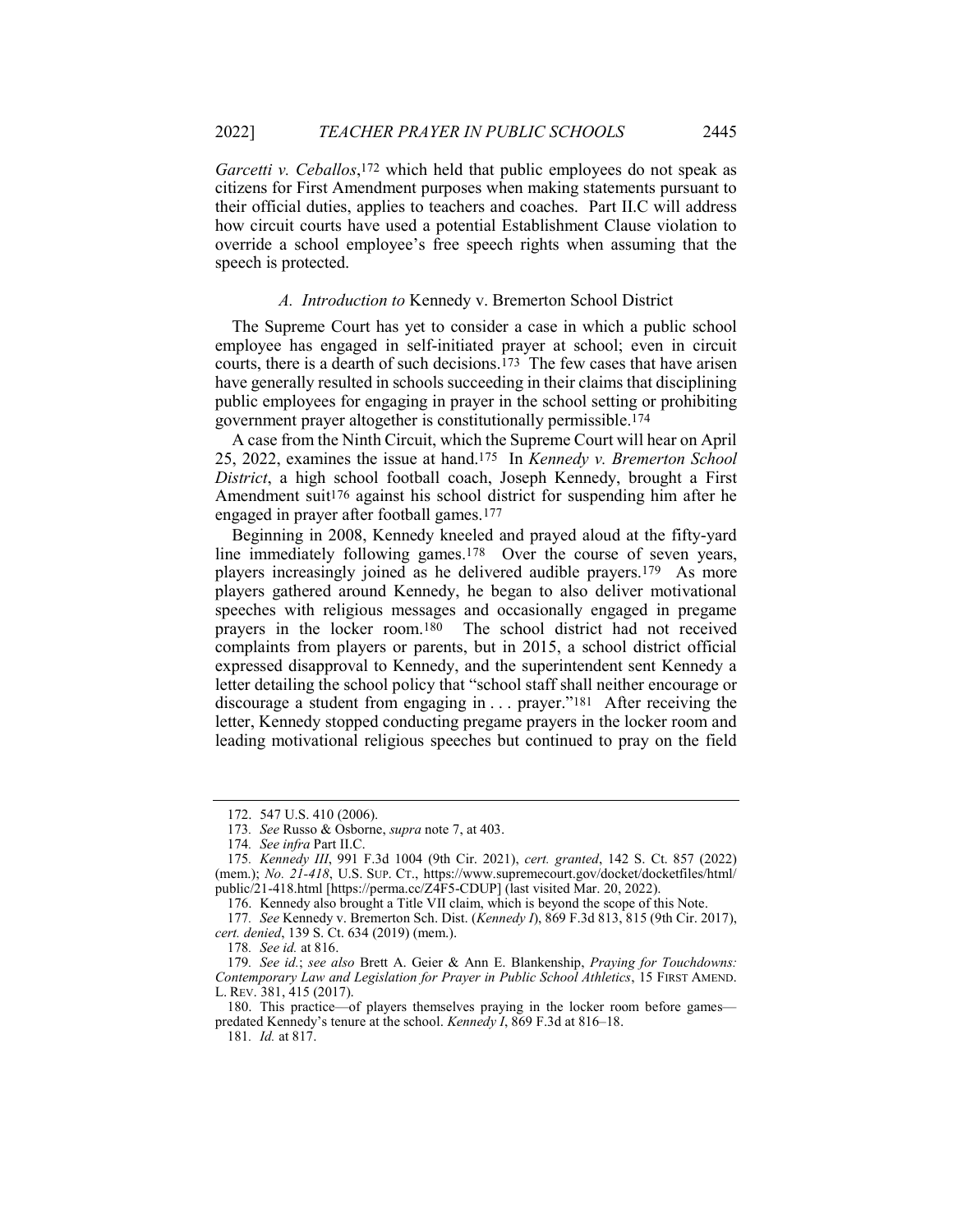*Garcetti v. Ceballos*,[172] which held that public employees do not speak as citizens for First Amendment purposes when making statements pursuant to their official duties, applies to teachers and coaches. Part II.C will address how circuit courts have used a potential Establishment Clause violation to override a school employee's free speech rights when assuming that the speech is protected.

### *A. Introduction to* Kennedy v. Bremerton School District

The Supreme Court has yet to consider a case in which a public school employee has engaged in self-initiated prayer at school; even in circuit courts, there is a dearth of such decisions.[173] The few cases that have arisen have generally resulted in schools succeeding in their claims that disciplining public employees for engaging in prayer in the school setting or prohibiting government prayer altogether is constitutionally permissible.[174]

A case from the Ninth Circuit, which the Supreme Court will hear on April 25, 2022, examines the issue at hand.[175] In *Kennedy v. Bremerton School District*, a high school football coach, Joseph Kennedy, brought a First Amendment suit[176] against his school district for suspending him after he engaged in prayer after football games.[177]

Beginning in 2008, Kennedy kneeled and prayed aloud at the fifty-yard line immediately following games.[178] Over the course of seven years, players increasingly joined as he delivered audible prayers.[179] As more players gathered around Kennedy, he began to also deliver motivational speeches with religious messages and occasionally engaged in pregame prayers in the locker room.[180] The school district had not received complaints from players or parents, but in 2015, a school district official expressed disapproval to Kennedy, and the superintendent sent Kennedy a letter detailing the school policy that "school staff shall neither encourage or discourage a student from engaging in . . . prayer."[181] After receiving the letter, Kennedy stopped conducting pregame prayers in the locker room and leading motivational religious speeches but continued to pray on the field

---

172. 547 U.S. 410 (2006).

173. *See* Russo & Osborne, *supra* note 7, at 403.

174. *See infra* Part II.C.

175. *Kennedy III*, 991 F.3d 1004 (9th Cir. 2021), *cert. granted*, 142 S. Ct. 857 (2022) (mem.); *No. 21-418*, U.S. SUP. CT., https://www.supremecourt.gov/docket/docketfiles/html/public/21-418.html [https://perma.cc/Z4F5-CDUP] (last visited Mar. 20, 2022).

176. Kennedy also brought a Title VII claim, which is beyond the scope of this Note.

177. *See* Kennedy v. Bremerton Sch. Dist. (*Kennedy I*), 869 F.3d 813, 815 (9th Cir. 2017), *cert. denied*, 139 S. Ct. 634 (2019) (mem.).

178. *See id.* at 816.

179. *See id.*; *see also* Brett A. Geier & Ann E. Blankenship, *Praying for Touchdowns: Contemporary Law and Legislation for Prayer in Public School Athletics*, 15 FIRST AMEND. L. REV. 381, 415 (2017).

180. This practice—of players themselves praying in the locker room before games—predated Kennedy's tenure at the school. *Kennedy I*, 869 F.3d at 816–18.

181. *Id.* at 817.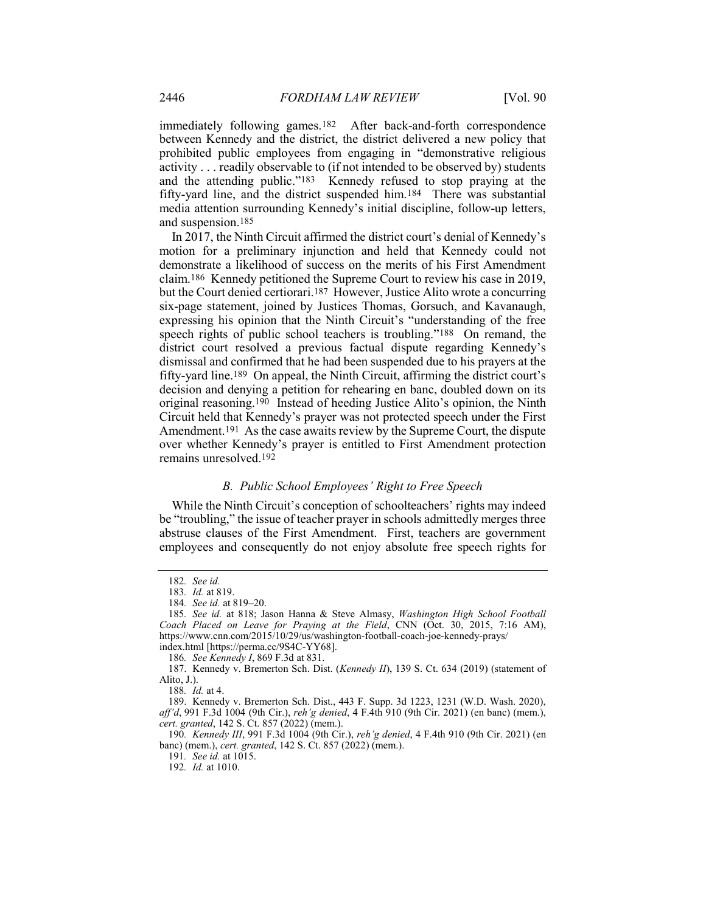immediately following games.[182] After back-and-forth correspondence between Kennedy and the district, the district delivered a new policy that prohibited public employees from engaging in "demonstrative religious activity . . . readily observable to (if not intended to be observed by) students and the attending public."[183] Kennedy refused to stop praying at the fifty-yard line, and the district suspended him.[184] There was substantial media attention surrounding Kennedy's initial discipline, follow-up letters, and suspension.[185]

In 2017, the Ninth Circuit affirmed the district court's denial of Kennedy's motion for a preliminary injunction and held that Kennedy could not demonstrate a likelihood of success on the merits of his First Amendment claim.[186] Kennedy petitioned the Supreme Court to review his case in 2019, but the Court denied certiorari.[187] However, Justice Alito wrote a concurring six-page statement, joined by Justices Thomas, Gorsuch, and Kavanaugh, expressing his opinion that the Ninth Circuit's "understanding of the free speech rights of public school teachers is troubling."[188] On remand, the district court resolved a previous factual dispute regarding Kennedy's dismissal and confirmed that he had been suspended due to his prayers at the fifty-yard line.[189] On appeal, the Ninth Circuit, affirming the district court's decision and denying a petition for rehearing en banc, doubled down on its original reasoning.[190] Instead of heeding Justice Alito's opinion, the Ninth Circuit held that Kennedy's prayer was not protected speech under the First Amendment.[191] As the case awaits review by the Supreme Court, the dispute over whether Kennedy's prayer is entitled to First Amendment protection remains unresolved.[192]

### *B. Public School Employees' Right to Free Speech*

While the Ninth Circuit's conception of schoolteachers' rights may indeed be "troubling," the issue of teacher prayer in schools admittedly merges three abstruse clauses of the First Amendment. First, teachers are government employees and consequently do not enjoy absolute free speech rights for

---

182. *See id.*

183. *Id.* at 819.

184. *See id.* at 819–20.

185. *See id.* at 818; Jason Hanna & Steve Almasy, *Washington High School Football Coach Placed on Leave for Praying at the Field*, CNN (Oct. 30, 2015, 7:16 AM), https://www.cnn.com/2015/10/29/us/washington-football-coach-joe-kennedy-prays/index.html [https://perma.cc/9S4C-YY68].

186. *See Kennedy I*, 869 F.3d at 831.

187. Kennedy v. Bremerton Sch. Dist. (*Kennedy II*), 139 S. Ct. 634 (2019) (statement of Alito, J.).

188. *Id.* at 4.

189. Kennedy v. Bremerton Sch. Dist., 443 F. Supp. 3d 1223, 1231 (W.D. Wash. 2020), *aff'd*, 991 F.3d 1004 (9th Cir.), *reh'g denied*, 4 F.4th 910 (9th Cir. 2021) (en banc) (mem.), *cert. granted*, 142 S. Ct. 857 (2022) (mem.).

190. *Kennedy III*, 991 F.3d 1004 (9th Cir.), *reh'g denied*, 4 F.4th 910 (9th Cir. 2021) (en banc) (mem.), *cert. granted*, 142 S. Ct. 857 (2022) (mem.).

191. *See id.* at 1015.

192. *Id.* at 1010.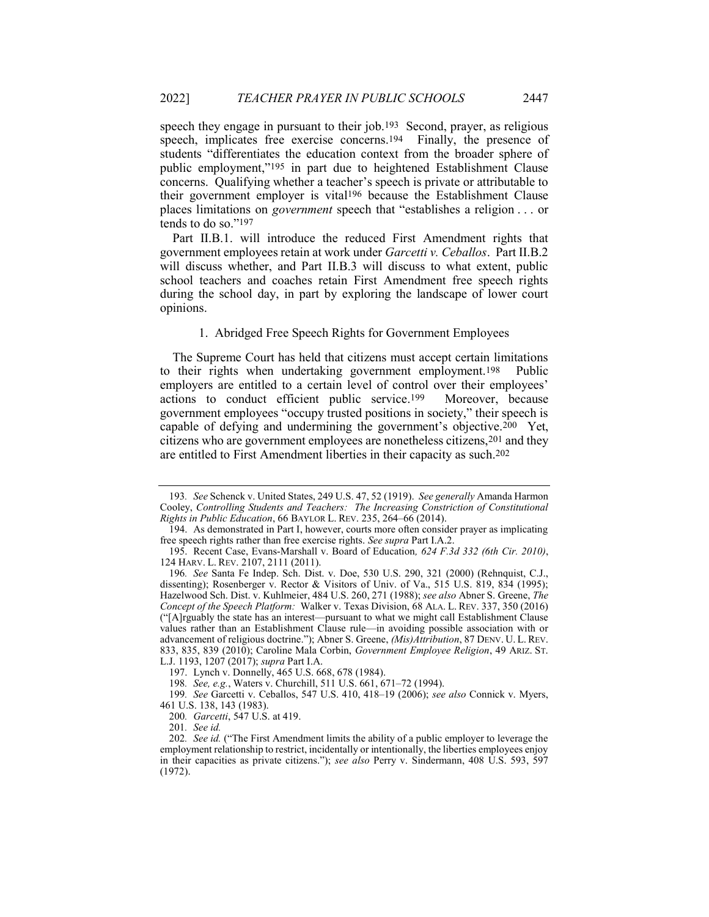speech they engage in pursuant to their job.[193] Second, prayer, as religious speech, implicates free exercise concerns.[194] Finally, the presence of students "differentiates the education context from the broader sphere of public employment,"[195] in part due to heightened Establishment Clause concerns. Qualifying whether a teacher's speech is private or attributable to their government employer is vital[196] because the Establishment Clause places limitations on *government* speech that "establishes a religion . . . or tends to do so."[197]

Part II.B.1. will introduce the reduced First Amendment rights that government employees retain at work under *Garcetti v. Ceballos*. Part II.B.2 will discuss whether, and Part II.B.3 will discuss to what extent, public school teachers and coaches retain First Amendment free speech rights during the school day, in part by exploring the landscape of lower court opinions.

### 1. Abridged Free Speech Rights for Government Employees

The Supreme Court has held that citizens must accept certain limitations to their rights when undertaking government employment.[198] Public employers are entitled to a certain level of control over their employees' actions to conduct efficient public service.[199] Moreover, because government employees "occupy trusted positions in society," their speech is capable of defying and undermining the government's objective.[200] Yet, citizens who are government employees are nonetheless citizens,[201] and they are entitled to First Amendment liberties in their capacity as such.[202]

---

193. *See* Schenck v. United States, 249 U.S. 47, 52 (1919). *See generally* Amanda Harmon Cooley, *Controlling Students and Teachers: The Increasing Constriction of Constitutional Rights in Public Education*, 66 BAYLOR L. REV. 235, 264–66 (2014).

194. As demonstrated in Part I, however, courts more often consider prayer as implicating free speech rights rather than free exercise rights. *See supra* Part I.A.2.

195. Recent Case, Evans-Marshall v. Board of Education*, 624 F.3d 332 (6th Cir. 2010)*, 124 HARV. L. REV. 2107, 2111 (2011).

196. *See* Santa Fe Indep. Sch. Dist. v. Doe, 530 U.S. 290, 321 (2000) (Rehnquist, C.J., dissenting); Rosenberger v. Rector & Visitors of Univ. of Va., 515 U.S. 819, 834 (1995); Hazelwood Sch. Dist. v. Kuhlmeier, 484 U.S. 260, 271 (1988); *see also* Abner S. Greene, *The Concept of the Speech Platform:* Walker v. Texas Division, 68 ALA. L. REV. 337, 350 (2016) ("[A]rguably the state has an interest—pursuant to what we might call Establishment Clause values rather than an Establishment Clause rule—in avoiding possible association with or advancement of religious doctrine."); Abner S. Greene, *(Mis)Attribution*, 87 DENV. U. L. REV. 833, 835, 839 (2010); Caroline Mala Corbin, *Government Employee Religion*, 49 ARIZ. ST. L.J. 1193, 1207 (2017); *supra* Part I.A.

197. Lynch v. Donnelly, 465 U.S. 668, 678 (1984).

198. *See, e.g.*, Waters v. Churchill, 511 U.S. 661, 671–72 (1994).

199. *See* Garcetti v. Ceballos, 547 U.S. 410, 418–19 (2006); *see also* Connick v. Myers, 461 U.S. 138, 143 (1983).

200. *Garcetti*, 547 U.S. at 419.

201. *See id.*

202. *See id.* ("The First Amendment limits the ability of a public employer to leverage the employment relationship to restrict, incidentally or intentionally, the liberties employees enjoy in their capacities as private citizens."); *see also* Perry v. Sindermann, 408 U.S. 593, 597 (1972).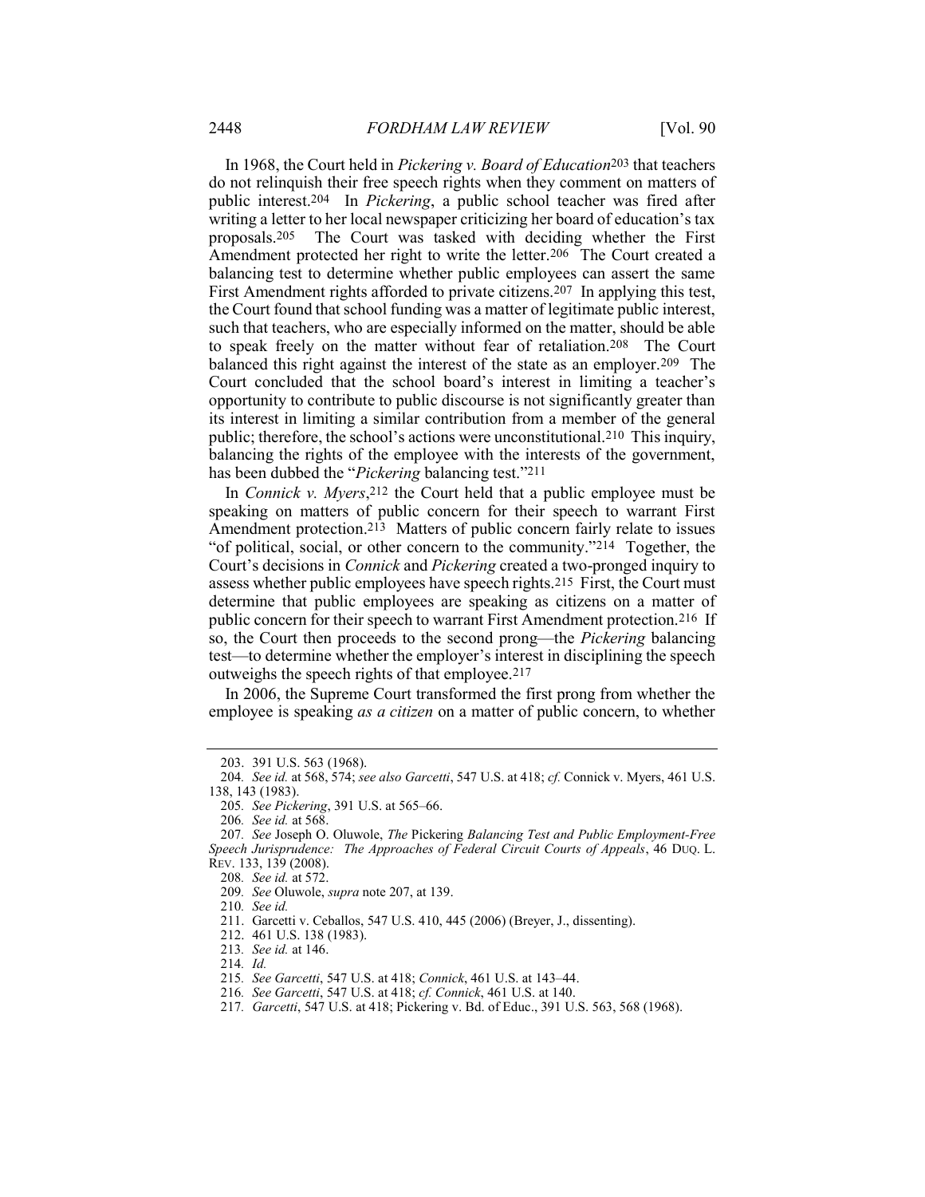In 1968, the Court held in *Pickering v. Board of Education*[203] that teachers do not relinquish their free speech rights when they comment on matters of public interest.[204] In *Pickering*, a public school teacher was fired after writing a letter to her local newspaper criticizing her board of education's tax proposals.[205] The Court was tasked with deciding whether the First Amendment protected her right to write the letter.[206] The Court created a balancing test to determine whether public employees can assert the same First Amendment rights afforded to private citizens.[207] In applying this test, the Court found that school funding was a matter of legitimate public interest, such that teachers, who are especially informed on the matter, should be able to speak freely on the matter without fear of retaliation.[208] The Court balanced this right against the interest of the state as an employer.[209] The Court concluded that the school board's interest in limiting a teacher's opportunity to contribute to public discourse is not significantly greater than its interest in limiting a similar contribution from a member of the general public; therefore, the school's actions were unconstitutional.[210] This inquiry, balancing the rights of the employee with the interests of the government, has been dubbed the "*Pickering* balancing test."[211]

In *Connick v. Myers*,[212] the Court held that a public employee must be speaking on matters of public concern for their speech to warrant First Amendment protection.[213] Matters of public concern fairly relate to issues "of political, social, or other concern to the community."[214] Together, the Court's decisions in *Connick* and *Pickering* created a two-pronged inquiry to assess whether public employees have speech rights.[215] First, the Court must determine that public employees are speaking as citizens on a matter of public concern for their speech to warrant First Amendment protection.[216] If so, the Court then proceeds to the second prong—the *Pickering* balancing test—to determine whether the employer's interest in disciplining the speech outweighs the speech rights of that employee.[217]

In 2006, the Supreme Court transformed the first prong from whether the employee is speaking *as a citizen* on a matter of public concern, to whether

---

203. 391 U.S. 563 (1968).

204. *See id.* at 568, 574; *see also Garcetti*, 547 U.S. at 418; *cf.* Connick v. Myers, 461 U.S. 138, 143 (1983).

205. *See Pickering*, 391 U.S. at 565–66.

206. *See id.* at 568.

207. *See* Joseph O. Oluwole, *The* Pickering *Balancing Test and Public Employment-Free Speech Jurisprudence: The Approaches of Federal Circuit Courts of Appeals*, 46 DUQ. L. REV. 133, 139 (2008).

208. *See id.* at 572.

209. *See* Oluwole, *supra* note 207, at 139.

210. *See id.*

211. Garcetti v. Ceballos, 547 U.S. 410, 445 (2006) (Breyer, J., dissenting).

212. 461 U.S. 138 (1983).

213. *See id.* at 146.

214. *Id.*

215. *See Garcetti*, 547 U.S. at 418; *Connick*, 461 U.S. at 143–44.

216. *See Garcetti*, 547 U.S. at 418; *cf. Connick*, 461 U.S. at 140.

217. *Garcetti*, 547 U.S. at 418; Pickering v. Bd. of Educ., 391 U.S. 563, 568 (1968).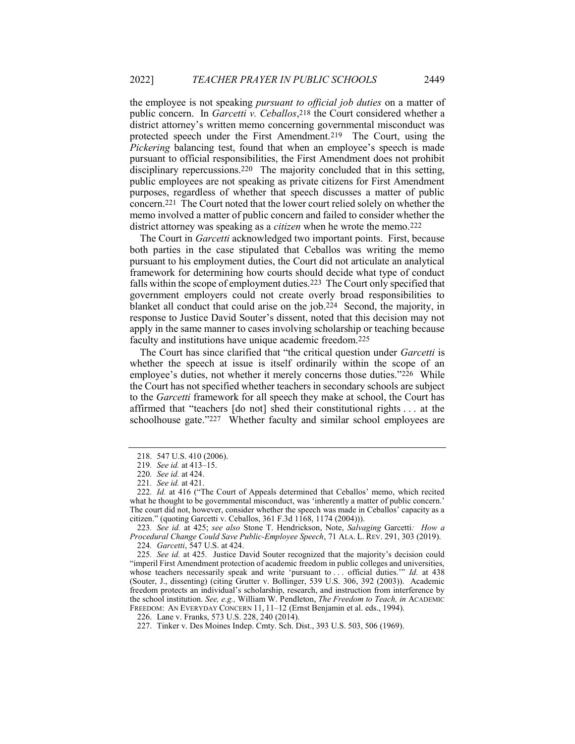the employee is not speaking *pursuant to official job duties* on a matter of public concern. In *Garcetti v. Ceballos*,[218] the Court considered whether a district attorney's written memo concerning governmental misconduct was protected speech under the First Amendment.[219] The Court, using the *Pickering* balancing test, found that when an employee's speech is made pursuant to official responsibilities, the First Amendment does not prohibit disciplinary repercussions.[220] The majority concluded that in this setting, public employees are not speaking as private citizens for First Amendment purposes, regardless of whether that speech discusses a matter of public concern.[221] The Court noted that the lower court relied solely on whether the memo involved a matter of public concern and failed to consider whether the district attorney was speaking as a *citizen* when he wrote the memo.[222]

The Court in *Garcetti* acknowledged two important points. First, because both parties in the case stipulated that Ceballos was writing the memo pursuant to his employment duties, the Court did not articulate an analytical framework for determining how courts should decide what type of conduct falls within the scope of employment duties.[223] The Court only specified that government employers could not create overly broad responsibilities to blanket all conduct that could arise on the job.[224] Second, the majority, in response to Justice David Souter's dissent, noted that this decision may not apply in the same manner to cases involving scholarship or teaching because faculty and institutions have unique academic freedom.[225]

The Court has since clarified that "the critical question under *Garcetti* is whether the speech at issue is itself ordinarily within the scope of an employee's duties, not whether it merely concerns those duties."[226] While the Court has not specified whether teachers in secondary schools are subject to the *Garcetti* framework for all speech they make at school, the Court has affirmed that "teachers [do not] shed their constitutional rights . . . at the schoolhouse gate."[227] Whether faculty and similar school employees are

---

218. 547 U.S. 410 (2006).

219. *See id.* at 413–15.

220. *See id.* at 424.

221. *See id.* at 421.

222. *Id.* at 416 ("The Court of Appeals determined that Ceballos' memo, which recited what he thought to be governmental misconduct, was 'inherently a matter of public concern.' The court did not, however, consider whether the speech was made in Ceballos' capacity as a citizen." (quoting Garcetti v. Ceballos, 361 F.3d 1168, 1174 (2004))).

223. *See id.* at 425; *see also* Stone T. Hendrickson, Note, *Salvaging* Garcetti*: How a Procedural Change Could Save Public-Employee Speech*, 71 ALA. L. REV. 291, 303 (2019).

224. *Garcetti*, 547 U.S. at 424.

225. *See id.* at 425. Justice David Souter recognized that the majority's decision could "imperil First Amendment protection of academic freedom in public colleges and universities, whose teachers necessarily speak and write 'pursuant to . . . official duties.'" *Id.* at 438 (Souter, J., dissenting) (citing Grutter v. Bollinger, 539 U.S. 306, 392 (2003)). Academic freedom protects an individual's scholarship, research, and instruction from interference by the school institution. *See, e.g.,* William W. Pendleton, *The Freedom to Teach, in* ACADEMIC FREEDOM: AN EVERYDAY CONCERN 11, 11–12 (Ernst Benjamin et al. eds., 1994).

226. Lane v. Franks, 573 U.S. 228, 240 (2014).

227. Tinker v. Des Moines Indep. Cmty. Sch. Dist., 393 U.S. 503, 506 (1969).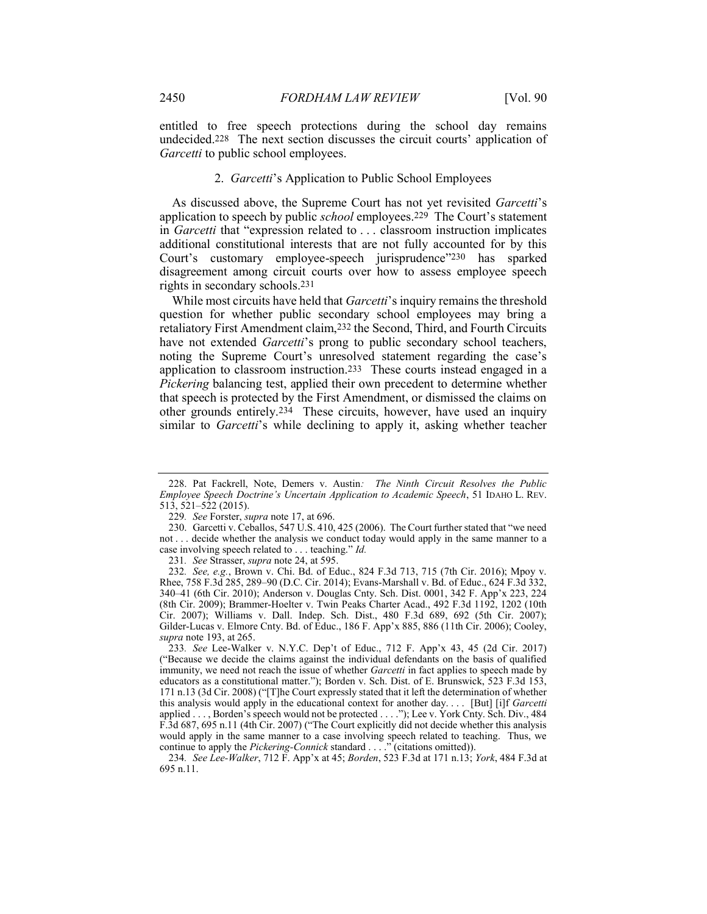entitled to free speech protections during the school day remains undecided.[228] The next section discusses the circuit courts' application of *Garcetti* to public school employees.

### 2. *Garcetti*'s Application to Public School Employees

As discussed above, the Supreme Court has not yet revisited *Garcetti*'s application to speech by public *school* employees.[229] The Court's statement in *Garcetti* that "expression related to . . . classroom instruction implicates additional constitutional interests that are not fully accounted for by this Court's customary employee-speech jurisprudence"[230] has sparked disagreement among circuit courts over how to assess employee speech rights in secondary schools.[231]

While most circuits have held that *Garcetti*'s inquiry remains the threshold question for whether public secondary school employees may bring a retaliatory First Amendment claim,[232] the Second, Third, and Fourth Circuits have not extended *Garcetti*'s prong to public secondary school teachers, noting the Supreme Court's unresolved statement regarding the case's application to classroom instruction.[233] These courts instead engaged in a *Pickering* balancing test, applied their own precedent to determine whether that speech is protected by the First Amendment, or dismissed the claims on other grounds entirely.[234] These circuits, however, have used an inquiry similar to *Garcetti*'s while declining to apply it, asking whether teacher

---

228. Pat Fackrell, Note, Demers v. Austin*: The Ninth Circuit Resolves the Public Employee Speech Doctrine's Uncertain Application to Academic Speech*, 51 IDAHO L. REV. 513, 521–522 (2015).

229. *See* Forster, *supra* note 17, at 696.

230. Garcetti v. Ceballos, 547 U.S. 410, 425 (2006). The Court further stated that "we need not . . . decide whether the analysis we conduct today would apply in the same manner to a case involving speech related to . . . teaching." *Id.*

231. *See* Strasser, *supra* note 24, at 595.

232. *See, e.g.*, Brown v. Chi. Bd. of Educ., 824 F.3d 713, 715 (7th Cir. 2016); Mpoy v. Rhee, 758 F.3d 285, 289–90 (D.C. Cir. 2014); Evans-Marshall v. Bd. of Educ., 624 F.3d 332, 340–41 (6th Cir. 2010); Anderson v. Douglas Cnty. Sch. Dist. 0001, 342 F. App'x 223, 224 (8th Cir. 2009); Brammer-Hoelter v. Twin Peaks Charter Acad., 492 F.3d 1192, 1202 (10th Cir. 2007); Williams v. Dall. Indep. Sch. Dist., 480 F.3d 689, 692 (5th Cir. 2007); Gilder-Lucas v. Elmore Cnty. Bd. of Educ., 186 F. App'x 885, 886 (11th Cir. 2006); Cooley, *supra* note 193, at 265.

233. *See* Lee-Walker v. N.Y.C. Dep't of Educ., 712 F. App'x 43, 45 (2d Cir. 2017) ("Because we decide the claims against the individual defendants on the basis of qualified immunity, we need not reach the issue of whether *Garcetti* in fact applies to speech made by educators as a constitutional matter."); Borden v. Sch. Dist. of E. Brunswick, 523 F.3d 153, 171 n.13 (3d Cir. 2008) ("[T]he Court expressly stated that it left the determination of whether this analysis would apply in the educational context for another day. . . . [But] [i]f *Garcetti* applied . . . , Borden's speech would not be protected . . . ."); Lee v. York Cnty. Sch. Div., 484 F.3d 687, 695 n.11 (4th Cir. 2007) ("The Court explicitly did not decide whether this analysis would apply in the same manner to a case involving speech related to teaching. Thus, we continue to apply the *Pickering-Connick* standard . . . ." (citations omitted)).

234. *See Lee-Walker*, 712 F. App'x at 45; *Borden*, 523 F.3d at 171 n.13; *York*, 484 F.3d at 695 n.11.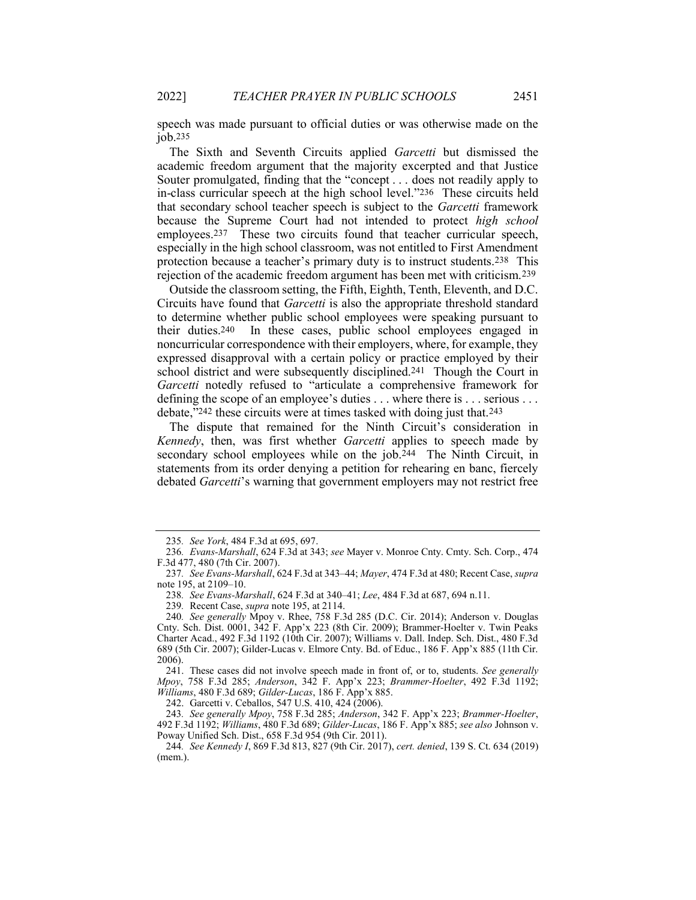speech was made pursuant to official duties or was otherwise made on the job.[235]

The Sixth and Seventh Circuits applied *Garcetti* but dismissed the academic freedom argument that the majority excerpted and that Justice Souter promulgated, finding that the "concept . . . does not readily apply to in-class curricular speech at the high school level."[236] These circuits held that secondary school teacher speech is subject to the *Garcetti* framework because the Supreme Court had not intended to protect *high school* employees.[237] These two circuits found that teacher curricular speech, especially in the high school classroom, was not entitled to First Amendment protection because a teacher's primary duty is to instruct students.[238] This rejection of the academic freedom argument has been met with criticism.[239]

Outside the classroom setting, the Fifth, Eighth, Tenth, Eleventh, and D.C. Circuits have found that *Garcetti* is also the appropriate threshold standard to determine whether public school employees were speaking pursuant to their duties.[240] In these cases, public school employees engaged in noncurricular correspondence with their employers, where, for example, they expressed disapproval with a certain policy or practice employed by their school district and were subsequently disciplined.[241] Though the Court in *Garcetti* notedly refused to "articulate a comprehensive framework for defining the scope of an employee's duties . . . where there is . . . serious . . . debate,"[242] these circuits were at times tasked with doing just that.[243]

The dispute that remained for the Ninth Circuit's consideration in *Kennedy*, then, was first whether *Garcetti* applies to speech made by secondary school employees while on the job.[244] The Ninth Circuit, in statements from its order denying a petition for rehearing en banc, fiercely debated *Garcetti*'s warning that government employers may not restrict free

---

235. *See York*, 484 F.3d at 695, 697.

236. *Evans-Marshall*, 624 F.3d at 343; *see* Mayer v. Monroe Cnty. Cmty. Sch. Corp., 474 F.3d 477, 480 (7th Cir. 2007).

237. *See Evans-Marshall*, 624 F.3d at 343–44; *Mayer*, 474 F.3d at 480; Recent Case, *supra* note 195, at 2109–10.

238. *See Evans-Marshall*, 624 F.3d at 340–41; *Lee*, 484 F.3d at 687, 694 n.11.

239. Recent Case, *supra* note 195, at 2114.

240. *See generally* Mpoy v. Rhee, 758 F.3d 285 (D.C. Cir. 2014); Anderson v. Douglas Cnty. Sch. Dist. 0001, 342 F. App'x 223 (8th Cir. 2009); Brammer-Hoelter v. Twin Peaks Charter Acad., 492 F.3d 1192 (10th Cir. 2007); Williams v. Dall. Indep. Sch. Dist., 480 F.3d 689 (5th Cir. 2007); Gilder-Lucas v. Elmore Cnty. Bd. of Educ., 186 F. App'x 885 (11th Cir. 2006).

241. These cases did not involve speech made in front of, or to, students. *See generally Mpoy*, 758 F.3d 285; *Anderson*, 342 F. App'x 223; *Brammer-Hoelter*, 492 F.3d 1192; *Williams*, 480 F.3d 689; *Gilder-Lucas*, 186 F. App'x 885.

242. Garcetti v. Ceballos, 547 U.S. 410, 424 (2006).

243. *See generally Mpoy*, 758 F.3d 285; *Anderson*, 342 F. App'x 223; *Brammer-Hoelter*, 492 F.3d 1192; *Williams*, 480 F.3d 689; *Gilder-Lucas*, 186 F. App'x 885; *see also* Johnson v. Poway Unified Sch. Dist., 658 F.3d 954 (9th Cir. 2011).

244. *See Kennedy I*, 869 F.3d 813, 827 (9th Cir. 2017), *cert. denied*, 139 S. Ct. 634 (2019) (mem.).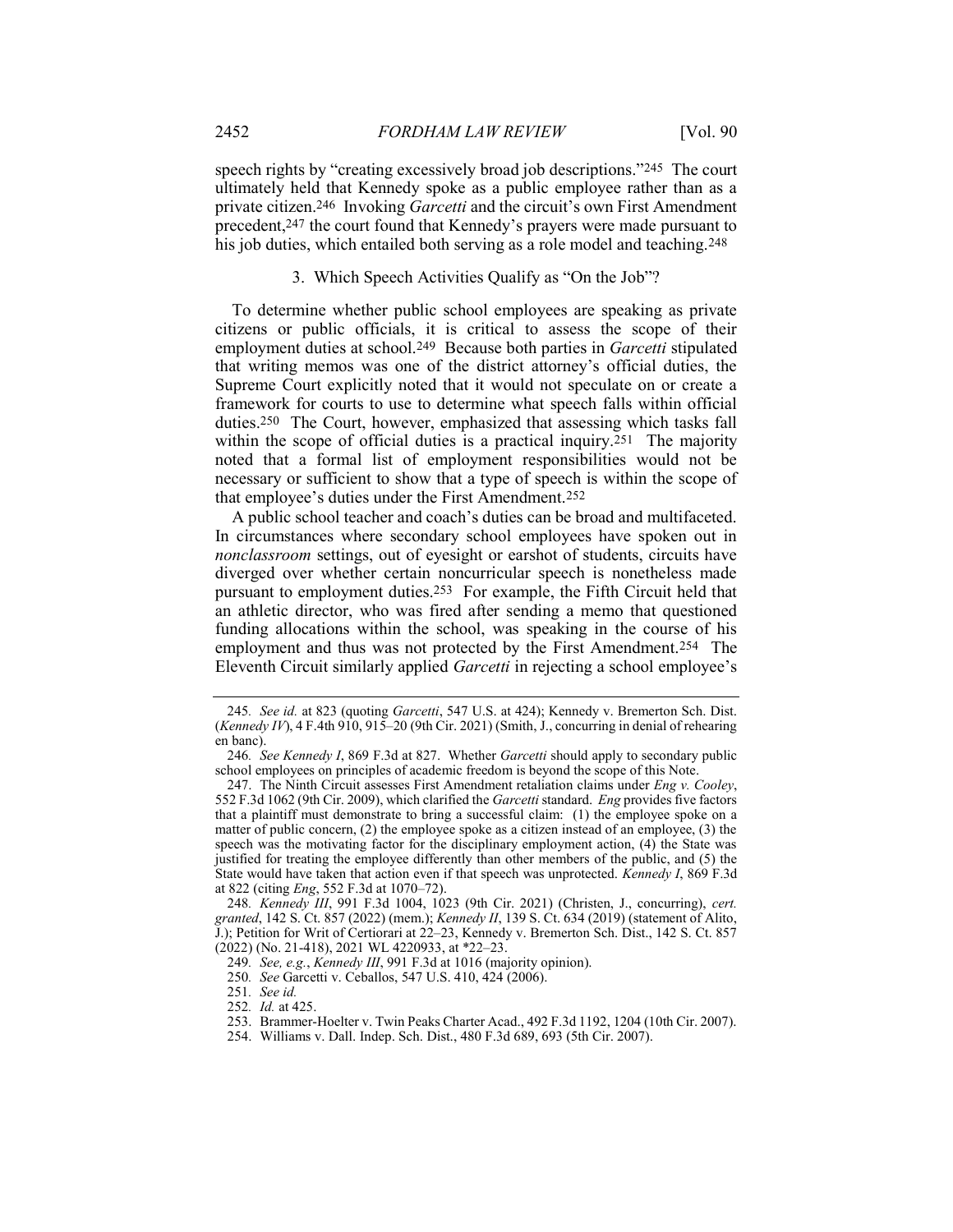speech rights by "creating excessively broad job descriptions."[245] The court ultimately held that Kennedy spoke as a public employee rather than as a private citizen.[246] Invoking *Garcetti* and the circuit's own First Amendment precedent,[247] the court found that Kennedy's prayers were made pursuant to his job duties, which entailed both serving as a role model and teaching.[248]

### 3. Which Speech Activities Qualify as "On the Job"?

To determine whether public school employees are speaking as private citizens or public officials, it is critical to assess the scope of their employment duties at school.[249] Because both parties in *Garcetti* stipulated that writing memos was one of the district attorney's official duties, the Supreme Court explicitly noted that it would not speculate on or create a framework for courts to use to determine what speech falls within official duties.[250] The Court, however, emphasized that assessing which tasks fall within the scope of official duties is a practical inquiry.[251] The majority noted that a formal list of employment responsibilities would not be necessary or sufficient to show that a type of speech is within the scope of that employee's duties under the First Amendment.[252]

A public school teacher and coach's duties can be broad and multifaceted. In circumstances where secondary school employees have spoken out in *nonclassroom* settings, out of eyesight or earshot of students, circuits have diverged over whether certain noncurricular speech is nonetheless made pursuant to employment duties.[253] For example, the Fifth Circuit held that an athletic director, who was fired after sending a memo that questioned funding allocations within the school, was speaking in the course of his employment and thus was not protected by the First Amendment.[254] The Eleventh Circuit similarly applied *Garcetti* in rejecting a school employee's

---

245. *See id.* at 823 (quoting *Garcetti*, 547 U.S. at 424); Kennedy v. Bremerton Sch. Dist. (*Kennedy IV*), 4 F.4th 910, 915–20 (9th Cir. 2021) (Smith, J., concurring in denial of rehearing en banc).

246. *See Kennedy I*, 869 F.3d at 827. Whether *Garcetti* should apply to secondary public school employees on principles of academic freedom is beyond the scope of this Note.

247. The Ninth Circuit assesses First Amendment retaliation claims under *Eng v. Cooley*, 552 F.3d 1062 (9th Cir. 2009), which clarified the *Garcetti* standard. *Eng* provides five factors that a plaintiff must demonstrate to bring a successful claim: (1) the employee spoke on a matter of public concern, (2) the employee spoke as a citizen instead of an employee, (3) the speech was the motivating factor for the disciplinary employment action, (4) the State was justified for treating the employee differently than other members of the public, and (5) the State would have taken that action even if that speech was unprotected. *Kennedy I*, 869 F.3d at 822 (citing *Eng*, 552 F.3d at 1070–72).

248. *Kennedy III*, 991 F.3d 1004, 1023 (9th Cir. 2021) (Christen, J., concurring), *cert. granted*, 142 S. Ct. 857 (2022) (mem.); *Kennedy II*, 139 S. Ct. 634 (2019) (statement of Alito, J.); Petition for Writ of Certiorari at 22–23, Kennedy v. Bremerton Sch. Dist., 142 S. Ct. 857 (2022) (No. 21-418), 2021 WL 4220933, at *22–23.

249. *See, e.g.*, *Kennedy III*, 991 F.3d at 1016 (majority opinion).

250. *See* Garcetti v. Ceballos, 547 U.S. 410, 424 (2006).

251. *See id.*

252. *Id.* at 425.

253. Brammer-Hoelter v. Twin Peaks Charter Acad., 492 F.3d 1192, 1204 (10th Cir. 2007).

254. Williams v. Dall. Indep. Sch. Dist., 480 F.3d 689, 693 (5th Cir. 2007).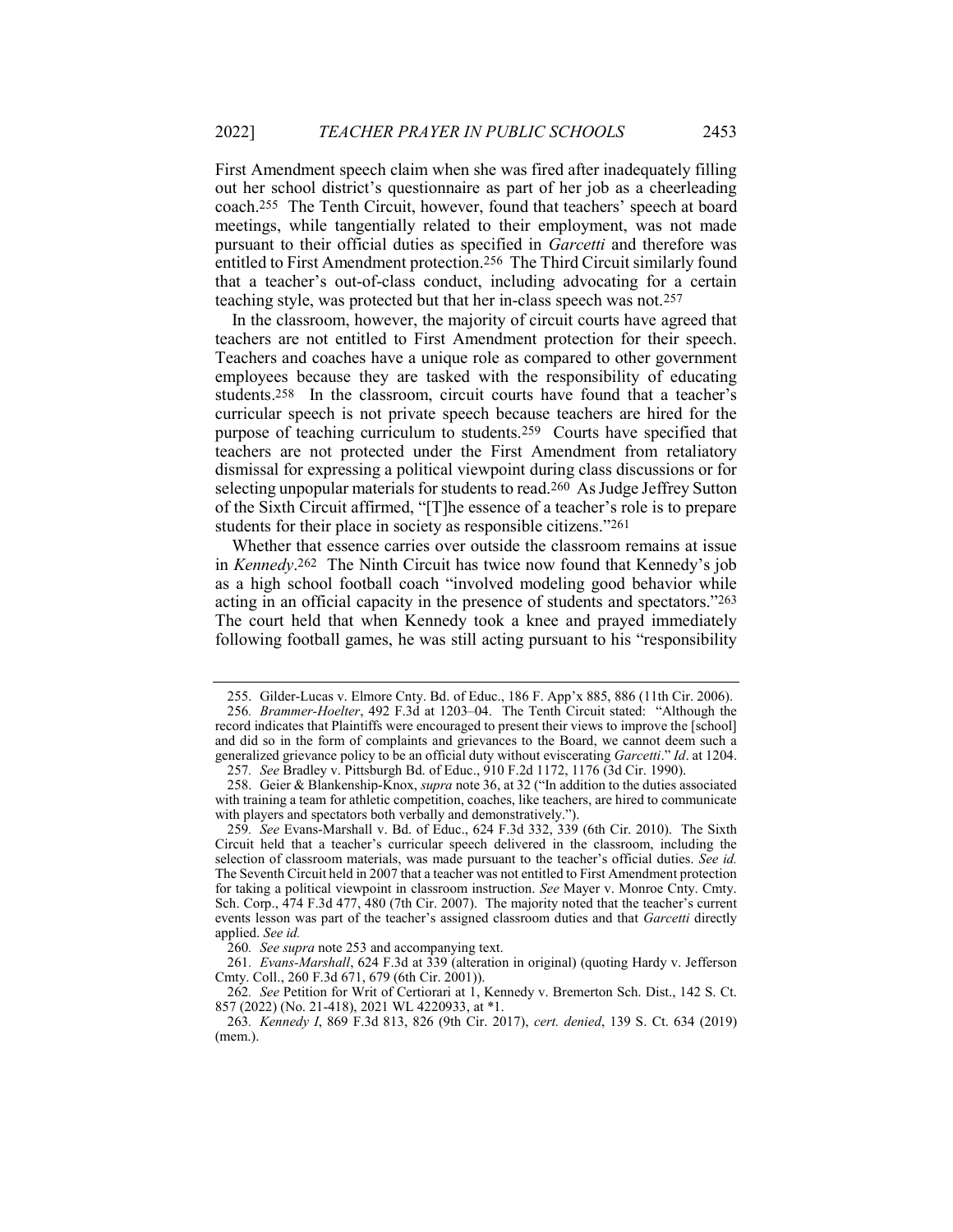First Amendment speech claim when she was fired after inadequately filling out her school district's questionnaire as part of her job as a cheerleading coach.[255] The Tenth Circuit, however, found that teachers' speech at board meetings, while tangentially related to their employment, was not made pursuant to their official duties as specified in *Garcetti* and therefore was entitled to First Amendment protection.[256] The Third Circuit similarly found that a teacher's out-of-class conduct, including advocating for a certain teaching style, was protected but that her in-class speech was not.[257]

In the classroom, however, the majority of circuit courts have agreed that teachers are not entitled to First Amendment protection for their speech. Teachers and coaches have a unique role as compared to other government employees because they are tasked with the responsibility of educating students.[258] In the classroom, circuit courts have found that a teacher's curricular speech is not private speech because teachers are hired for the purpose of teaching curriculum to students.[259] Courts have specified that teachers are not protected under the First Amendment from retaliatory dismissal for expressing a political viewpoint during class discussions or for selecting unpopular materials for students to read.[260] As Judge Jeffrey Sutton of the Sixth Circuit affirmed, "[T]he essence of a teacher's role is to prepare students for their place in society as responsible citizens."[261]

Whether that essence carries over outside the classroom remains at issue in *Kennedy*.[262] The Ninth Circuit has twice now found that Kennedy's job as a high school football coach "involved modeling good behavior while acting in an official capacity in the presence of students and spectators."[263] The court held that when Kennedy took a knee and prayed immediately following football games, he was still acting pursuant to his "responsibility

---

255. Gilder-Lucas v. Elmore Cnty. Bd. of Educ., 186 F. App'x 885, 886 (11th Cir. 2006).

256. *Brammer-Hoelter*, 492 F.3d at 1203–04. The Tenth Circuit stated: "Although the record indicates that Plaintiffs were encouraged to present their views to improve the [school] and did so in the form of complaints and grievances to the Board, we cannot deem such a generalized grievance policy to be an official duty without eviscerating *Garcetti*." *Id*. at 1204.

257. *See* Bradley v. Pittsburgh Bd. of Educ., 910 F.2d 1172, 1176 (3d Cir. 1990).

258. Geier & Blankenship-Knox, *supra* note 36, at 32 ("In addition to the duties associated with training a team for athletic competition, coaches, like teachers, are hired to communicate with players and spectators both verbally and demonstratively.").

259. *See* Evans-Marshall v. Bd. of Educ., 624 F.3d 332, 339 (6th Cir. 2010). The Sixth Circuit held that a teacher's curricular speech delivered in the classroom, including the selection of classroom materials, was made pursuant to the teacher's official duties. *See id.* The Seventh Circuit held in 2007 that a teacher was not entitled to First Amendment protection for taking a political viewpoint in classroom instruction. *See* Mayer v. Monroe Cnty. Cmty. Sch. Corp., 474 F.3d 477, 480 (7th Cir. 2007). The majority noted that the teacher's current events lesson was part of the teacher's assigned classroom duties and that *Garcetti* directly applied. *See id.*

260. *See supra* note 253 and accompanying text.

261. *Evans-Marshall*, 624 F.3d at 339 (alteration in original) (quoting Hardy v. Jefferson Cmty. Coll., 260 F.3d 671, 679 (6th Cir. 2001)).

262. *See* Petition for Writ of Certiorari at 1, Kennedy v. Bremerton Sch. Dist., 142 S. Ct. 857 (2022) (No. 21-418), 2021 WL 4220933, at *1.

263. *Kennedy I*, 869 F.3d 813, 826 (9th Cir. 2017), *cert. denied*, 139 S. Ct. 634 (2019) (mem.).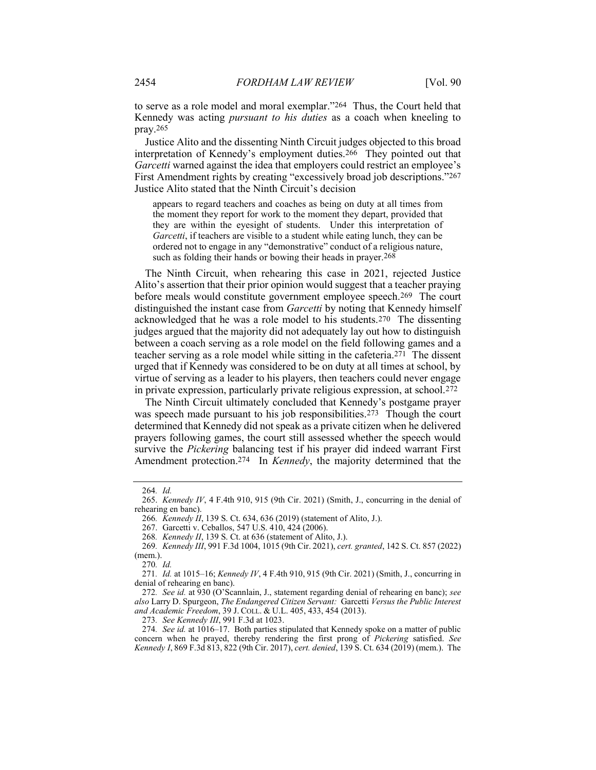to serve as a role model and moral exemplar."[264] Thus, the Court held that Kennedy was acting *pursuant to his duties* as a coach when kneeling to pray.[265]

Justice Alito and the dissenting Ninth Circuit judges objected to this broad interpretation of Kennedy's employment duties.[266] They pointed out that *Garcetti* warned against the idea that employers could restrict an employee's First Amendment rights by creating "excessively broad job descriptions."[267] Justice Alito stated that the Ninth Circuit's decision

> appears to regard teachers and coaches as being on duty at all times from the moment they report for work to the moment they depart, provided that they are within the eyesight of students. Under this interpretation of *Garcetti*, if teachers are visible to a student while eating lunch, they can be ordered not to engage in any "demonstrative" conduct of a religious nature, such as folding their hands or bowing their heads in prayer.[268]

The Ninth Circuit, when rehearing this case in 2021, rejected Justice Alito's assertion that their prior opinion would suggest that a teacher praying before meals would constitute government employee speech.[269] The court distinguished the instant case from *Garcetti* by noting that Kennedy himself acknowledged that he was a role model to his students.[270] The dissenting judges argued that the majority did not adequately lay out how to distinguish between a coach serving as a role model on the field following games and a teacher serving as a role model while sitting in the cafeteria.[271] The dissent urged that if Kennedy was considered to be on duty at all times at school, by virtue of serving as a leader to his players, then teachers could never engage in private expression, particularly private religious expression, at school.[272]

The Ninth Circuit ultimately concluded that Kennedy's postgame prayer was speech made pursuant to his job responsibilities.[273] Though the court determined that Kennedy did not speak as a private citizen when he delivered prayers following games, the court still assessed whether the speech would survive the *Pickering* balancing test if his prayer did indeed warrant First Amendment protection.[274] In *Kennedy*, the majority determined that the

---

264. *Id.*

265. *Kennedy IV*, 4 F.4th 910, 915 (9th Cir. 2021) (Smith, J., concurring in the denial of rehearing en banc).

266. *Kennedy II*, 139 S. Ct. 634, 636 (2019) (statement of Alito, J.).

267. Garcetti v. Ceballos, 547 U.S. 410, 424 (2006).

268. *Kennedy II*, 139 S. Ct. at 636 (statement of Alito, J.).

269. *Kennedy III*, 991 F.3d 1004, 1015 (9th Cir. 2021), *cert. granted*, 142 S. Ct. 857 (2022) (mem.).

270. *Id.*

271. *Id.* at 1015–16; *Kennedy IV*, 4 F.4th 910, 915 (9th Cir. 2021) (Smith, J., concurring in denial of rehearing en banc).

272. *See id.* at 930 (O'Scannlain, J., statement regarding denial of rehearing en banc); *see also* Larry D. Spurgeon, *The Endangered Citizen Servant:* Garcetti *Versus the Public Interest and Academic Freedom*, 39 J. COLL. & U.L. 405, 433, 454 (2013).

273. *See Kennedy III*, 991 F.3d at 1023.

274. *See id.* at 1016–17. Both parties stipulated that Kennedy spoke on a matter of public concern when he prayed, thereby rendering the first prong of *Pickering* satisfied. *See Kennedy I*, 869 F.3d 813, 822 (9th Cir. 2017), *cert. denied*, 139 S. Ct. 634 (2019) (mem.). The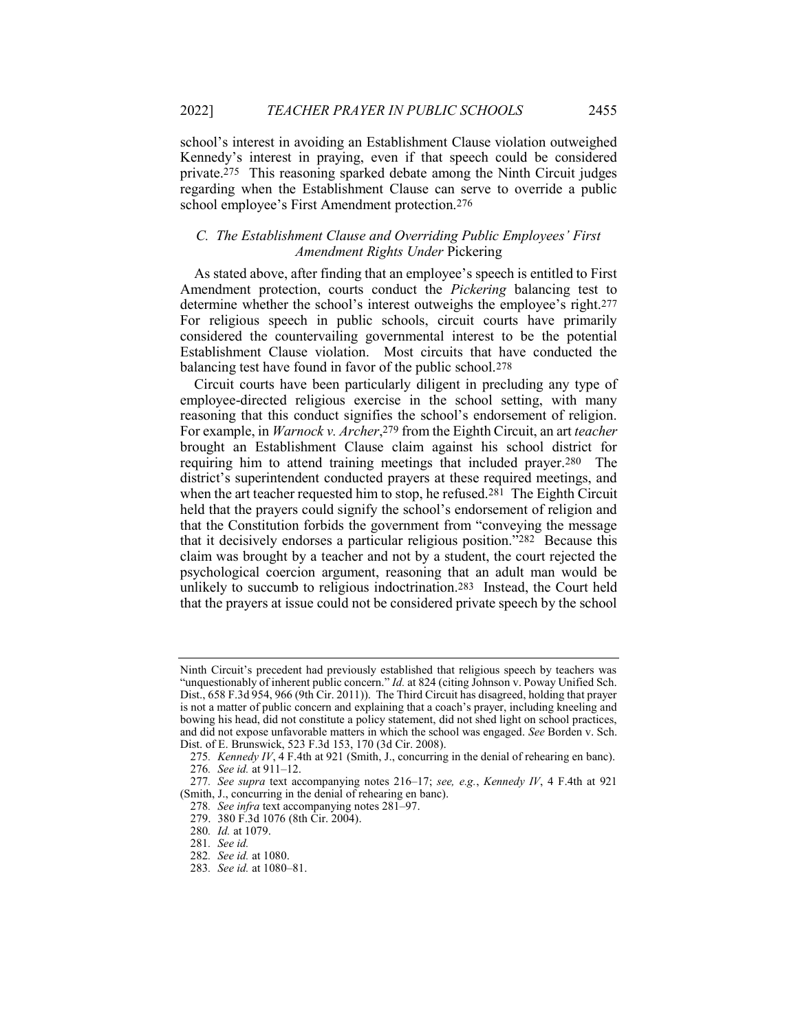school's interest in avoiding an Establishment Clause violation outweighed Kennedy's interest in praying, even if that speech could be considered private.[275] This reasoning sparked debate among the Ninth Circuit judges regarding when the Establishment Clause can serve to override a public school employee's First Amendment protection.[276]

### *C. The Establishment Clause and Overriding Public Employees' First Amendment Rights Under* Pickering

As stated above, after finding that an employee's speech is entitled to First Amendment protection, courts conduct the *Pickering* balancing test to determine whether the school's interest outweighs the employee's right.[277] For religious speech in public schools, circuit courts have primarily considered the countervailing governmental interest to be the potential Establishment Clause violation. Most circuits that have conducted the balancing test have found in favor of the public school.[278]

Circuit courts have been particularly diligent in precluding any type of employee-directed religious exercise in the school setting, with many reasoning that this conduct signifies the school's endorsement of religion. For example, in *Warnock v. Archer*,[279] from the Eighth Circuit, an art *teacher* brought an Establishment Clause claim against his school district for requiring him to attend training meetings that included prayer.[280] The district's superintendent conducted prayers at these required meetings, and when the art teacher requested him to stop, he refused.[281] The Eighth Circuit held that the prayers could signify the school's endorsement of religion and that the Constitution forbids the government from "conveying the message that it decisively endorses a particular religious position."[282] Because this claim was brought by a teacher and not by a student, the court rejected the psychological coercion argument, reasoning that an adult man would be unlikely to succumb to religious indoctrination.[283] Instead, the Court held that the prayers at issue could not be considered private speech by the school

---

Ninth Circuit's precedent had previously established that religious speech by teachers was "unquestionably of inherent public concern." *Id.* at 824 (citing Johnson v. Poway Unified Sch. Dist., 658 F.3d 954, 966 (9th Cir. 2011)). The Third Circuit has disagreed, holding that prayer is not a matter of public concern and explaining that a coach's prayer, including kneeling and bowing his head, did not constitute a policy statement, did not shed light on school practices, and did not expose unfavorable matters in which the school was engaged. *See* Borden v. Sch. Dist. of E. Brunswick, 523 F.3d 153, 170 (3d Cir. 2008).

275. *Kennedy IV*, 4 F.4th at 921 (Smith, J., concurring in the denial of rehearing en banc).

276. *See id.* at 911–12.

277. *See supra* text accompanying notes 216–17; *see, e.g.*, *Kennedy IV*, 4 F.4th at 921 (Smith, J., concurring in the denial of rehearing en banc).

278. *See infra* text accompanying notes 281–97.

279. 380 F.3d 1076 (8th Cir. 2004).

280. *Id.* at 1079.

281. *See id.*

282. *See id.* at 1080.

283. *See id.* at 1080–81.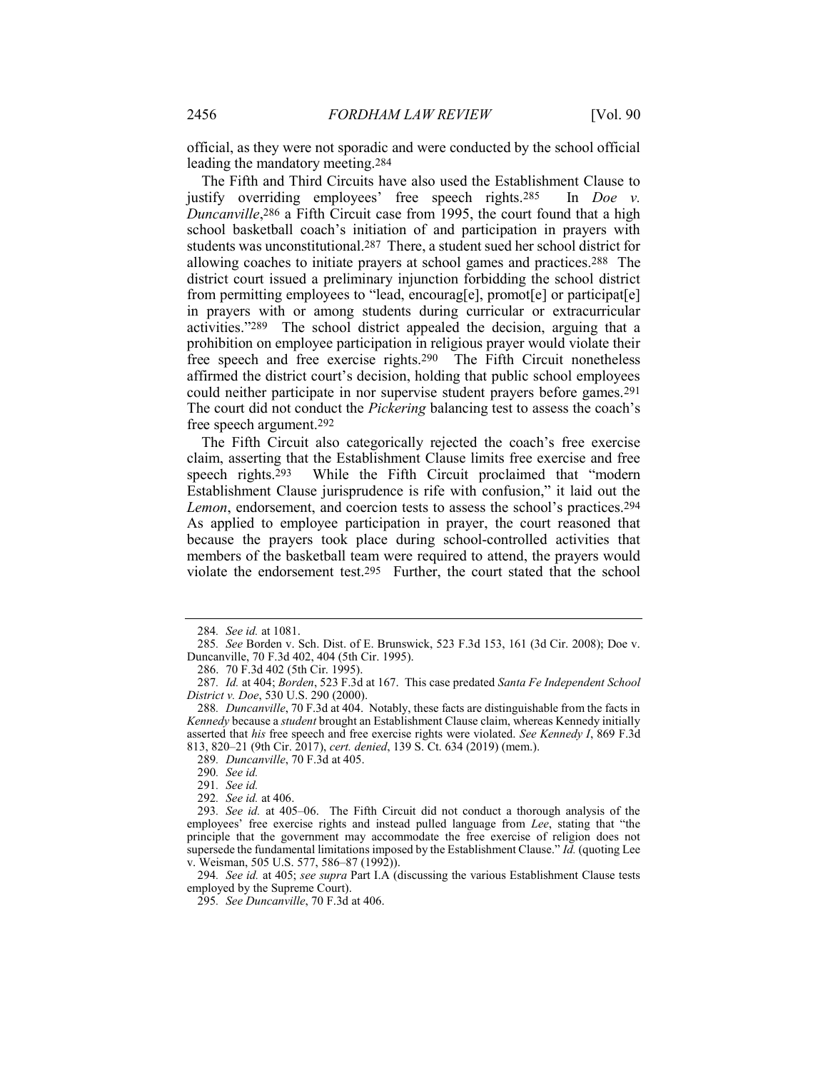official, as they were not sporadic and were conducted by the school official leading the mandatory meeting.[284]

The Fifth and Third Circuits have also used the Establishment Clause to justify overriding employees' free speech rights.[285] In *Doe v. Duncanville*,[286] a Fifth Circuit case from 1995, the court found that a high school basketball coach's initiation of and participation in prayers with students was unconstitutional.[287] There, a student sued her school district for allowing coaches to initiate prayers at school games and practices.[288] The district court issued a preliminary injunction forbidding the school district from permitting employees to "lead, encourag[e], promot[e] or participat[e] in prayers with or among students during curricular or extracurricular activities."[289] The school district appealed the decision, arguing that a prohibition on employee participation in religious prayer would violate their free speech and free exercise rights.[290] The Fifth Circuit nonetheless affirmed the district court's decision, holding that public school employees could neither participate in nor supervise student prayers before games.[291] The court did not conduct the *Pickering* balancing test to assess the coach's free speech argument.[292]

The Fifth Circuit also categorically rejected the coach's free exercise claim, asserting that the Establishment Clause limits free exercise and free speech rights.[293] While the Fifth Circuit proclaimed that "modern Establishment Clause jurisprudence is rife with confusion," it laid out the *Lemon*, endorsement, and coercion tests to assess the school's practices.[294] As applied to employee participation in prayer, the court reasoned that because the prayers took place during school-controlled activities that members of the basketball team were required to attend, the prayers would violate the endorsement test.[295] Further, the court stated that the school

---

284. *See id.* at 1081.

285. *See* Borden v. Sch. Dist. of E. Brunswick, 523 F.3d 153, 161 (3d Cir. 2008); Doe v. Duncanville, 70 F.3d 402, 404 (5th Cir. 1995).

286. 70 F.3d 402 (5th Cir. 1995).

287. *Id.* at 404; *Borden*, 523 F.3d at 167. This case predated *Santa Fe Independent School District v. Doe*, 530 U.S. 290 (2000).

288. *Duncanville*, 70 F.3d at 404. Notably, these facts are distinguishable from the facts in *Kennedy* because a *student* brought an Establishment Clause claim, whereas Kennedy initially asserted that *his* free speech and free exercise rights were violated. *See Kennedy I*, 869 F.3d 813, 820–21 (9th Cir. 2017), *cert. denied*, 139 S. Ct. 634 (2019) (mem.).

289. *Duncanville*, 70 F.3d at 405.

290. *See id.*

291. *See id.*

292. *See id.* at 406.

293. *See id.* at 405–06. The Fifth Circuit did not conduct a thorough analysis of the employees' free exercise rights and instead pulled language from *Lee*, stating that "the principle that the government may accommodate the free exercise of religion does not supersede the fundamental limitations imposed by the Establishment Clause." *Id.* (quoting Lee v. Weisman, 505 U.S. 577, 586–87 (1992)).

294. *See id.* at 405; *see supra* Part I.A (discussing the various Establishment Clause tests employed by the Supreme Court).

295. *See Duncanville*, 70 F.3d at 406.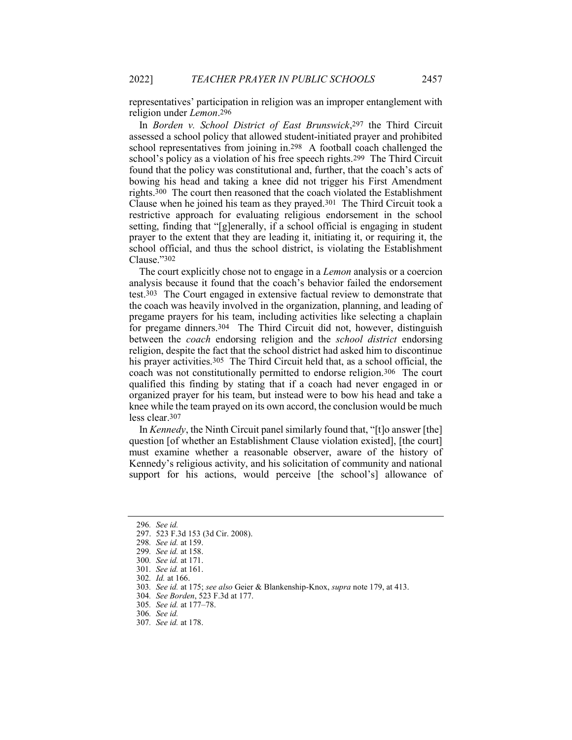representatives' participation in religion was an improper entanglement with religion under *Lemon*.[296]

In *Borden v. School District of East Brunswick*,[297] the Third Circuit assessed a school policy that allowed student-initiated prayer and prohibited school representatives from joining in.[298] A football coach challenged the school's policy as a violation of his free speech rights.[299] The Third Circuit found that the policy was constitutional and, further, that the coach's acts of bowing his head and taking a knee did not trigger his First Amendment rights.[300] The court then reasoned that the coach violated the Establishment Clause when he joined his team as they prayed.[301] The Third Circuit took a restrictive approach for evaluating religious endorsement in the school setting, finding that "[g]enerally, if a school official is engaging in student prayer to the extent that they are leading it, initiating it, or requiring it, the school official, and thus the school district, is violating the Establishment Clause."[302]

The court explicitly chose not to engage in a *Lemon* analysis or a coercion analysis because it found that the coach's behavior failed the endorsement test.[303] The Court engaged in extensive factual review to demonstrate that the coach was heavily involved in the organization, planning, and leading of pregame prayers for his team, including activities like selecting a chaplain for pregame dinners.[304] The Third Circuit did not, however, distinguish between the *coach* endorsing religion and the *school district* endorsing religion, despite the fact that the school district had asked him to discontinue his prayer activities.[305] The Third Circuit held that, as a school official, the coach was not constitutionally permitted to endorse religion.[306] The court qualified this finding by stating that if a coach had never engaged in or organized prayer for his team, but instead were to bow his head and take a knee while the team prayed on its own accord, the conclusion would be much less clear.[307]

In *Kennedy*, the Ninth Circuit panel similarly found that, "[t]o answer [the] question [of whether an Establishment Clause violation existed], [the court] must examine whether a reasonable observer, aware of the history of Kennedy's religious activity, and his solicitation of community and national support for his actions, would perceive [the school's] allowance of

---

296. *See id.*

297. 523 F.3d 153 (3d Cir. 2008).

298. *See id.* at 159.

299. *See id.* at 158.

300. *See id.* at 171.

301. *See id.* at 161.

302. *Id.* at 166.

303. *See id.* at 175; *see also* Geier & Blankenship-Knox, *supra* note 179, at 413.

304. *See Borden*, 523 F.3d at 177.

305. *See id.* at 177–78.

306. *See id.*

307. *See id.* at 178.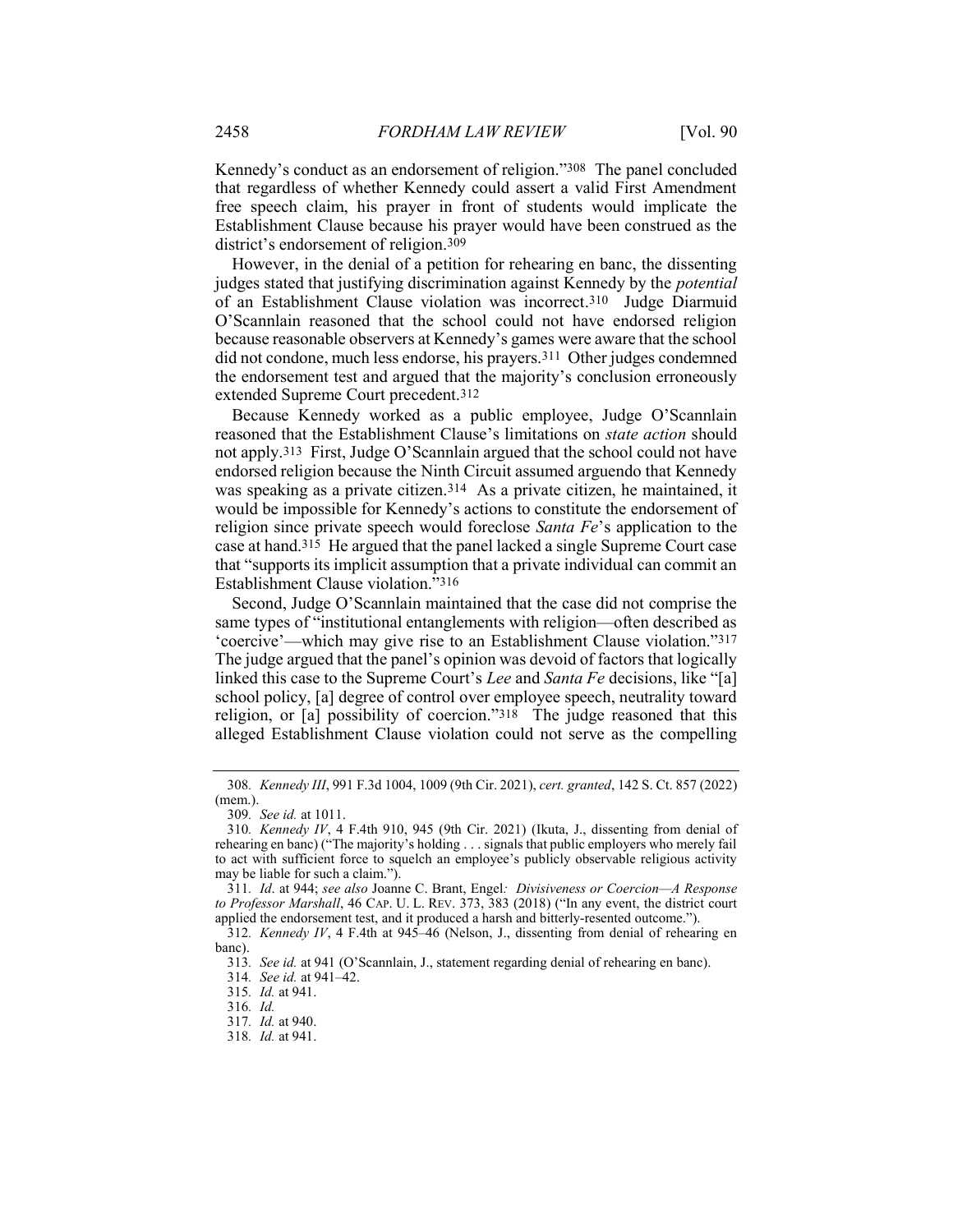Kennedy's conduct as an endorsement of religion."[308] The panel concluded that regardless of whether Kennedy could assert a valid First Amendment free speech claim, his prayer in front of students would implicate the Establishment Clause because his prayer would have been construed as the district's endorsement of religion.[309]

However, in the denial of a petition for rehearing en banc, the dissenting judges stated that justifying discrimination against Kennedy by the *potential* of an Establishment Clause violation was incorrect.[310] Judge Diarmuid O'Scannlain reasoned that the school could not have endorsed religion because reasonable observers at Kennedy's games were aware that the school did not condone, much less endorse, his prayers.[311] Other judges condemned the endorsement test and argued that the majority's conclusion erroneously extended Supreme Court precedent.[312]

Because Kennedy worked as a public employee, Judge O'Scannlain reasoned that the Establishment Clause's limitations on *state action* should not apply.[313] First, Judge O'Scannlain argued that the school could not have endorsed religion because the Ninth Circuit assumed arguendo that Kennedy was speaking as a private citizen.[314] As a private citizen, he maintained, it would be impossible for Kennedy's actions to constitute the endorsement of religion since private speech would foreclose *Santa Fe*'s application to the case at hand.[315] He argued that the panel lacked a single Supreme Court case that "supports its implicit assumption that a private individual can commit an Establishment Clause violation."[316]

Second, Judge O'Scannlain maintained that the case did not comprise the same types of "institutional entanglements with religion—often described as 'coercive'—which may give rise to an Establishment Clause violation."[317] The judge argued that the panel's opinion was devoid of factors that logically linked this case to the Supreme Court's *Lee* and *Santa Fe* decisions, like "[a] school policy, [a] degree of control over employee speech, neutrality toward religion, or [a] possibility of coercion."[318] The judge reasoned that this alleged Establishment Clause violation could not serve as the compelling

---

308. *Kennedy III*, 991 F.3d 1004, 1009 (9th Cir. 2021), *cert. granted*, 142 S. Ct. 857 (2022) (mem.).

309. *See id.* at 1011.

310. *Kennedy IV*, 4 F.4th 910, 945 (9th Cir. 2021) (Ikuta, J., dissenting from denial of rehearing en banc) ("The majority's holding . . . signals that public employers who merely fail to act with sufficient force to squelch an employee's publicly observable religious activity may be liable for such a claim.").

311. *Id*. at 944; *see also* Joanne C. Brant, Engel*: Divisiveness or Coercion—A Response to Professor Marshall*, 46 CAP. U. L. REV. 373, 383 (2018) ("In any event, the district court applied the endorsement test, and it produced a harsh and bitterly-resented outcome.").

312. *Kennedy IV*, 4 F.4th at 945–46 (Nelson, J., dissenting from denial of rehearing en banc).

313. *See id.* at 941 (O'Scannlain, J., statement regarding denial of rehearing en banc).

314. *See id.* at 941–42.

315. *Id.* at 941.

316. *Id.*

317. *Id.* at 940.

318. *Id.* at 941.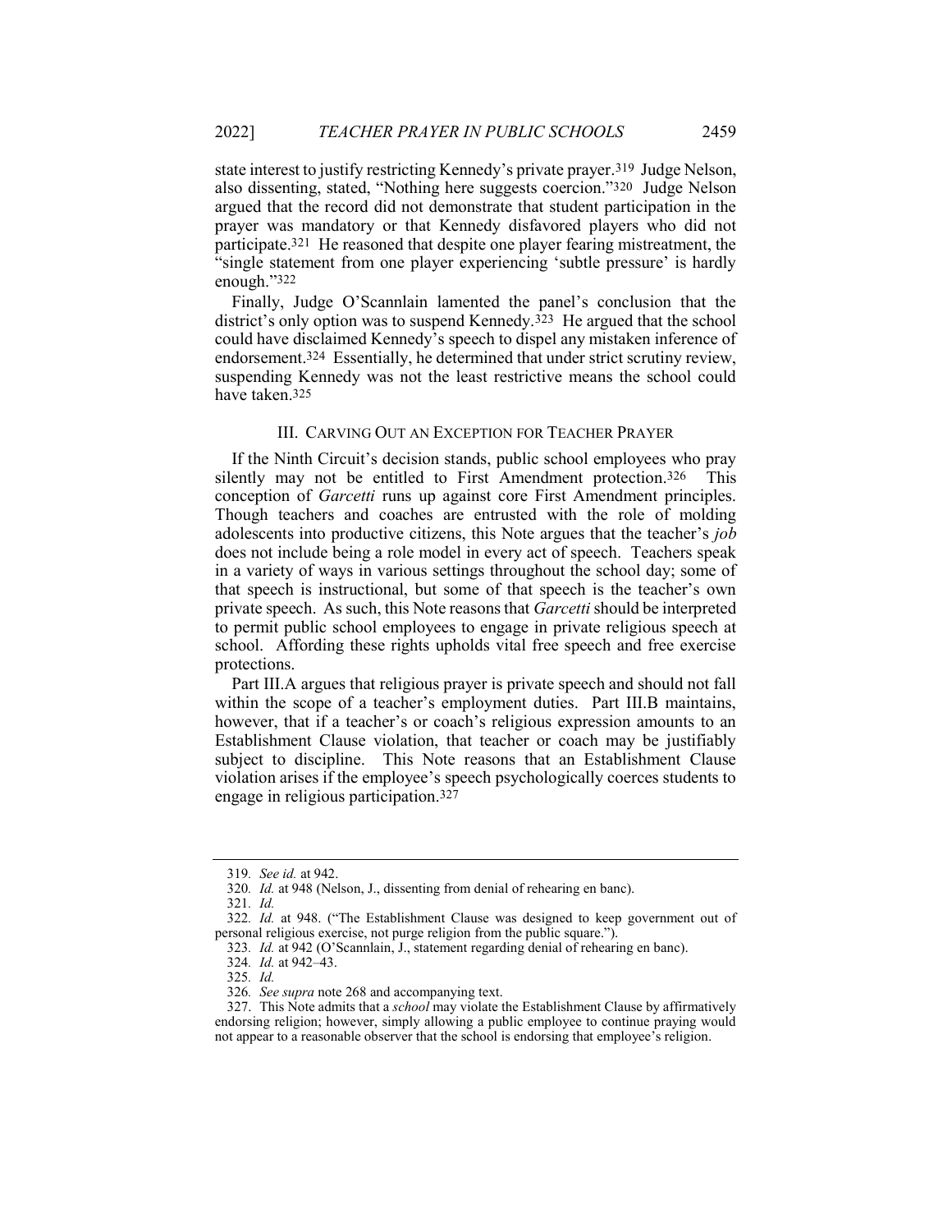state interest to justify restricting Kennedy's private prayer.[319] Judge Nelson, also dissenting, stated, "Nothing here suggests coercion."[320] Judge Nelson argued that the record did not demonstrate that student participation in the prayer was mandatory or that Kennedy disfavored players who did not participate.[321] He reasoned that despite one player fearing mistreatment, the "single statement from one player experiencing 'subtle pressure' is hardly enough."[322]

Finally, Judge O'Scannlain lamented the panel's conclusion that the district's only option was to suspend Kennedy.[323] He argued that the school could have disclaimed Kennedy's speech to dispel any mistaken inference of endorsement.[324] Essentially, he determined that under strict scrutiny review, suspending Kennedy was not the least restrictive means the school could have taken.[325]

## III. CARVING OUT AN EXCEPTION FOR TEACHER PRAYER

If the Ninth Circuit's decision stands, public school employees who pray silently may not be entitled to First Amendment protection.[326] This conception of *Garcetti* runs up against core First Amendment principles. Though teachers and coaches are entrusted with the role of molding adolescents into productive citizens, this Note argues that the teacher's *job* does not include being a role model in every act of speech. Teachers speak in a variety of ways in various settings throughout the school day; some of that speech is instructional, but some of that speech is the teacher's own private speech. As such, this Note reasons that *Garcetti* should be interpreted to permit public school employees to engage in private religious speech at school. Affording these rights upholds vital free speech and free exercise protections.

Part III.A argues that religious prayer is private speech and should not fall within the scope of a teacher's employment duties. Part III.B maintains, however, that if a teacher's or coach's religious expression amounts to an Establishment Clause violation, that teacher or coach may be justifiably subject to discipline. This Note reasons that an Establishment Clause violation arises if the employee's speech psychologically coerces students to engage in religious participation.[327]

---

319. *See id.* at 942.

320. *Id.* at 948 (Nelson, J., dissenting from denial of rehearing en banc).

321. *Id.*

322. *Id.* at 948. ("The Establishment Clause was designed to keep government out of personal religious exercise, not purge religion from the public square.").

323. *Id.* at 942 (O'Scannlain, J., statement regarding denial of rehearing en banc).

324. *Id.* at 942–43.

325. *Id.*

326. *See supra* note 268 and accompanying text.

327. This Note admits that a *school* may violate the Establishment Clause by affirmatively endorsing religion; however, simply allowing a public employee to continue praying would not appear to a reasonable observer that the school is endorsing that employee's religion.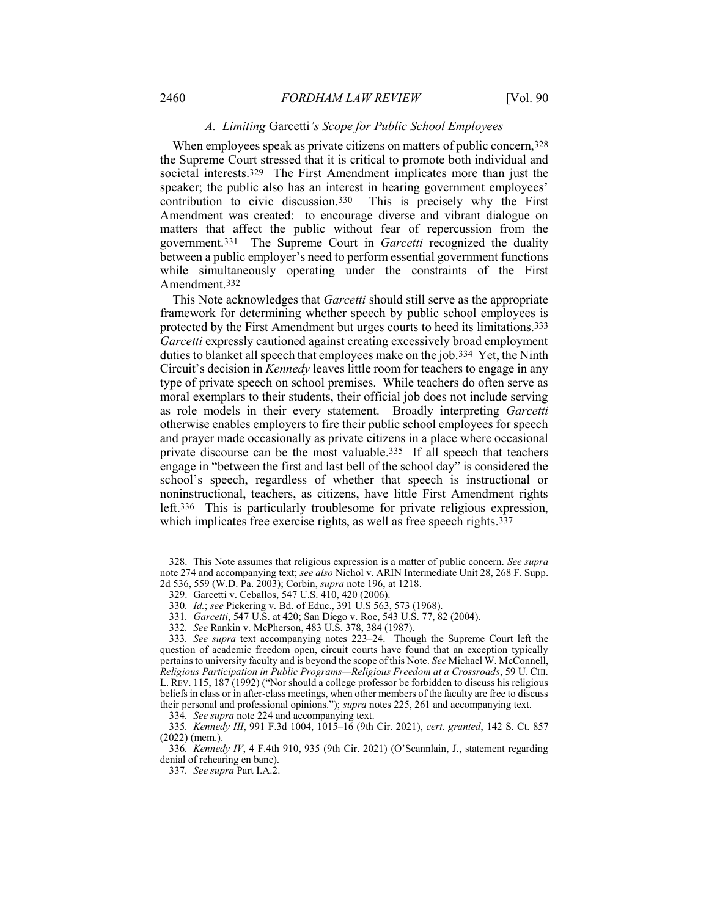### A. Limiting *Garcetti's* Scope for Public School Employees

When employees speak as private citizens on matters of public concern,[328] the Supreme Court stressed that it is critical to promote both individual and societal interests.[329] The First Amendment implicates more than just the speaker; the public also has an interest in hearing government employees' contribution to civic discussion.[330] This is precisely why the First Amendment was created: to encourage diverse and vibrant dialogue on matters that affect the public without fear of repercussion from the government.[331] The Supreme Court in *Garcetti* recognized the duality between a public employer's need to perform essential government functions while simultaneously operating under the constraints of the First Amendment.[332]

This Note acknowledges that *Garcetti* should still serve as the appropriate framework for determining whether speech by public school employees is protected by the First Amendment but urges courts to heed its limitations.[333] *Garcetti* expressly cautioned against creating excessively broad employment duties to blanket all speech that employees make on the job.[334] Yet, the Ninth Circuit's decision in *Kennedy* leaves little room for teachers to engage in any type of private speech on school premises. While teachers do often serve as moral exemplars to their students, their official job does not include serving as role models in their every statement. Broadly interpreting *Garcetti* otherwise enables employers to fire their public school employees for speech and prayer made occasionally as private citizens in a place where occasional private discourse can be the most valuable.[335] If all speech that teachers engage in "between the first and last bell of the school day" is considered the school's speech, regardless of whether that speech is instructional or noninstructional, teachers, as citizens, have little First Amendment rights left.[336] This is particularly troublesome for private religious expression, which implicates free exercise rights, as well as free speech rights.[337]

---

328. This Note assumes that religious expression is a matter of public concern. *See supra* note 274 and accompanying text; *see also* Nichol v. ARIN Intermediate Unit 28, 268 F. Supp. 2d 536, 559 (W.D. Pa. 2003); Corbin, *supra* note 196, at 1218.

329. Garcetti v. Ceballos, 547 U.S. 410, 420 (2006).

330. *Id.*; *see* Pickering v. Bd. of Educ., 391 U.S 563, 573 (1968).

331. *Garcetti*, 547 U.S. at 420; San Diego v. Roe, 543 U.S. 77, 82 (2004).

332. *See* Rankin v. McPherson, 483 U.S. 378, 384 (1987).

333. *See supra* text accompanying notes 223–24. Though the Supreme Court left the question of academic freedom open, circuit courts have found that an exception typically pertains to university faculty and is beyond the scope of this Note. *See* Michael W. McConnell, *Religious Participation in Public Programs—Religious Freedom at a Crossroads*, 59 U. CHI. L. REV. 115, 187 (1992) ("Nor should a college professor be forbidden to discuss his religious beliefs in class or in after-class meetings, when other members of the faculty are free to discuss their personal and professional opinions."); *supra* notes 225, 261 and accompanying text.

334. *See supra* note 224 and accompanying text.

335. *Kennedy III*, 991 F.3d 1004, 1015–16 (9th Cir. 2021), *cert. granted*, 142 S. Ct. 857 (2022) (mem.).

336. *Kennedy IV*, 4 F.4th 910, 935 (9th Cir. 2021) (O'Scannlain, J., statement regarding denial of rehearing en banc).

337. *See supra* Part I.A.2.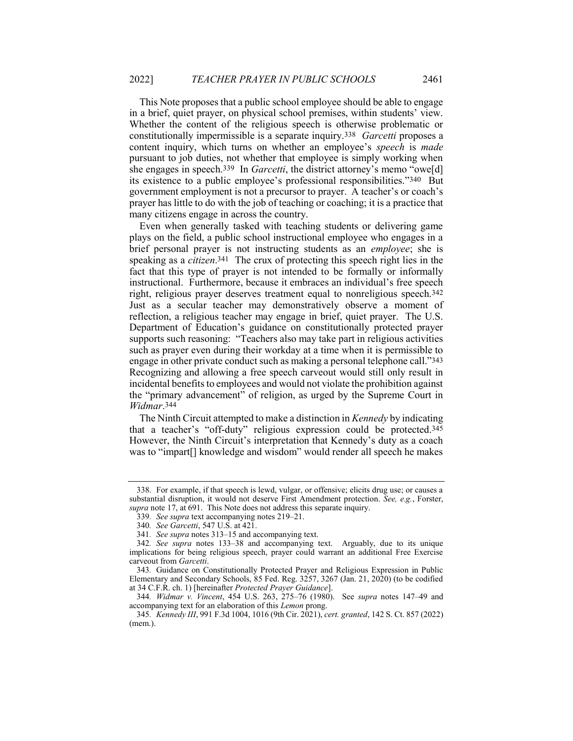This Note proposes that a public school employee should be able to engage in a brief, quiet prayer, on physical school premises, within students' view. Whether the content of the religious speech is otherwise problematic or constitutionally impermissible is a separate inquiry.[338] *Garcetti* proposes a content inquiry, which turns on whether an employee's *speech* is *made* pursuant to job duties, not whether that employee is simply working when she engages in speech.[339] In *Garcetti*, the district attorney's memo "owe[d] its existence to a public employee's professional responsibilities."[340] But government employment is not a precursor to prayer. A teacher's or coach's prayer has little to do with the job of teaching or coaching; it is a practice that many citizens engage in across the country.

Even when generally tasked with teaching students or delivering game plays on the field, a public school instructional employee who engages in a brief personal prayer is not instructing students as an *employee*; she is speaking as a *citizen*.[341] The crux of protecting this speech right lies in the fact that this type of prayer is not intended to be formally or informally instructional. Furthermore, because it embraces an individual's free speech right, religious prayer deserves treatment equal to nonreligious speech.[342] Just as a secular teacher may demonstratively observe a moment of reflection, a religious teacher may engage in brief, quiet prayer. The U.S. Department of Education's guidance on constitutionally protected prayer supports such reasoning: "Teachers also may take part in religious activities such as prayer even during their workday at a time when it is permissible to engage in other private conduct such as making a personal telephone call."[343] Recognizing and allowing a free speech carveout would still only result in incidental benefits to employees and would not violate the prohibition against the "primary advancement" of religion, as urged by the Supreme Court in *Widmar*.[344]

The Ninth Circuit attempted to make a distinction in *Kennedy* by indicating that a teacher's "off-duty" religious expression could be protected.[345] However, the Ninth Circuit's interpretation that Kennedy's duty as a coach was to "impart[] knowledge and wisdom" would render all speech he makes

---

338. For example, if that speech is lewd, vulgar, or offensive; elicits drug use; or causes a substantial disruption, it would not deserve First Amendment protection. *See, e.g.*, Forster, *supra* note 17, at 691. This Note does not address this separate inquiry.

339. *See supra* text accompanying notes 219–21.

340. *See Garcetti*, 547 U.S. at 421.

341. *See supra* notes 313–15 and accompanying text.

342. *See supra* notes 133–38 and accompanying text. Arguably, due to its unique implications for being religious speech, prayer could warrant an additional Free Exercise carveout from *Garcetti*.

343. Guidance on Constitutionally Protected Prayer and Religious Expression in Public Elementary and Secondary Schools, 85 Fed. Reg. 3257, 3267 (Jan. 21, 2020) (to be codified at 34 C.F.R. ch. 1) [hereinafter *Protected Prayer Guidance*].

344. *Widmar v. Vincent*, 454 U.S. 263, 275–76 (1980). See *supra* notes 147–49 and accompanying text for an elaboration of this *Lemon* prong.

345. *Kennedy III*, 991 F.3d 1004, 1016 (9th Cir. 2021), *cert. granted*, 142 S. Ct. 857 (2022) (mem.).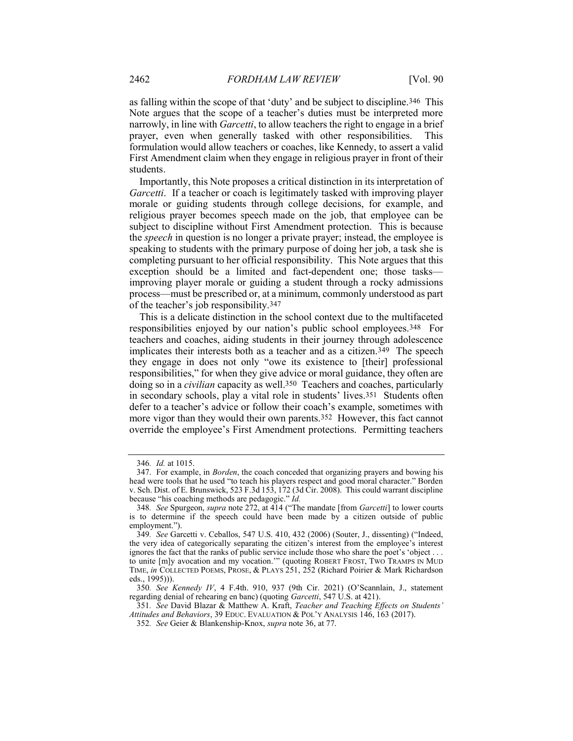as falling within the scope of that 'duty' and be subject to discipline.[346] This Note argues that the scope of a teacher's duties must be interpreted more narrowly, in line with *Garcetti*, to allow teachers the right to engage in a brief prayer, even when generally tasked with other responsibilities. This formulation would allow teachers or coaches, like Kennedy, to assert a valid First Amendment claim when they engage in religious prayer in front of their students.

Importantly, this Note proposes a critical distinction in its interpretation of *Garcetti*. If a teacher or coach is legitimately tasked with improving player morale or guiding students through college decisions, for example, and religious prayer becomes speech made on the job, that employee can be subject to discipline without First Amendment protection. This is because the *speech* in question is no longer a private prayer; instead, the employee is speaking to students with the primary purpose of doing her job, a task she is completing pursuant to her official responsibility. This Note argues that this exception should be a limited and fact-dependent one; those tasks—improving player morale or guiding a student through a rocky admissions process—must be prescribed or, at a minimum, commonly understood as part of the teacher's job responsibility.[347]

This is a delicate distinction in the school context due to the multifaceted responsibilities enjoyed by our nation's public school employees.[348] For teachers and coaches, aiding students in their journey through adolescence implicates their interests both as a teacher and as a citizen.[349] The speech they engage in does not only "owe its existence to [their] professional responsibilities," for when they give advice or moral guidance, they often are doing so in a *civilian* capacity as well.[350] Teachers and coaches, particularly in secondary schools, play a vital role in students' lives.[351] Students often defer to a teacher's advice or follow their coach's example, sometimes with more vigor than they would their own parents.[352] However, this fact cannot override the employee's First Amendment protections. Permitting teachers

---

346. *Id.* at 1015.

347. For example, in *Borden*, the coach conceded that organizing prayers and bowing his head were tools that he used "to teach his players respect and good moral character." Borden v. Sch. Dist. of E. Brunswick, 523 F.3d 153, 172 (3d Cir. 2008). This could warrant discipline because "his coaching methods are pedagogic." *Id.*

348. *See* Spurgeon, *supra* note 272, at 414 ("The mandate [from *Garcetti*] to lower courts is to determine if the speech could have been made by a citizen outside of public employment.").

349. *See* Garcetti v. Ceballos, 547 U.S. 410, 432 (2006) (Souter, J., dissenting) ("Indeed, the very idea of categorically separating the citizen's interest from the employee's interest ignores the fact that the ranks of public service include those who share the poet's 'object . . . to unite [m]y avocation and my vocation.'" (quoting ROBERT FROST, TWO TRAMPS IN MUD TIME, *in* COLLECTED POEMS, PROSE, & PLAYS 251, 252 (Richard Poirier & Mark Richardson eds., 1995))).

350. *See Kennedy IV*, 4 F.4th. 910, 937 (9th Cir. 2021) (O'Scannlain, J., statement regarding denial of rehearing en banc) (quoting *Garcetti*, 547 U.S. at 421).

351. *See* David Blazar & Matthew A. Kraft, *Teacher and Teaching Effects on Students' Attitudes and Behaviors*, 39 EDUC. EVALUATION & POL'Y ANALYSIS 146, 163 (2017).

352. *See* Geier & Blankenship-Knox, *supra* note 36, at 77.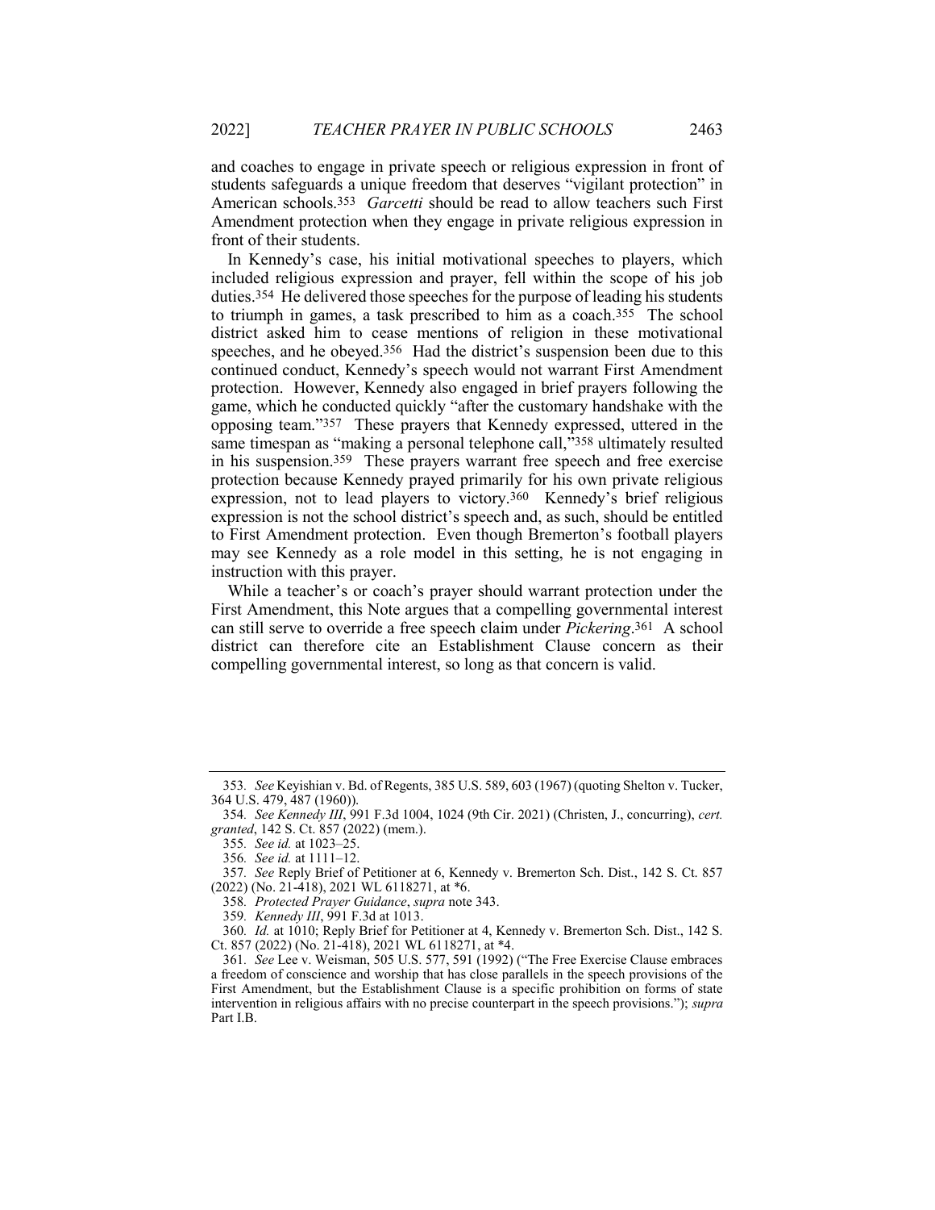and coaches to engage in private speech or religious expression in front of students safeguards a unique freedom that deserves "vigilant protection" in American schools.[353] *Garcetti* should be read to allow teachers such First Amendment protection when they engage in private religious expression in front of their students.

In Kennedy's case, his initial motivational speeches to players, which included religious expression and prayer, fell within the scope of his job duties.[354] He delivered those speeches for the purpose of leading his students to triumph in games, a task prescribed to him as a coach.[355] The school district asked him to cease mentions of religion in these motivational speeches, and he obeyed.[356] Had the district's suspension been due to this continued conduct, Kennedy's speech would not warrant First Amendment protection. However, Kennedy also engaged in brief prayers following the game, which he conducted quickly "after the customary handshake with the opposing team."[357] These prayers that Kennedy expressed, uttered in the same timespan as "making a personal telephone call,"[358] ultimately resulted in his suspension.[359] These prayers warrant free speech and free exercise protection because Kennedy prayed primarily for his own private religious expression, not to lead players to victory.[360] Kennedy's brief religious expression is not the school district's speech and, as such, should be entitled to First Amendment protection. Even though Bremerton's football players may see Kennedy as a role model in this setting, he is not engaging in instruction with this prayer.

While a teacher's or coach's prayer should warrant protection under the First Amendment, this Note argues that a compelling governmental interest can still serve to override a free speech claim under *Pickering*.[361] A school district can therefore cite an Establishment Clause concern as their compelling governmental interest, so long as that concern is valid.

---

353. *See* Keyishian v. Bd. of Regents, 385 U.S. 589, 603 (1967) (quoting Shelton v. Tucker, 364 U.S. 479, 487 (1960)).

354. *See Kennedy III*, 991 F.3d 1004, 1024 (9th Cir. 2021) (Christen, J., concurring), *cert. granted*, 142 S. Ct. 857 (2022) (mem.).

355. *See id.* at 1023–25.

356. *See id.* at 1111–12.

357. *See* Reply Brief of Petitioner at 6, Kennedy v. Bremerton Sch. Dist., 142 S. Ct. 857 (2022) (No. 21-418), 2021 WL 6118271, at *6.

358. *Protected Prayer Guidance*, *supra* note 343.

359. *Kennedy III*, 991 F.3d at 1013.

360. *Id.* at 1010; Reply Brief for Petitioner at 4, Kennedy v. Bremerton Sch. Dist., 142 S. Ct. 857 (2022) (No. 21-418), 2021 WL 6118271, at *4.

361. *See* Lee v. Weisman, 505 U.S. 577, 591 (1992) ("The Free Exercise Clause embraces a freedom of conscience and worship that has close parallels in the speech provisions of the First Amendment, but the Establishment Clause is a specific prohibition on forms of state intervention in religious affairs with no precise counterpart in the speech provisions."); *supra* Part I.B.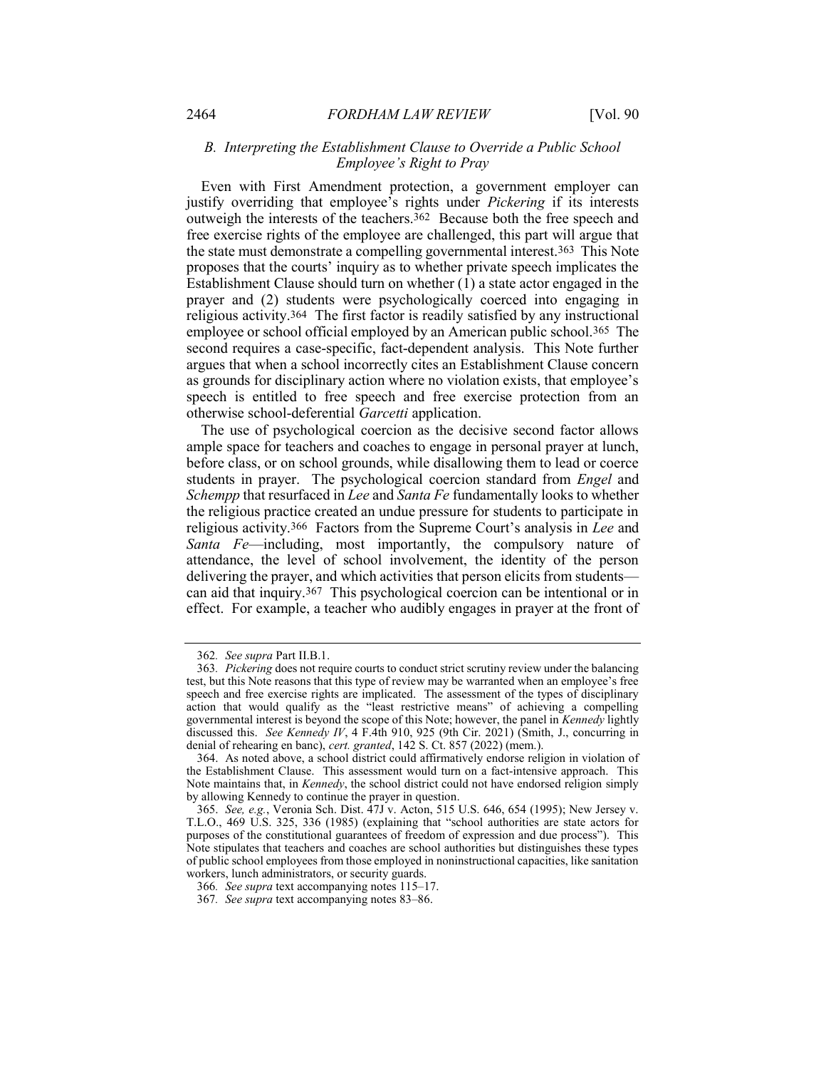### *B. Interpreting the Establishment Clause to Override a Public School Employee's Right to Pray*

Even with First Amendment protection, a government employer can justify overriding that employee's rights under *Pickering* if its interests outweigh the interests of the teachers.[362] Because both the free speech and free exercise rights of the employee are challenged, this part will argue that the state must demonstrate a compelling governmental interest.[363] This Note proposes that the courts' inquiry as to whether private speech implicates the Establishment Clause should turn on whether (1) a state actor engaged in the prayer and (2) students were psychologically coerced into engaging in religious activity.[364] The first factor is readily satisfied by any instructional employee or school official employed by an American public school.[365] The second requires a case-specific, fact-dependent analysis. This Note further argues that when a school incorrectly cites an Establishment Clause concern as grounds for disciplinary action where no violation exists, that employee's speech is entitled to free speech and free exercise protection from an otherwise school-deferential *Garcetti* application.

The use of psychological coercion as the decisive second factor allows ample space for teachers and coaches to engage in personal prayer at lunch, before class, or on school grounds, while disallowing them to lead or coerce students in prayer. The psychological coercion standard from *Engel* and *Schempp* that resurfaced in *Lee* and *Santa Fe* fundamentally looks to whether the religious practice created an undue pressure for students to participate in religious activity.[366] Factors from the Supreme Court's analysis in *Lee* and *Santa Fe*—including, most importantly, the compulsory nature of attendance, the level of school involvement, the identity of the person delivering the prayer, and which activities that person elicits from students—can aid that inquiry.[367] This psychological coercion can be intentional or in effect. For example, a teacher who audibly engages in prayer at the front of

---

362. *See supra* Part II.B.1.

363. *Pickering* does not require courts to conduct strict scrutiny review under the balancing test, but this Note reasons that this type of review may be warranted when an employee's free speech and free exercise rights are implicated. The assessment of the types of disciplinary action that would qualify as the "least restrictive means" of achieving a compelling governmental interest is beyond the scope of this Note; however, the panel in *Kennedy* lightly discussed this. *See Kennedy IV*, 4 F.4th 910, 925 (9th Cir. 2021) (Smith, J., concurring in denial of rehearing en banc), *cert. granted*, 142 S. Ct. 857 (2022) (mem.).

364. As noted above, a school district could affirmatively endorse religion in violation of the Establishment Clause. This assessment would turn on a fact-intensive approach. This Note maintains that, in *Kennedy*, the school district could not have endorsed religion simply by allowing Kennedy to continue the prayer in question.

365. *See, e.g.*, Veronia Sch. Dist. 47J v. Acton, 515 U.S. 646, 654 (1995); New Jersey v. T.L.O., 469 U.S. 325, 336 (1985) (explaining that "school authorities are state actors for purposes of the constitutional guarantees of freedom of expression and due process"). This Note stipulates that teachers and coaches are school authorities but distinguishes these types of public school employees from those employed in noninstructional capacities, like sanitation workers, lunch administrators, or security guards.

366. *See supra* text accompanying notes 115–17.

367. *See supra* text accompanying notes 83–86.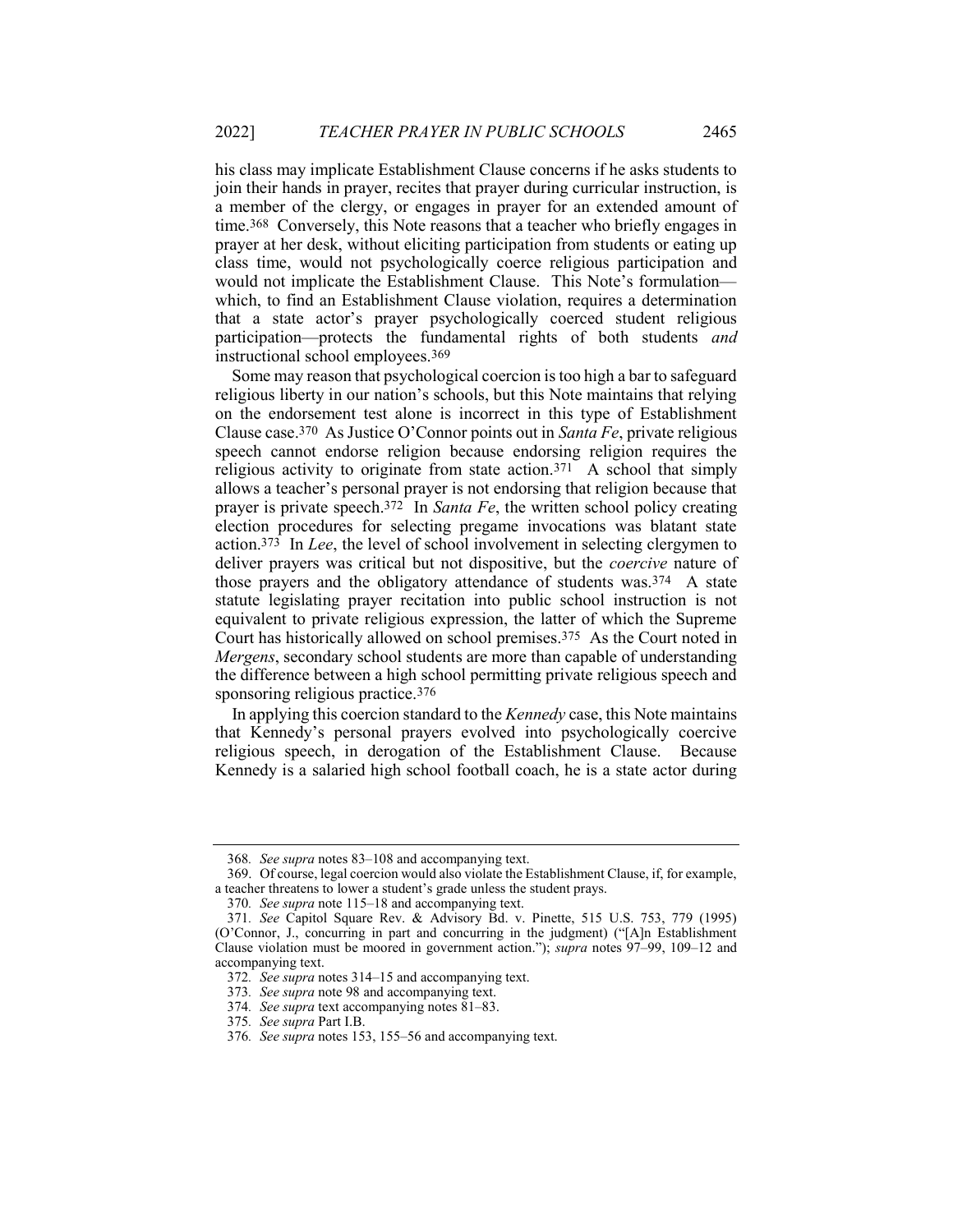his class may implicate Establishment Clause concerns if he asks students to join their hands in prayer, recites that prayer during curricular instruction, is a member of the clergy, or engages in prayer for an extended amount of time.[368] Conversely, this Note reasons that a teacher who briefly engages in prayer at her desk, without eliciting participation from students or eating up class time, would not psychologically coerce religious participation and would not implicate the Establishment Clause. This Note's formulation—which, to find an Establishment Clause violation, requires a determination that a state actor's prayer psychologically coerced student religious participation—protects the fundamental rights of both students *and* instructional school employees.[369]

Some may reason that psychological coercion is too high a bar to safeguard religious liberty in our nation's schools, but this Note maintains that relying on the endorsement test alone is incorrect in this type of Establishment Clause case.[370] As Justice O'Connor points out in *Santa Fe*, private religious speech cannot endorse religion because endorsing religion requires the religious activity to originate from state action.[371] A school that simply allows a teacher's personal prayer is not endorsing that religion because that prayer is private speech.[372] In *Santa Fe*, the written school policy creating election procedures for selecting pregame invocations was blatant state action.[373] In *Lee*, the level of school involvement in selecting clergymen to deliver prayers was critical but not dispositive, but the *coercive* nature of those prayers and the obligatory attendance of students was.[374] A state statute legislating prayer recitation into public school instruction is not equivalent to private religious expression, the latter of which the Supreme Court has historically allowed on school premises.[375] As the Court noted in *Mergens*, secondary school students are more than capable of understanding the difference between a high school permitting private religious speech and sponsoring religious practice.[376]

In applying this coercion standard to the *Kennedy* case, this Note maintains that Kennedy's personal prayers evolved into psychologically coercive religious speech, in derogation of the Establishment Clause. Because Kennedy is a salaried high school football coach, he is a state actor during

---

368. *See supra* notes 83–108 and accompanying text.

369. Of course, legal coercion would also violate the Establishment Clause, if, for example, a teacher threatens to lower a student's grade unless the student prays.

370. *See supra* note 115–18 and accompanying text.

371. *See* Capitol Square Rev. & Advisory Bd. v. Pinette, 515 U.S. 753, 779 (1995) (O'Connor, J., concurring in part and concurring in the judgment) ("[A]n Establishment Clause violation must be moored in government action."); *supra* notes 97–99, 109–12 and accompanying text.

372. *See supra* notes 314–15 and accompanying text.

373. *See supra* note 98 and accompanying text.

374. *See supra* text accompanying notes 81–83.

375. *See supra* Part I.B.

376. *See supra* notes 153, 155–56 and accompanying text.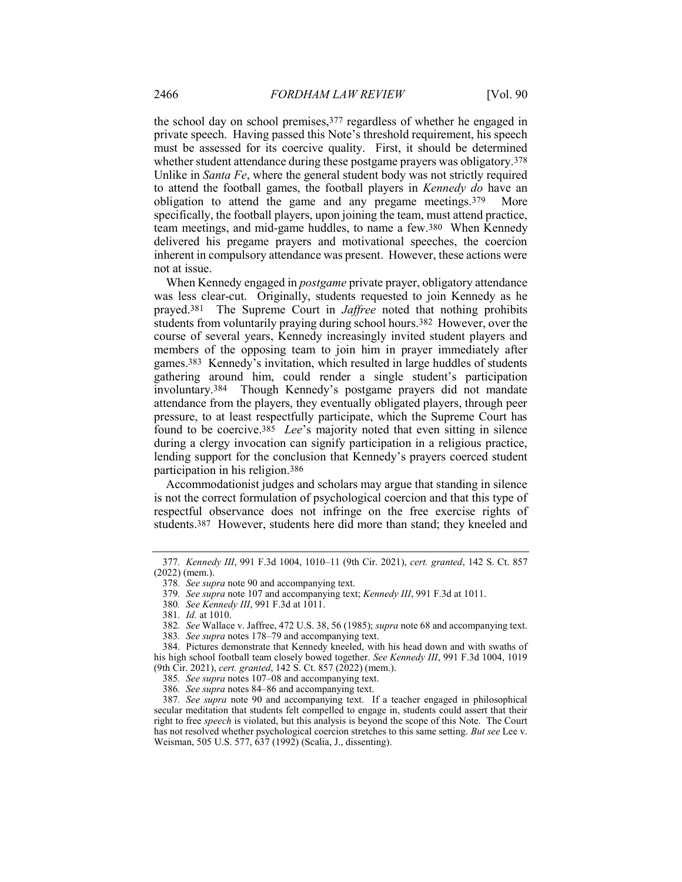the school day on school premises,[377] regardless of whether he engaged in private speech. Having passed this Note's threshold requirement, his speech must be assessed for its coercive quality. First, it should be determined whether student attendance during these postgame prayers was obligatory.[378] Unlike in *Santa Fe*, where the general student body was not strictly required to attend the football games, the football players in *Kennedy do* have an obligation to attend the game and any pregame meetings.[379] More specifically, the football players, upon joining the team, must attend practice, team meetings, and mid-game huddles, to name a few.[380] When Kennedy delivered his pregame prayers and motivational speeches, the coercion inherent in compulsory attendance was present. However, these actions were not at issue.

When Kennedy engaged in *postgame* private prayer, obligatory attendance was less clear-cut. Originally, students requested to join Kennedy as he prayed.[381] The Supreme Court in *Jaffree* noted that nothing prohibits students from voluntarily praying during school hours.[382] However, over the course of several years, Kennedy increasingly invited student players and members of the opposing team to join him in prayer immediately after games.[383] Kennedy's invitation, which resulted in large huddles of students gathering around him, could render a single student's participation involuntary.[384] Though Kennedy's postgame prayers did not mandate attendance from the players, they eventually obligated players, through peer pressure, to at least respectfully participate, which the Supreme Court has found to be coercive.[385] *Lee*'s majority noted that even sitting in silence during a clergy invocation can signify participation in a religious practice, lending support for the conclusion that Kennedy's prayers coerced student participation in his religion.[386]

Accommodationist judges and scholars may argue that standing in silence is not the correct formulation of psychological coercion and that this type of respectful observance does not infringe on the free exercise rights of students.[387] However, students here did more than stand; they kneeled and

---

377. *Kennedy III*, 991 F.3d 1004, 1010–11 (9th Cir. 2021), *cert. granted*, 142 S. Ct. 857 (2022) (mem.).

378. *See supra* note 90 and accompanying text.

379. *See supra* note 107 and accompanying text; *Kennedy III*, 991 F.3d at 1011.

380. *See Kennedy III*, 991 F.3d at 1011.

381. *Id.* at 1010.

382. *See* Wallace v. Jaffree, 472 U.S. 38, 56 (1985); *supra* note 68 and accompanying text.

383. *See supra* notes 178–79 and accompanying text.

384. Pictures demonstrate that Kennedy kneeled, with his head down and with swaths of his high school football team closely bowed together. *See Kennedy III*, 991 F.3d 1004, 1019 (9th Cir. 2021), *cert. granted*, 142 S. Ct. 857 (2022) (mem.).

385. *See supra* notes 107–08 and accompanying text.

386. *See supra* notes 84–86 and accompanying text.

387. *See supra* note 90 and accompanying text. If a teacher engaged in philosophical secular meditation that students felt compelled to engage in, students could assert that their right to free *speech* is violated, but this analysis is beyond the scope of this Note. The Court has not resolved whether psychological coercion stretches to this same setting. *But see* Lee v. Weisman, 505 U.S. 577, 637 (1992) (Scalia, J., dissenting).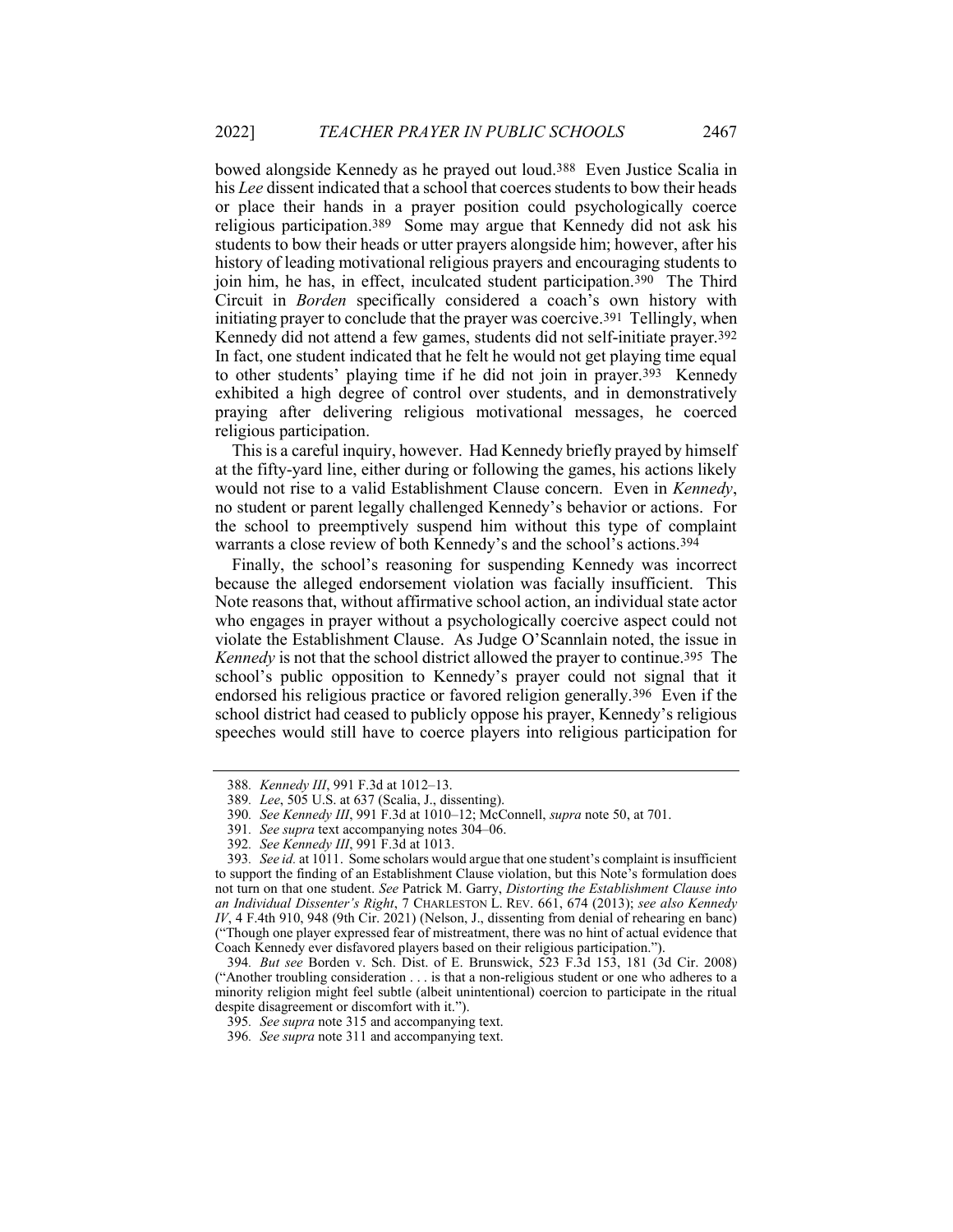bowed alongside Kennedy as he prayed out loud.[388] Even Justice Scalia in his *Lee* dissent indicated that a school that coerces students to bow their heads or place their hands in a prayer position could psychologically coerce religious participation.[389] Some may argue that Kennedy did not ask his students to bow their heads or utter prayers alongside him; however, after his history of leading motivational religious prayers and encouraging students to join him, he has, in effect, inculcated student participation.[390] The Third Circuit in *Borden* specifically considered a coach's own history with initiating prayer to conclude that the prayer was coercive.[391] Tellingly, when Kennedy did not attend a few games, students did not self-initiate prayer.[392] In fact, one student indicated that he felt he would not get playing time equal to other students' playing time if he did not join in prayer.[393] Kennedy exhibited a high degree of control over students, and in demonstratively praying after delivering religious motivational messages, he coerced religious participation.

This is a careful inquiry, however. Had Kennedy briefly prayed by himself at the fifty-yard line, either during or following the games, his actions likely would not rise to a valid Establishment Clause concern. Even in *Kennedy*, no student or parent legally challenged Kennedy's behavior or actions. For the school to preemptively suspend him without this type of complaint warrants a close review of both Kennedy's and the school's actions.[394]

Finally, the school's reasoning for suspending Kennedy was incorrect because the alleged endorsement violation was facially insufficient. This Note reasons that, without affirmative school action, an individual state actor who engages in prayer without a psychologically coercive aspect could not violate the Establishment Clause. As Judge O'Scannlain noted, the issue in *Kennedy* is not that the school district allowed the prayer to continue.[395] The school's public opposition to Kennedy's prayer could not signal that it endorsed his religious practice or favored religion generally.[396] Even if the school district had ceased to publicly oppose his prayer, Kennedy's religious speeches would still have to coerce players into religious participation for

---

388. *Kennedy III*, 991 F.3d at 1012–13.

389. *Lee*, 505 U.S. at 637 (Scalia, J., dissenting).

390. *See Kennedy III*, 991 F.3d at 1010–12; McConnell, *supra* note 50, at 701.

391. *See supra* text accompanying notes 304–06.

392. *See Kennedy III*, 991 F.3d at 1013.

393. *See id.* at 1011. Some scholars would argue that one student's complaint is insufficient to support the finding of an Establishment Clause violation, but this Note's formulation does not turn on that one student. *See* Patrick M. Garry, *Distorting the Establishment Clause into an Individual Dissenter's Right*, 7 CHARLESTON L. REV. 661, 674 (2013); *see also Kennedy IV*, 4 F.4th 910, 948 (9th Cir. 2021) (Nelson, J., dissenting from denial of rehearing en banc) ("Though one player expressed fear of mistreatment, there was no hint of actual evidence that Coach Kennedy ever disfavored players based on their religious participation.").

394. *But see* Borden v. Sch. Dist. of E. Brunswick, 523 F.3d 153, 181 (3d Cir. 2008) ("Another troubling consideration . . . is that a non-religious student or one who adheres to a minority religion might feel subtle (albeit unintentional) coercion to participate in the ritual despite disagreement or discomfort with it.").

395. *See supra* note 315 and accompanying text.

396. *See supra* note 311 and accompanying text.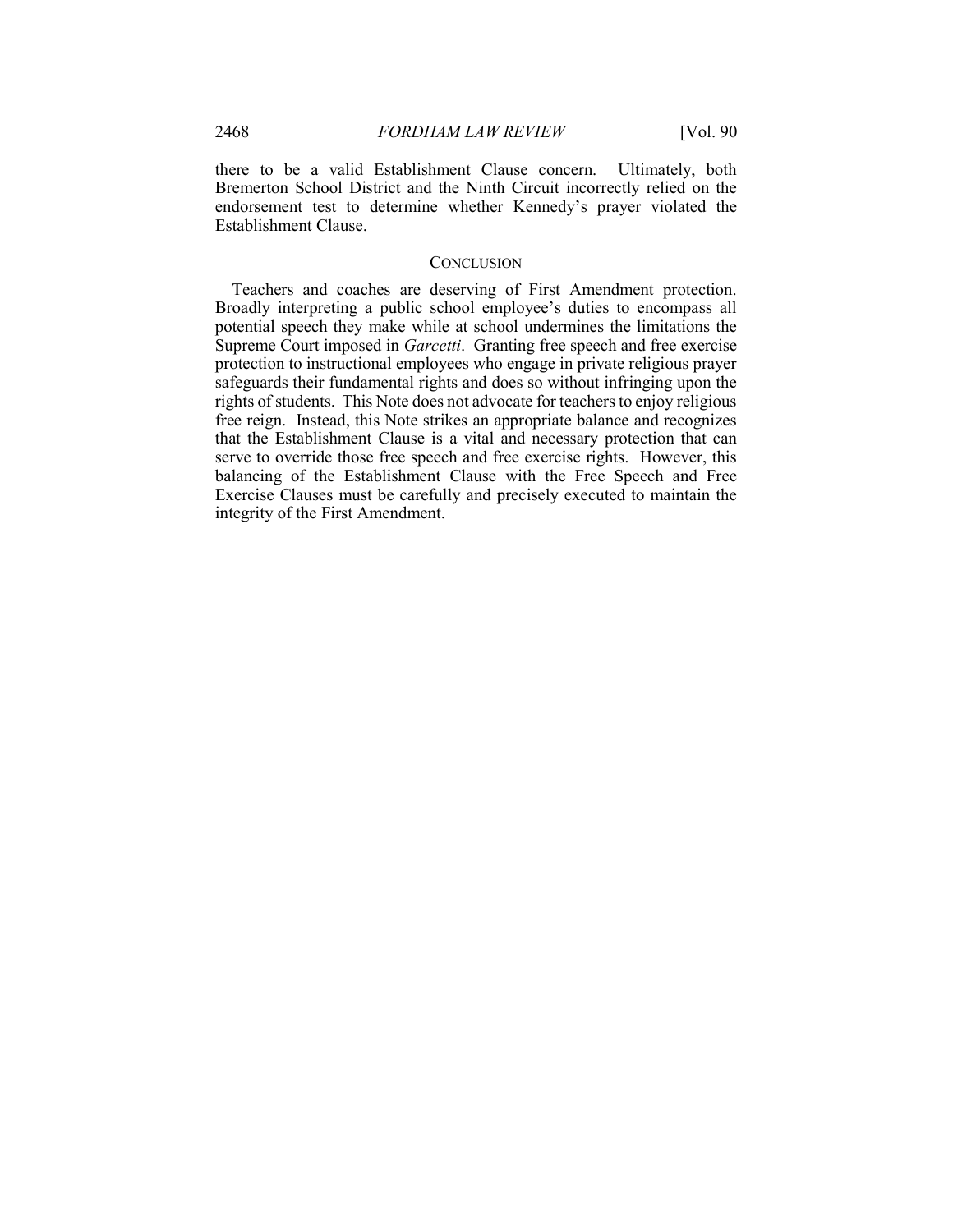there to be a valid Establishment Clause concern. Ultimately, both Bremerton School District and the Ninth Circuit incorrectly relied on the endorsement test to determine whether Kennedy's prayer violated the Establishment Clause.

## CONCLUSION

Teachers and coaches are deserving of First Amendment protection. Broadly interpreting a public school employee's duties to encompass all potential speech they make while at school undermines the limitations the Supreme Court imposed in *Garcetti*. Granting free speech and free exercise protection to instructional employees who engage in private religious prayer safeguards their fundamental rights and does so without infringing upon the rights of students. This Note does not advocate for teachers to enjoy religious free reign. Instead, this Note strikes an appropriate balance and recognizes that the Establishment Clause is a vital and necessary protection that can serve to override those free speech and free exercise rights. However, this balancing of the Establishment Clause with the Free Speech and Free Exercise Clauses must be carefully and precisely executed to maintain the integrity of the First Amendment.